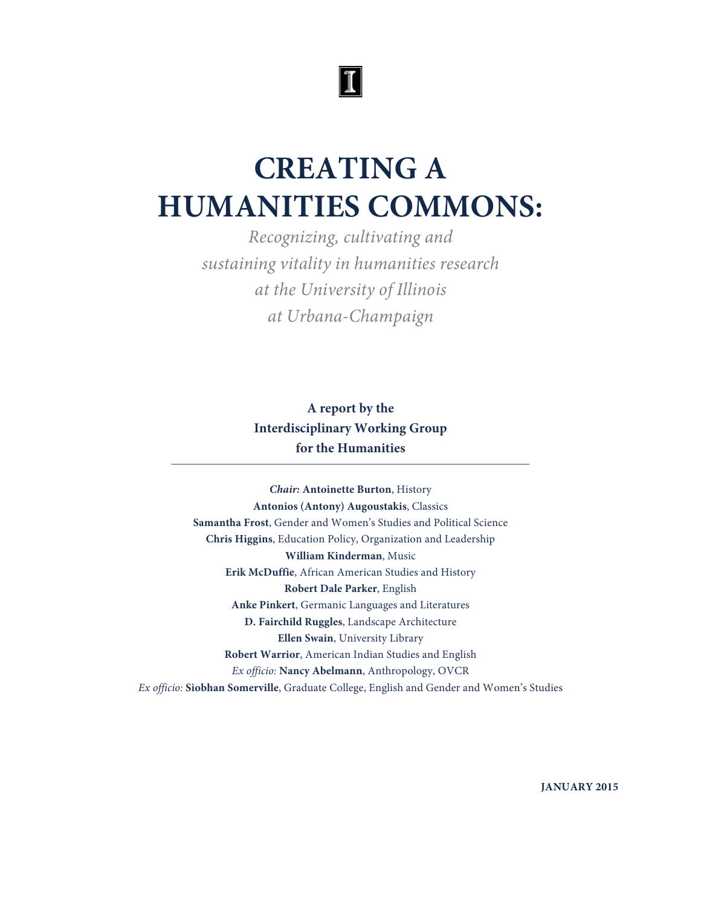# CREATING A HUMANITIES COMMONS:

*Recognizing, cultivating and sustaining vitality in humanities research at the University of Illinois at Urbana-Champaign*

**A report by the Interdisciplinary Working Group for the Humanities**

***Chair:*** **Antoinette Burton**, History
**Antonios (Antony) Augoustakis**, Classics
**Samantha Frost**, Gender and Women's Studies and Political Science
**Chris Higgins**, Education Policy, Organization and Leadership
**William Kinderman**, Music
**Erik McDuffie**, African American Studies and History
**Robert Dale Parker**, English
**Anke Pinkert**, Germanic Languages and Literatures
**D. Fairchild Ruggles**, Landscape Architecture
**Ellen Swain**, University Library
**Robert Warrior**, American Indian Studies and English
*Ex officio:* **Nancy Abelmann**, Anthropology, OVCR
*Ex officio:* **Siobhan Somerville**, Graduate College, English and Gender and Women's Studies

**JANUARY 2015**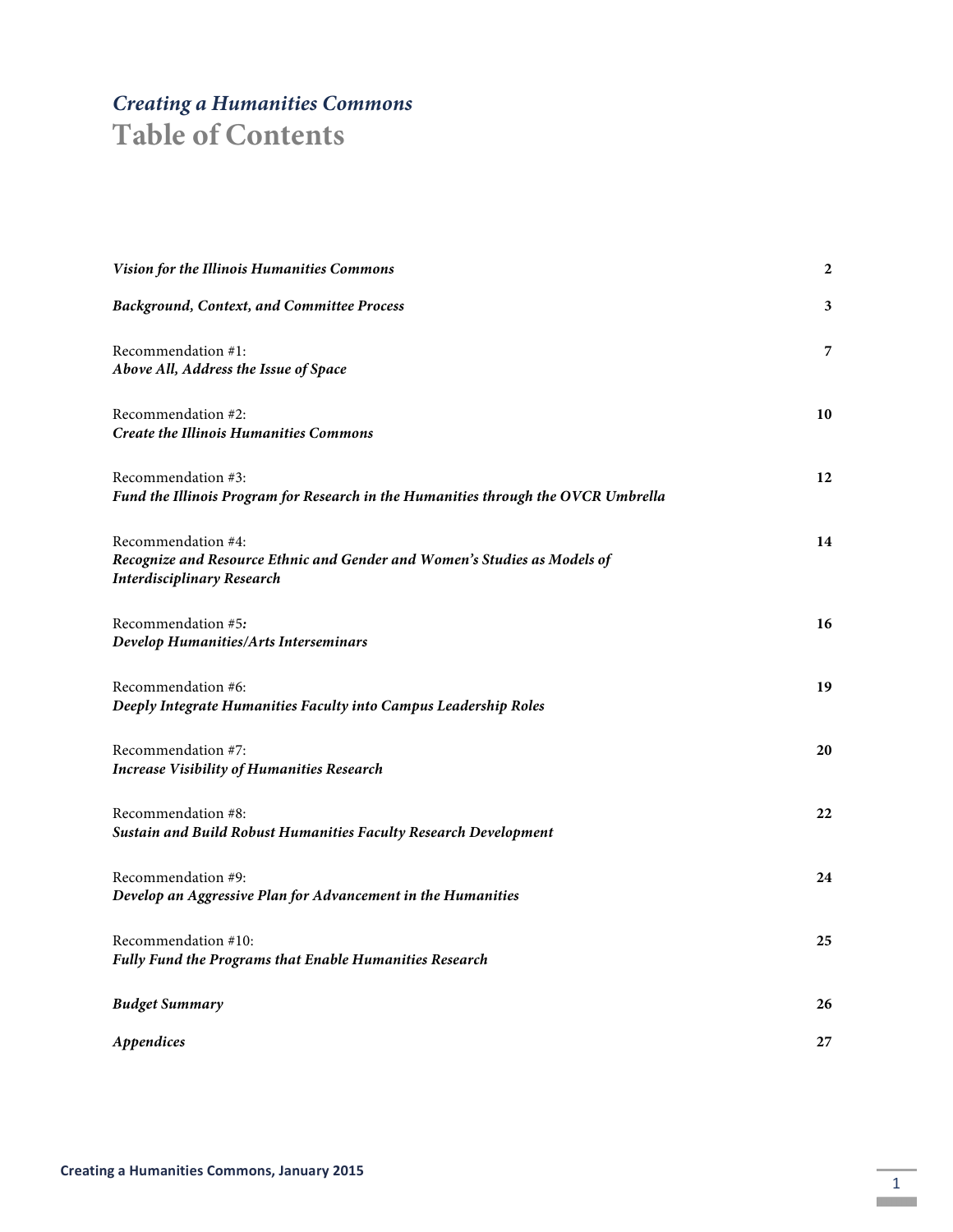*Creating a Humanities Commons*

# Table of Contents

| | |
|---|---|
| ***Vision for the Illinois Humanities Commons*** | **2** |
| ***Background, Context, and Committee Process*** | **3** |
| Recommendation #1: ***Above All, Address the Issue of Space*** | **7** |
| Recommendation #2: ***Create the Illinois Humanities Commons*** | **10** |
| Recommendation #3: ***Fund the Illinois Program for Research in the Humanities through the OVCR Umbrella*** | **12** |
| Recommendation #4: ***Recognize and Resource Ethnic and Gender and Women's Studies as Models of Interdisciplinary Research*** | **14** |
| Recommendation #5***:*** ***Develop Humanities/Arts Interseminars*** | **16** |
| Recommendation #6: ***Deeply Integrate Humanities Faculty into Campus Leadership Roles*** | **19** |
| Recommendation #7: ***Increase Visibility of Humanities Research*** | **20** |
| Recommendation #8: ***Sustain and Build Robust Humanities Faculty Research Development*** | **22** |
| Recommendation #9: ***Develop an Aggressive Plan for Advancement in the Humanities*** | **24** |
| Recommendation #10: ***Fully Fund the Programs that Enable Humanities Research*** | **25** |
| ***Budget Summary*** | **26** |
| ***Appendices*** | **27** |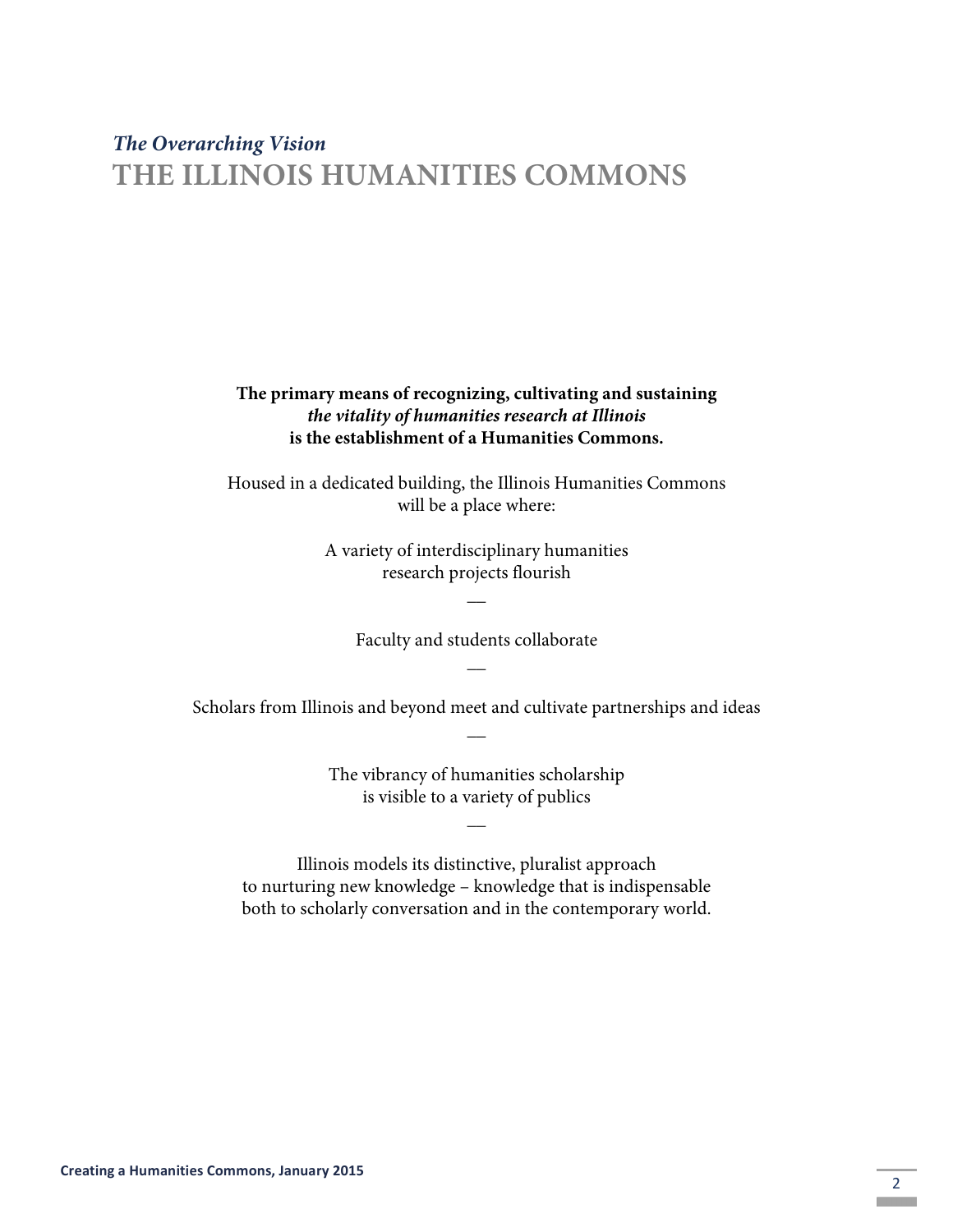*The Overarching Vision*

# THE ILLINOIS HUMANITIES COMMONS

**The primary means of recognizing, cultivating and sustaining *the vitality of humanities research at Illinois* is the establishment of a Humanities Commons.**

Housed in a dedicated building, the Illinois Humanities Commons will be a place where:

A variety of interdisciplinary humanities research projects flourish

—

Faculty and students collaborate

—

Scholars from Illinois and beyond meet and cultivate partnerships and ideas

—

The vibrancy of humanities scholarship is visible to a variety of publics

—

Illinois models its distinctive, pluralist approach to nurturing new knowledge – knowledge that is indispensable both to scholarly conversation and in the contemporary world.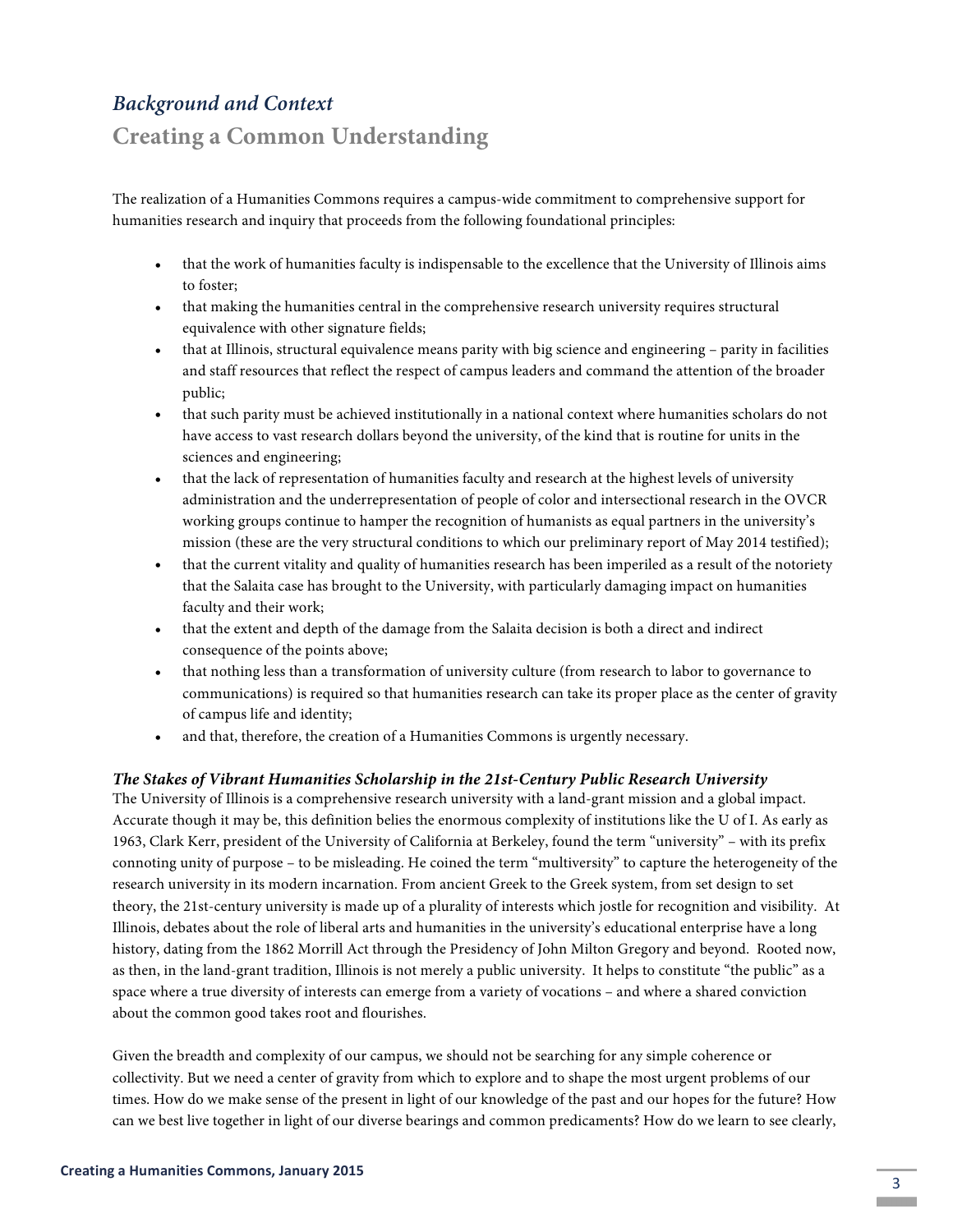## *Background and Context*

## Creating a Common Understanding

The realization of a Humanities Commons requires a campus-wide commitment to comprehensive support for humanities research and inquiry that proceeds from the following foundational principles:

- that the work of humanities faculty is indispensable to the excellence that the University of Illinois aims to foster;
- that making the humanities central in the comprehensive research university requires structural equivalence with other signature fields;
- that at Illinois, structural equivalence means parity with big science and engineering – parity in facilities and staff resources that reflect the respect of campus leaders and command the attention of the broader public;
- that such parity must be achieved institutionally in a national context where humanities scholars do not have access to vast research dollars beyond the university, of the kind that is routine for units in the sciences and engineering;
- that the lack of representation of humanities faculty and research at the highest levels of university administration and the underrepresentation of people of color and intersectional research in the OVCR working groups continue to hamper the recognition of humanists as equal partners in the university's mission (these are the very structural conditions to which our preliminary report of May 2014 testified);
- that the current vitality and quality of humanities research has been imperiled as a result of the notoriety that the Salaita case has brought to the University, with particularly damaging impact on humanities faculty and their work;
- that the extent and depth of the damage from the Salaita decision is both a direct and indirect consequence of the points above;
- that nothing less than a transformation of university culture (from research to labor to governance to communications) is required so that humanities research can take its proper place as the center of gravity of campus life and identity;
- and that, therefore, the creation of a Humanities Commons is urgently necessary.

***The Stakes of Vibrant Humanities Scholarship in the 21st-Century Public Research University***

The University of Illinois is a comprehensive research university with a land-grant mission and a global impact. Accurate though it may be, this definition belies the enormous complexity of institutions like the U of I. As early as 1963, Clark Kerr, president of the University of California at Berkeley, found the term "university" – with its prefix connoting unity of purpose – to be misleading. He coined the term "multiversity" to capture the heterogeneity of the research university in its modern incarnation. From ancient Greek to the Greek system, from set design to set theory, the 21st-century university is made up of a plurality of interests which jostle for recognition and visibility. At Illinois, debates about the role of liberal arts and humanities in the university's educational enterprise have a long history, dating from the 1862 Morrill Act through the Presidency of John Milton Gregory and beyond. Rooted now, as then, in the land-grant tradition, Illinois is not merely a public university. It helps to constitute "the public" as a space where a true diversity of interests can emerge from a variety of vocations – and where a shared conviction about the common good takes root and flourishes.

Given the breadth and complexity of our campus, we should not be searching for any simple coherence or collectivity. But we need a center of gravity from which to explore and to shape the most urgent problems of our times. How do we make sense of the present in light of our knowledge of the past and our hopes for the future? How can we best live together in light of our diverse bearings and common predicaments? How do we learn to see clearly,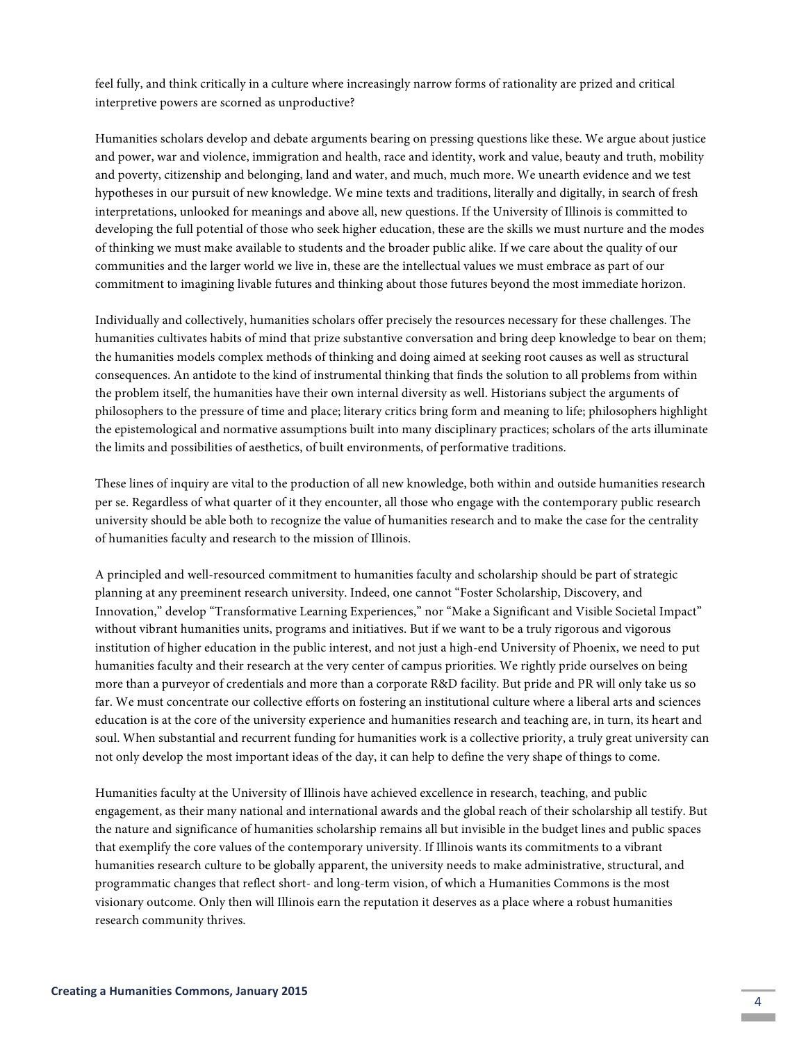feel fully, and think critically in a culture where increasingly narrow forms of rationality are prized and critical interpretive powers are scorned as unproductive?

Humanities scholars develop and debate arguments bearing on pressing questions like these. We argue about justice and power, war and violence, immigration and health, race and identity, work and value, beauty and truth, mobility and poverty, citizenship and belonging, land and water, and much, much more. We unearth evidence and we test hypotheses in our pursuit of new knowledge. We mine texts and traditions, literally and digitally, in search of fresh interpretations, unlooked for meanings and above all, new questions. If the University of Illinois is committed to developing the full potential of those who seek higher education, these are the skills we must nurture and the modes of thinking we must make available to students and the broader public alike. If we care about the quality of our communities and the larger world we live in, these are the intellectual values we must embrace as part of our commitment to imagining livable futures and thinking about those futures beyond the most immediate horizon.

Individually and collectively, humanities scholars offer precisely the resources necessary for these challenges. The humanities cultivates habits of mind that prize substantive conversation and bring deep knowledge to bear on them; the humanities models complex methods of thinking and doing aimed at seeking root causes as well as structural consequences. An antidote to the kind of instrumental thinking that finds the solution to all problems from within the problem itself, the humanities have their own internal diversity as well. Historians subject the arguments of philosophers to the pressure of time and place; literary critics bring form and meaning to life; philosophers highlight the epistemological and normative assumptions built into many disciplinary practices; scholars of the arts illuminate the limits and possibilities of aesthetics, of built environments, of performative traditions.

These lines of inquiry are vital to the production of all new knowledge, both within and outside humanities research per se. Regardless of what quarter of it they encounter, all those who engage with the contemporary public research university should be able both to recognize the value of humanities research and to make the case for the centrality of humanities faculty and research to the mission of Illinois.

A principled and well-resourced commitment to humanities faculty and scholarship should be part of strategic planning at any preeminent research university. Indeed, one cannot "Foster Scholarship, Discovery, and Innovation," develop "Transformative Learning Experiences," nor "Make a Significant and Visible Societal Impact" without vibrant humanities units, programs and initiatives. But if we want to be a truly rigorous and vigorous institution of higher education in the public interest, and not just a high-end University of Phoenix, we need to put humanities faculty and their research at the very center of campus priorities. We rightly pride ourselves on being more than a purveyor of credentials and more than a corporate R&D facility. But pride and PR will only take us so far. We must concentrate our collective efforts on fostering an institutional culture where a liberal arts and sciences education is at the core of the university experience and humanities research and teaching are, in turn, its heart and soul. When substantial and recurrent funding for humanities work is a collective priority, a truly great university can not only develop the most important ideas of the day, it can help to define the very shape of things to come.

Humanities faculty at the University of Illinois have achieved excellence in research, teaching, and public engagement, as their many national and international awards and the global reach of their scholarship all testify. But the nature and significance of humanities scholarship remains all but invisible in the budget lines and public spaces that exemplify the core values of the contemporary university. If Illinois wants its commitments to a vibrant humanities research culture to be globally apparent, the university needs to make administrative, structural, and programmatic changes that reflect short- and long-term vision, of which a Humanities Commons is the most visionary outcome. Only then will Illinois earn the reputation it deserves as a place where a robust humanities research community thrives.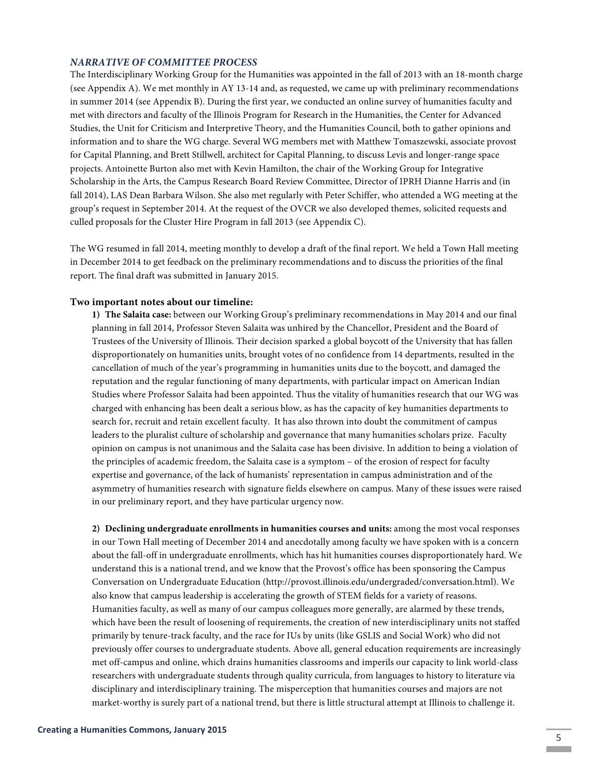### *NARRATIVE OF COMMITTEE PROCESS*

The Interdisciplinary Working Group for the Humanities was appointed in the fall of 2013 with an 18-month charge (see Appendix A). We met monthly in AY 13-14 and, as requested, we came up with preliminary recommendations in summer 2014 (see Appendix B). During the first year, we conducted an online survey of humanities faculty and met with directors and faculty of the Illinois Program for Research in the Humanities, the Center for Advanced Studies, the Unit for Criticism and Interpretive Theory, and the Humanities Council, both to gather opinions and information and to share the WG charge. Several WG members met with Matthew Tomaszewski, associate provost for Capital Planning, and Brett Stillwell, architect for Capital Planning, to discuss Levis and longer-range space projects. Antoinette Burton also met with Kevin Hamilton, the chair of the Working Group for Integrative Scholarship in the Arts, the Campus Research Board Review Committee, Director of IPRH Dianne Harris and (in fall 2014), LAS Dean Barbara Wilson. She also met regularly with Peter Schiffer, who attended a WG meeting at the group's request in September 2014. At the request of the OVCR we also developed themes, solicited requests and culled proposals for the Cluster Hire Program in fall 2013 (see Appendix C).

The WG resumed in fall 2014, meeting monthly to develop a draft of the final report. We held a Town Hall meeting in December 2014 to get feedback on the preliminary recommendations and to discuss the priorities of the final report. The final draft was submitted in January 2015.

**Two important notes about our timeline:**

1) **The Salaita case:** between our Working Group's preliminary recommendations in May 2014 and our final planning in fall 2014, Professor Steven Salaita was unhired by the Chancellor, President and the Board of Trustees of the University of Illinois. Their decision sparked a global boycott of the University that has fallen disproportionately on humanities units, brought votes of no confidence from 14 departments, resulted in the cancellation of much of the year's programming in humanities units due to the boycott, and damaged the reputation and the regular functioning of many departments, with particular impact on American Indian Studies where Professor Salaita had been appointed. Thus the vitality of humanities research that our WG was charged with enhancing has been dealt a serious blow, as has the capacity of key humanities departments to search for, recruit and retain excellent faculty. It has also thrown into doubt the commitment of campus leaders to the pluralist culture of scholarship and governance that many humanities scholars prize. Faculty opinion on campus is not unanimous and the Salaita case has been divisive. In addition to being a violation of the principles of academic freedom, the Salaita case is a symptom – of the erosion of respect for faculty expertise and governance, of the lack of humanists' representation in campus administration and of the asymmetry of humanities research with signature fields elsewhere on campus. Many of these issues were raised in our preliminary report, and they have particular urgency now.

2) **Declining undergraduate enrollments in humanities courses and units:** among the most vocal responses in our Town Hall meeting of December 2014 and anecdotally among faculty we have spoken with is a concern about the fall-off in undergraduate enrollments, which has hit humanities courses disproportionately hard. We understand this is a national trend, and we know that the Provost's office has been sponsoring the Campus Conversation on Undergraduate Education (http://provost.illinois.edu/undergraded/conversation.html). We also know that campus leadership is accelerating the growth of STEM fields for a variety of reasons. Humanities faculty, as well as many of our campus colleagues more generally, are alarmed by these trends, which have been the result of loosening of requirements, the creation of new interdisciplinary units not staffed primarily by tenure-track faculty, and the race for IUs by units (like GSLIS and Social Work) who did not previously offer courses to undergraduate students. Above all, general education requirements are increasingly met off-campus and online, which drains humanities classrooms and imperils our capacity to link world-class researchers with undergraduate students through quality curricula, from languages to history to literature via disciplinary and interdisciplinary training. The misperception that humanities courses and majors are not market-worthy is surely part of a national trend, but there is little structural attempt at Illinois to challenge it.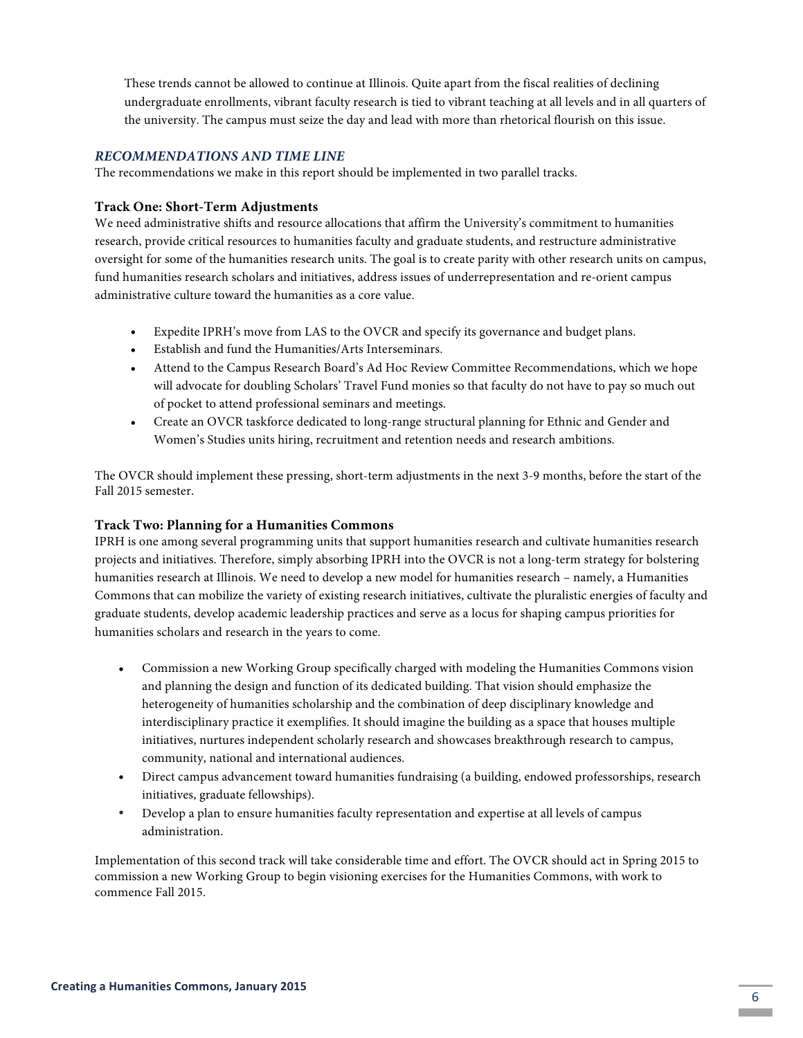These trends cannot be allowed to continue at Illinois. Quite apart from the fiscal realities of declining undergraduate enrollments, vibrant faculty research is tied to vibrant teaching at all levels and in all quarters of the university. The campus must seize the day and lead with more than rhetorical flourish on this issue.

### *RECOMMENDATIONS AND TIME LINE*

The recommendations we make in this report should be implemented in two parallel tracks.

#### Track One: Short-Term Adjustments

We need administrative shifts and resource allocations that affirm the University's commitment to humanities research, provide critical resources to humanities faculty and graduate students, and restructure administrative oversight for some of the humanities research units. The goal is to create parity with other research units on campus, fund humanities research scholars and initiatives, address issues of underrepresentation and re-orient campus administrative culture toward the humanities as a core value.

- Expedite IPRH's move from LAS to the OVCR and specify its governance and budget plans.
- Establish and fund the Humanities/Arts Interseminars.
- Attend to the Campus Research Board's Ad Hoc Review Committee Recommendations, which we hope will advocate for doubling Scholars' Travel Fund monies so that faculty do not have to pay so much out of pocket to attend professional seminars and meetings.
- Create an OVCR taskforce dedicated to long-range structural planning for Ethnic and Gender and Women's Studies units hiring, recruitment and retention needs and research ambitions.

The OVCR should implement these pressing, short-term adjustments in the next 3-9 months, before the start of the Fall 2015 semester.

#### Track Two: Planning for a Humanities Commons

IPRH is one among several programming units that support humanities research and cultivate humanities research projects and initiatives. Therefore, simply absorbing IPRH into the OVCR is not a long-term strategy for bolstering humanities research at Illinois. We need to develop a new model for humanities research – namely, a Humanities Commons that can mobilize the variety of existing research initiatives, cultivate the pluralistic energies of faculty and graduate students, develop academic leadership practices and serve as a locus for shaping campus priorities for humanities scholars and research in the years to come.

- Commission a new Working Group specifically charged with modeling the Humanities Commons vision and planning the design and function of its dedicated building. That vision should emphasize the heterogeneity of humanities scholarship and the combination of deep disciplinary knowledge and interdisciplinary practice it exemplifies. It should imagine the building as a space that houses multiple initiatives, nurtures independent scholarly research and showcases breakthrough research to campus, community, national and international audiences.
- Direct campus advancement toward humanities fundraising (a building, endowed professorships, research initiatives, graduate fellowships).
- Develop a plan to ensure humanities faculty representation and expertise at all levels of campus administration.

Implementation of this second track will take considerable time and effort. The OVCR should act in Spring 2015 to commission a new Working Group to begin visioning exercises for the Humanities Commons, with work to commence Fall 2015.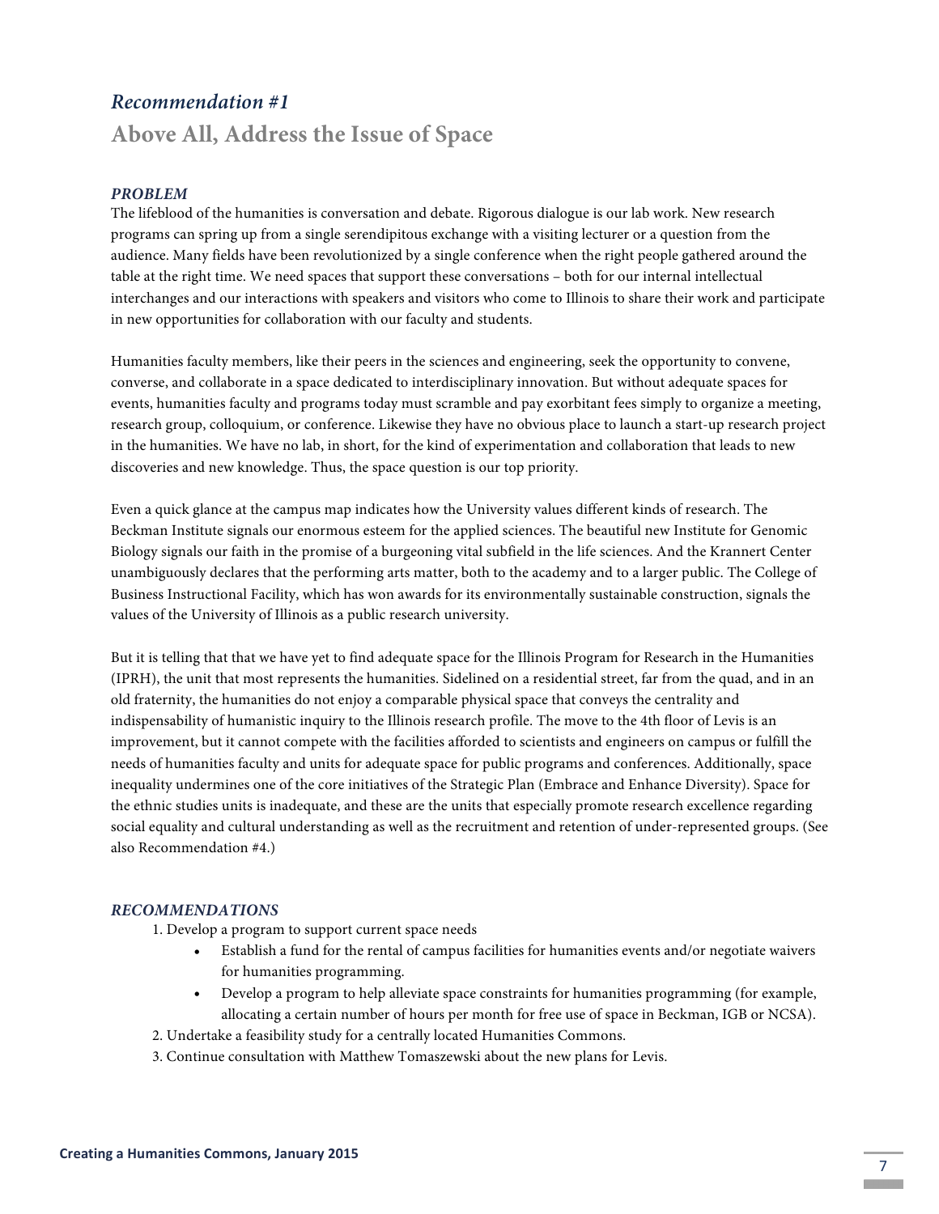## *Recommendation #1*

## Above All, Address the Issue of Space

### *PROBLEM*

The lifeblood of the humanities is conversation and debate. Rigorous dialogue is our lab work. New research programs can spring up from a single serendipitous exchange with a visiting lecturer or a question from the audience. Many fields have been revolutionized by a single conference when the right people gathered around the table at the right time. We need spaces that support these conversations – both for our internal intellectual interchanges and our interactions with speakers and visitors who come to Illinois to share their work and participate in new opportunities for collaboration with our faculty and students.

Humanities faculty members, like their peers in the sciences and engineering, seek the opportunity to convene, converse, and collaborate in a space dedicated to interdisciplinary innovation. But without adequate spaces for events, humanities faculty and programs today must scramble and pay exorbitant fees simply to organize a meeting, research group, colloquium, or conference. Likewise they have no obvious place to launch a start-up research project in the humanities. We have no lab, in short, for the kind of experimentation and collaboration that leads to new discoveries and new knowledge. Thus, the space question is our top priority.

Even a quick glance at the campus map indicates how the University values different kinds of research. The Beckman Institute signals our enormous esteem for the applied sciences. The beautiful new Institute for Genomic Biology signals our faith in the promise of a burgeoning vital subfield in the life sciences. And the Krannert Center unambiguously declares that the performing arts matter, both to the academy and to a larger public. The College of Business Instructional Facility, which has won awards for its environmentally sustainable construction, signals the values of the University of Illinois as a public research university.

But it is telling that that we have yet to find adequate space for the Illinois Program for Research in the Humanities (IPRH), the unit that most represents the humanities. Sidelined on a residential street, far from the quad, and in an old fraternity, the humanities do not enjoy a comparable physical space that conveys the centrality and indispensability of humanistic inquiry to the Illinois research profile. The move to the 4th floor of Levis is an improvement, but it cannot compete with the facilities afforded to scientists and engineers on campus or fulfill the needs of humanities faculty and units for adequate space for public programs and conferences. Additionally, space inequality undermines one of the core initiatives of the Strategic Plan (Embrace and Enhance Diversity). Space for the ethnic studies units is inadequate, and these are the units that especially promote research excellence regarding social equality and cultural understanding as well as the recruitment and retention of under-represented groups. (See also Recommendation #4.)

### *RECOMMENDATIONS*

1. Develop a program to support current space needs
   - Establish a fund for the rental of campus facilities for humanities events and/or negotiate waivers for humanities programming.
   - Develop a program to help alleviate space constraints for humanities programming (for example, allocating a certain number of hours per month for free use of space in Beckman, IGB or NCSA).
2. Undertake a feasibility study for a centrally located Humanities Commons.
3. Continue consultation with Matthew Tomaszewski about the new plans for Levis.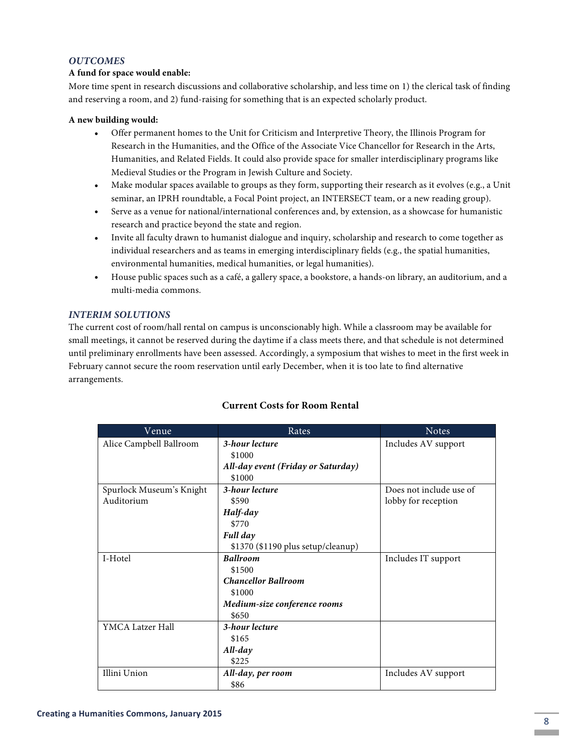### *OUTCOMES*

**A fund for space would enable:**

More time spent in research discussions and collaborative scholarship, and less time on 1) the clerical task of finding and reserving a room, and 2) fund-raising for something that is an expected scholarly product.

**A new building would:**

- Offer permanent homes to the Unit for Criticism and Interpretive Theory, the Illinois Program for Research in the Humanities, and the Office of the Associate Vice Chancellor for Research in the Arts, Humanities, and Related Fields. It could also provide space for smaller interdisciplinary programs like Medieval Studies or the Program in Jewish Culture and Society.
- Make modular spaces available to groups as they form, supporting their research as it evolves (e.g., a Unit seminar, an IPRH roundtable, a Focal Point project, an INTERSECT team, or a new reading group).
- Serve as a venue for national/international conferences and, by extension, as a showcase for humanistic research and practice beyond the state and region.
- Invite all faculty drawn to humanist dialogue and inquiry, scholarship and research to come together as individual researchers and as teams in emerging interdisciplinary fields (e.g., the spatial humanities, environmental humanities, medical humanities, or legal humanities).
- House public spaces such as a café, a gallery space, a bookstore, a hands-on library, an auditorium, and a multi-media commons.

### *INTERIM SOLUTIONS*

The current cost of room/hall rental on campus is unconscionably high. While a classroom may be available for small meetings, it cannot be reserved during the daytime if a class meets there, and that schedule is not determined until preliminary enrollments have been assessed. Accordingly, a symposium that wishes to meet in the first week in February cannot secure the room reservation until early December, when it is too late to find alternative arrangements.

**Current Costs for Room Rental**

| Venue | Rates | Notes |
|---|---|---|
| Alice Campbell Ballroom | ***3-hour lecture*** $1000 ***All-day event (Friday or Saturday)*** $1000 | Includes AV support |
| Spurlock Museum's Knight Auditorium | ***3-hour lecture*** $590 ***Half-day*** $770 ***Full day*** $1370 ($1190 plus setup/cleanup) | Does not include use of lobby for reception |
| I-Hotel | ***Ballroom*** $1500 ***Chancellor Ballroom*** $1000 ***Medium-size conference rooms*** $650 | Includes IT support |
| YMCA Latzer Hall | ***3-hour lecture*** $165 ***All-day*** $225 | |
| Illini Union | ***All-day, per room*** $86 | Includes AV support |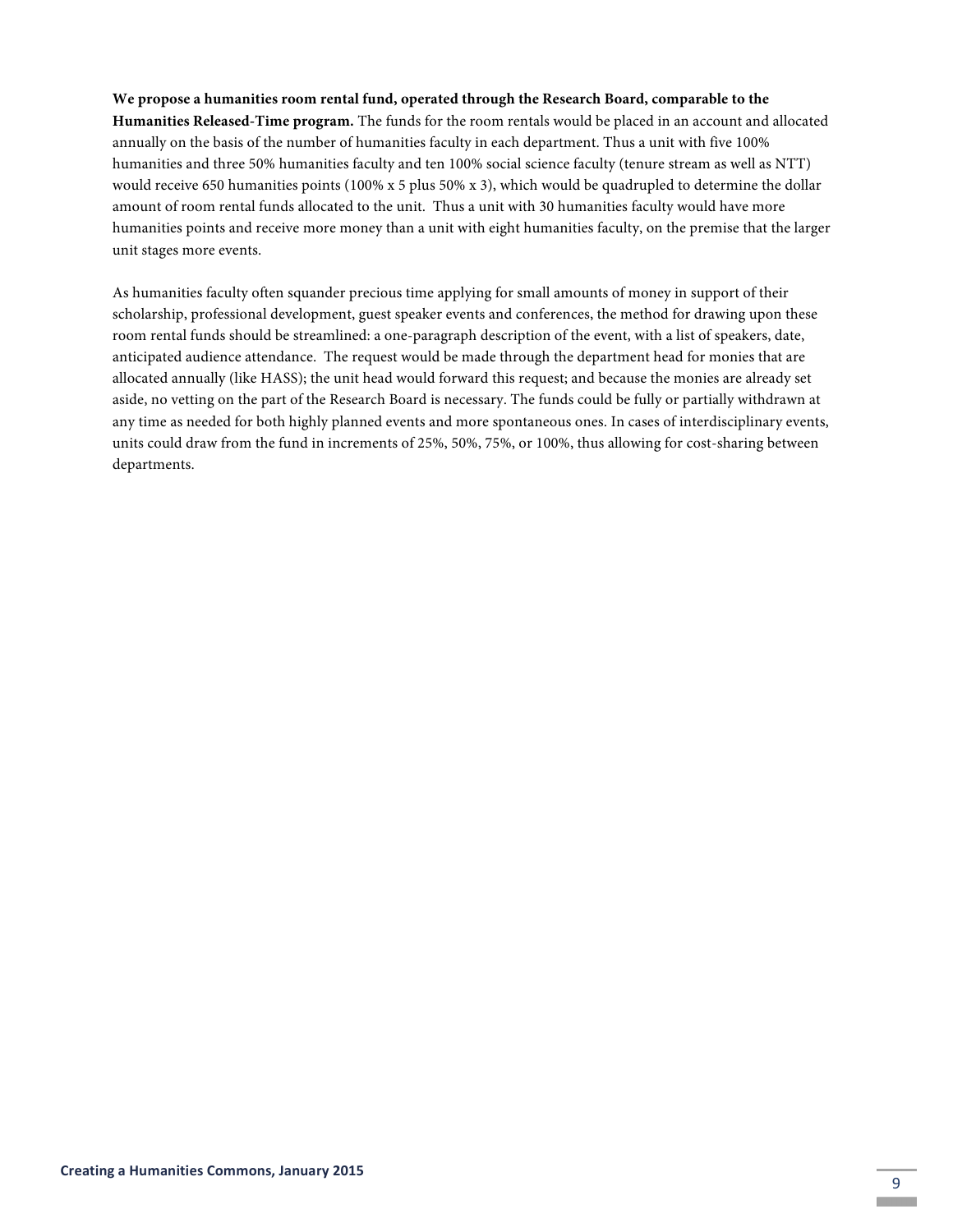**We propose a humanities room rental fund, operated through the Research Board, comparable to the Humanities Released-Time program.** The funds for the room rentals would be placed in an account and allocated annually on the basis of the number of humanities faculty in each department. Thus a unit with five 100% humanities and three 50% humanities faculty and ten 100% social science faculty (tenure stream as well as NTT) would receive 650 humanities points (100% x 5 plus 50% x 3), which would be quadrupled to determine the dollar amount of room rental funds allocated to the unit. Thus a unit with 30 humanities faculty would have more humanities points and receive more money than a unit with eight humanities faculty, on the premise that the larger unit stages more events.

As humanities faculty often squander precious time applying for small amounts of money in support of their scholarship, professional development, guest speaker events and conferences, the method for drawing upon these room rental funds should be streamlined: a one-paragraph description of the event, with a list of speakers, date, anticipated audience attendance. The request would be made through the department head for monies that are allocated annually (like HASS); the unit head would forward this request; and because the monies are already set aside, no vetting on the part of the Research Board is necessary. The funds could be fully or partially withdrawn at any time as needed for both highly planned events and more spontaneous ones. In cases of interdisciplinary events, units could draw from the fund in increments of 25%, 50%, 75%, or 100%, thus allowing for cost-sharing between departments.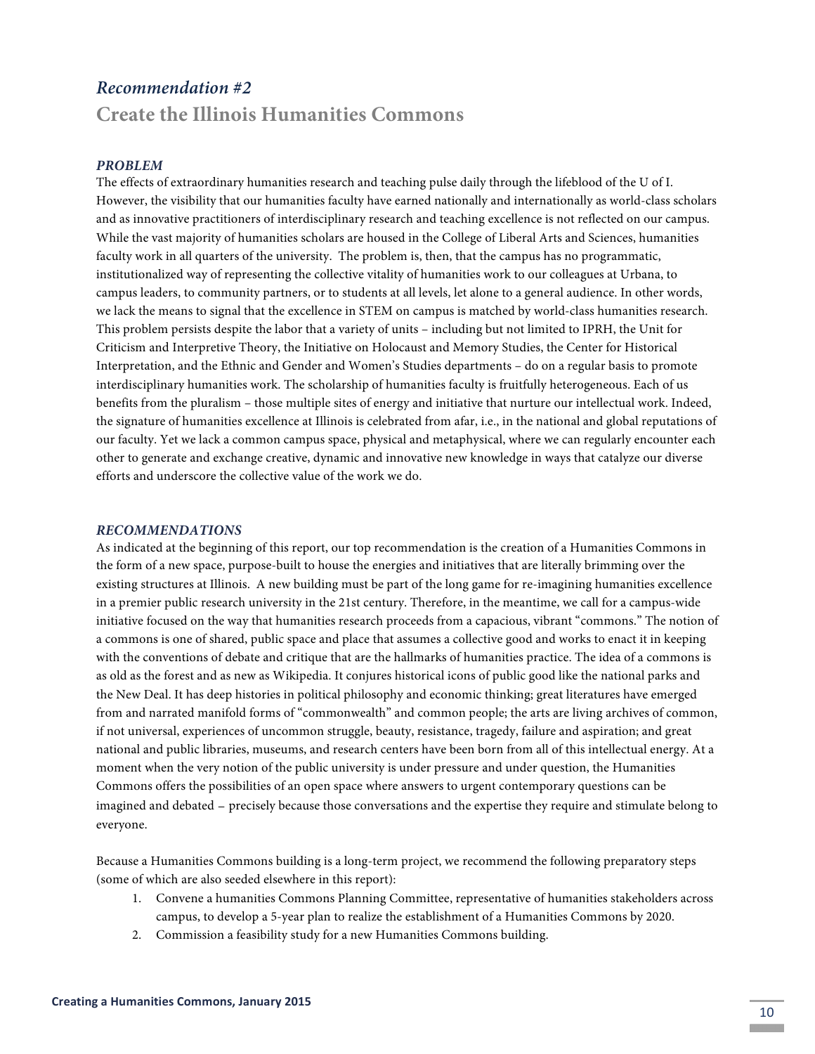### *Recommendation #2*

## Create the Illinois Humanities Commons

### *PROBLEM*

The effects of extraordinary humanities research and teaching pulse daily through the lifeblood of the U of I. However, the visibility that our humanities faculty have earned nationally and internationally as world-class scholars and as innovative practitioners of interdisciplinary research and teaching excellence is not reflected on our campus. While the vast majority of humanities scholars are housed in the College of Liberal Arts and Sciences, humanities faculty work in all quarters of the university. The problem is, then, that the campus has no programmatic, institutionalized way of representing the collective vitality of humanities work to our colleagues at Urbana, to campus leaders, to community partners, or to students at all levels, let alone to a general audience. In other words, we lack the means to signal that the excellence in STEM on campus is matched by world-class humanities research. This problem persists despite the labor that a variety of units – including but not limited to IPRH, the Unit for Criticism and Interpretive Theory, the Initiative on Holocaust and Memory Studies, the Center for Historical Interpretation, and the Ethnic and Gender and Women's Studies departments – do on a regular basis to promote interdisciplinary humanities work. The scholarship of humanities faculty is fruitfully heterogeneous. Each of us benefits from the pluralism – those multiple sites of energy and initiative that nurture our intellectual work. Indeed, the signature of humanities excellence at Illinois is celebrated from afar, i.e., in the national and global reputations of our faculty. Yet we lack a common campus space, physical and metaphysical, where we can regularly encounter each other to generate and exchange creative, dynamic and innovative new knowledge in ways that catalyze our diverse efforts and underscore the collective value of the work we do.

### *RECOMMENDATIONS*

As indicated at the beginning of this report, our top recommendation is the creation of a Humanities Commons in the form of a new space, purpose-built to house the energies and initiatives that are literally brimming over the existing structures at Illinois. A new building must be part of the long game for re-imagining humanities excellence in a premier public research university in the 21st century. Therefore, in the meantime, we call for a campus-wide initiative focused on the way that humanities research proceeds from a capacious, vibrant "commons." The notion of a commons is one of shared, public space and place that assumes a collective good and works to enact it in keeping with the conventions of debate and critique that are the hallmarks of humanities practice. The idea of a commons is as old as the forest and as new as Wikipedia. It conjures historical icons of public good like the national parks and the New Deal. It has deep histories in political philosophy and economic thinking; great literatures have emerged from and narrated manifold forms of "commonwealth" and common people; the arts are living archives of common, if not universal, experiences of uncommon struggle, beauty, resistance, tragedy, failure and aspiration; and great national and public libraries, museums, and research centers have been born from all of this intellectual energy. At a moment when the very notion of the public university is under pressure and under question, the Humanities Commons offers the possibilities of an open space where answers to urgent contemporary questions can be imagined and debated – precisely because those conversations and the expertise they require and stimulate belong to everyone.

Because a Humanities Commons building is a long-term project, we recommend the following preparatory steps (some of which are also seeded elsewhere in this report):

1. Convene a humanities Commons Planning Committee, representative of humanities stakeholders across campus, to develop a 5-year plan to realize the establishment of a Humanities Commons by 2020.
2. Commission a feasibility study for a new Humanities Commons building.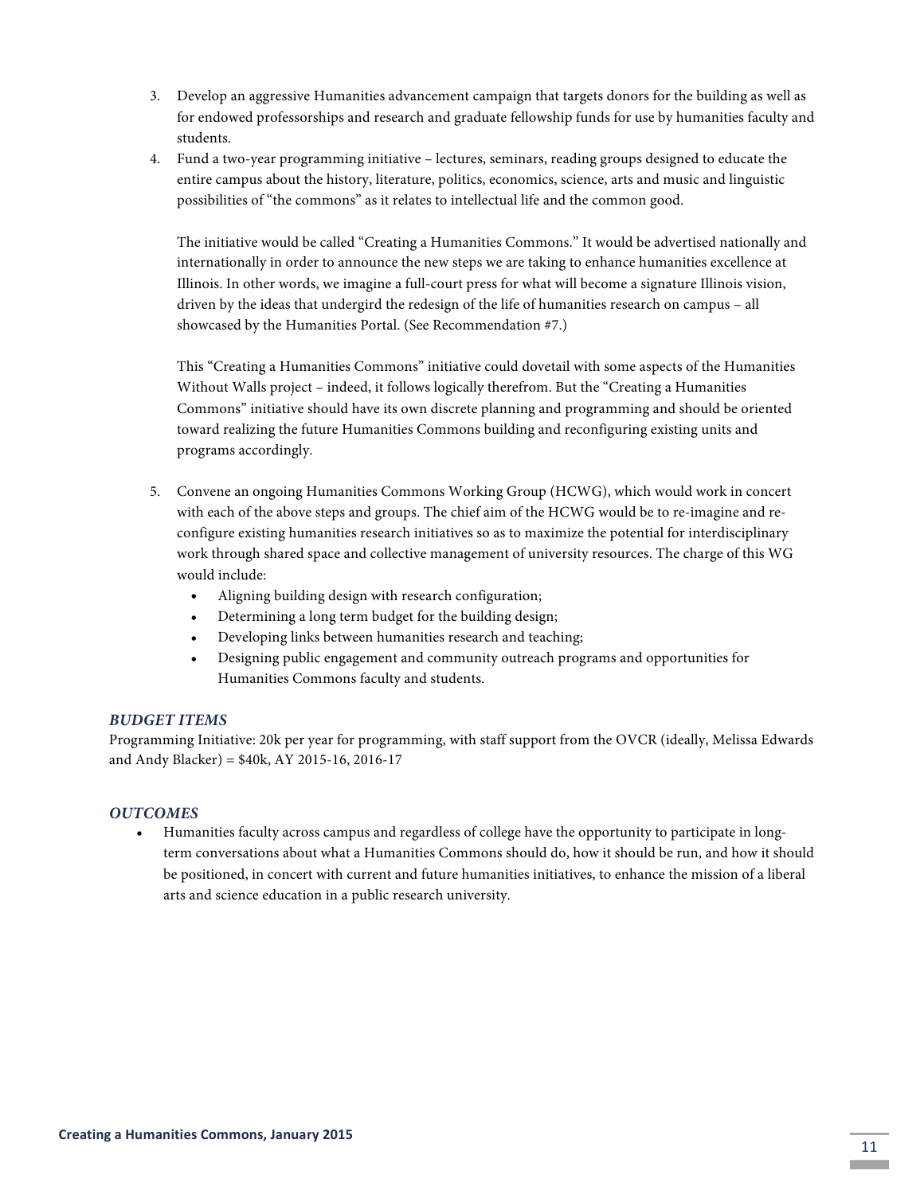3. Develop an aggressive Humanities advancement campaign that targets donors for the building as well as for endowed professorships and research and graduate fellowship funds for use by humanities faculty and students.
4. Fund a two-year programming initiative – lectures, seminars, reading groups designed to educate the entire campus about the history, literature, politics, economics, science, arts and music and linguistic possibilities of "the commons" as it relates to intellectual life and the common good.

   The initiative would be called "Creating a Humanities Commons." It would be advertised nationally and internationally in order to announce the new steps we are taking to enhance humanities excellence at Illinois. In other words, we imagine a full-court press for what will become a signature Illinois vision, driven by the ideas that undergird the redesign of the life of humanities research on campus – all showcased by the Humanities Portal. (See Recommendation #7.)

   This "Creating a Humanities Commons" initiative could dovetail with some aspects of the Humanities Without Walls project – indeed, it follows logically therefrom. But the "Creating a Humanities Commons" initiative should have its own discrete planning and programming and should be oriented toward realizing the future Humanities Commons building and reconfiguring existing units and programs accordingly.

5. Convene an ongoing Humanities Commons Working Group (HCWG), which would work in concert with each of the above steps and groups. The chief aim of the HCWG would be to re-imagine and re-configure existing humanities research initiatives so as to maximize the potential for interdisciplinary work through shared space and collective management of university resources. The charge of this WG would include:
   - Aligning building design with research configuration;
   - Determining a long term budget for the building design;
   - Developing links between humanities research and teaching;
   - Designing public engagement and community outreach programs and opportunities for Humanities Commons faculty and students.

### *BUDGET ITEMS*

Programming Initiative: 20k per year for programming, with staff support from the OVCR (ideally, Melissa Edwards and Andy Blacker) = $40k, AY 2015-16, 2016-17

### *OUTCOMES*

- Humanities faculty across campus and regardless of college have the opportunity to participate in long-term conversations about what a Humanities Commons should do, how it should be run, and how it should be positioned, in concert with current and future humanities initiatives, to enhance the mission of a liberal arts and science education in a public research university.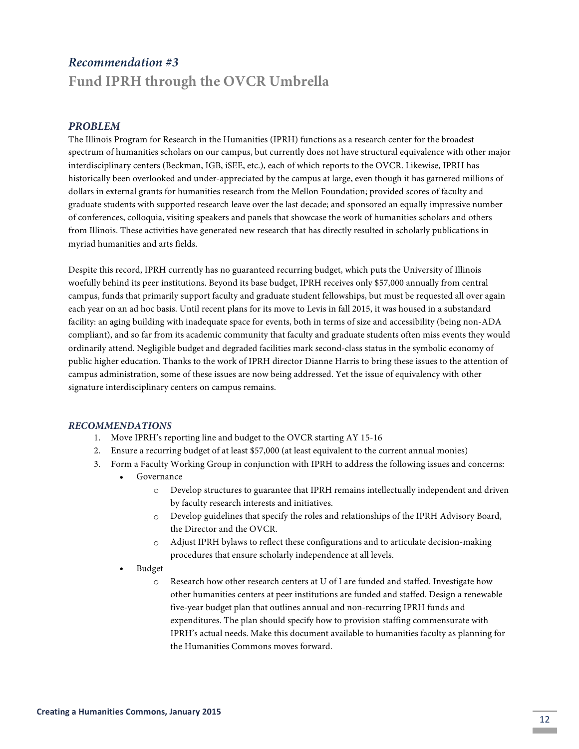## *Recommendation #3*

## Fund IPRH through the OVCR Umbrella

### *PROBLEM*

The Illinois Program for Research in the Humanities (IPRH) functions as a research center for the broadest spectrum of humanities scholars on our campus, but currently does not have structural equivalence with other major interdisciplinary centers (Beckman, IGB, iSEE, etc.), each of which reports to the OVCR. Likewise, IPRH has historically been overlooked and under-appreciated by the campus at large, even though it has garnered millions of dollars in external grants for humanities research from the Mellon Foundation; provided scores of faculty and graduate students with supported research leave over the last decade; and sponsored an equally impressive number of conferences, colloquia, visiting speakers and panels that showcase the work of humanities scholars and others from Illinois. These activities have generated new research that has directly resulted in scholarly publications in myriad humanities and arts fields.

Despite this record, IPRH currently has no guaranteed recurring budget, which puts the University of Illinois woefully behind its peer institutions. Beyond its base budget, IPRH receives only $57,000 annually from central campus, funds that primarily support faculty and graduate student fellowships, but must be requested all over again each year on an ad hoc basis. Until recent plans for its move to Levis in fall 2015, it was housed in a substandard facility: an aging building with inadequate space for events, both in terms of size and accessibility (being non-ADA compliant), and so far from its academic community that faculty and graduate students often miss events they would ordinarily attend. Negligible budget and degraded facilities mark second-class status in the symbolic economy of public higher education. Thanks to the work of IPRH director Dianne Harris to bring these issues to the attention of campus administration, some of these issues are now being addressed. Yet the issue of equivalency with other signature interdisciplinary centers on campus remains.

### *RECOMMENDATIONS*

1. Move IPRH's reporting line and budget to the OVCR starting AY 15-16
2. Ensure a recurring budget of at least $57,000 (at least equivalent to the current annual monies)
3. Form a Faculty Working Group in conjunction with IPRH to address the following issues and concerns:
   - Governance
     - Develop structures to guarantee that IPRH remains intellectually independent and driven by faculty research interests and initiatives.
     - Develop guidelines that specify the roles and relationships of the IPRH Advisory Board, the Director and the OVCR.
     - Adjust IPRH bylaws to reflect these configurations and to articulate decision-making procedures that ensure scholarly independence at all levels.
   - Budget
     - Research how other research centers at U of I are funded and staffed. Investigate how other humanities centers at peer institutions are funded and staffed. Design a renewable five-year budget plan that outlines annual and non-recurring IPRH funds and expenditures. The plan should specify how to provision staffing commensurate with IPRH's actual needs. Make this document available to humanities faculty as planning for the Humanities Commons moves forward.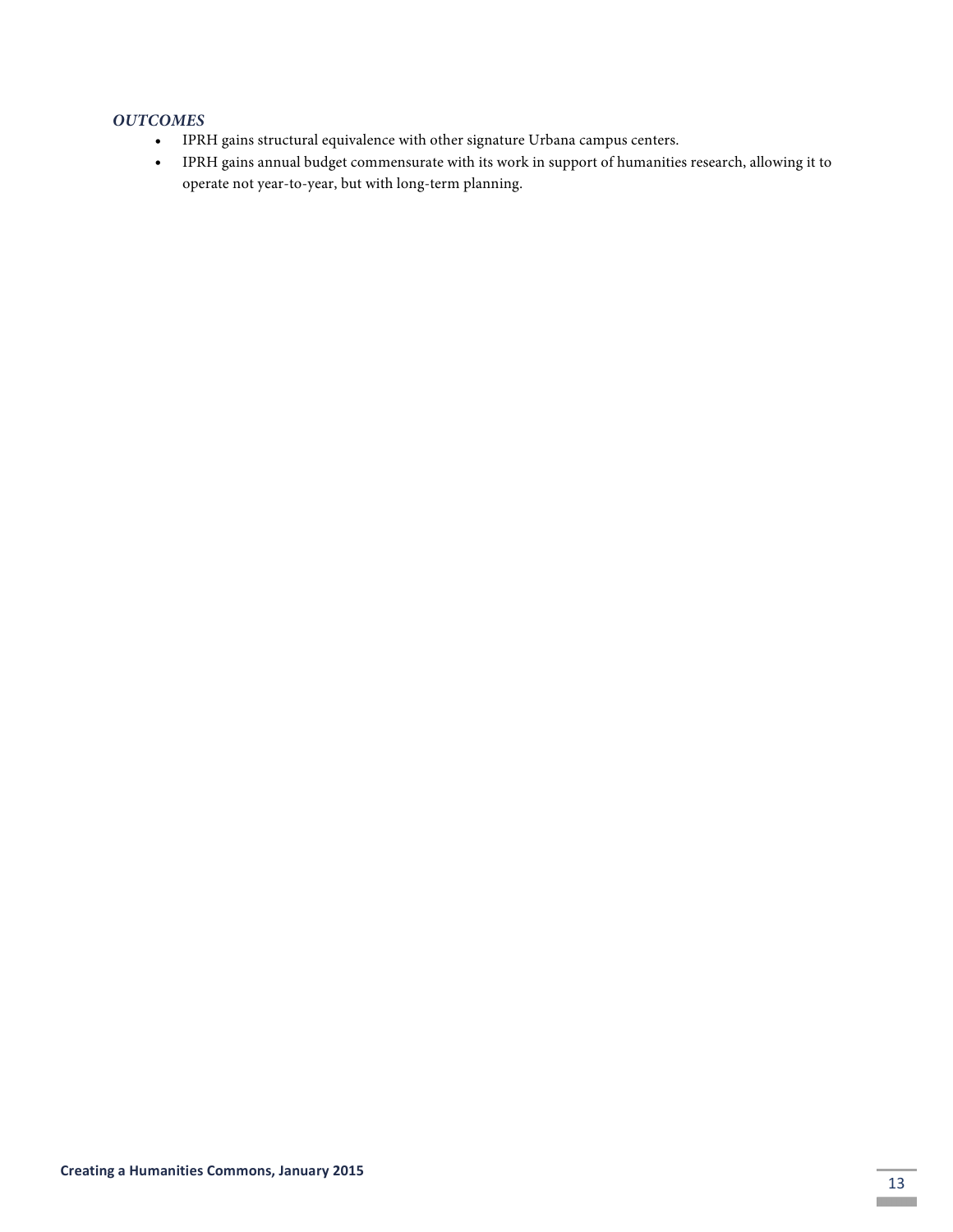### *OUTCOMES*

- IPRH gains structural equivalence with other signature Urbana campus centers.
- IPRH gains annual budget commensurate with its work in support of humanities research, allowing it to operate not year-to-year, but with long-term planning.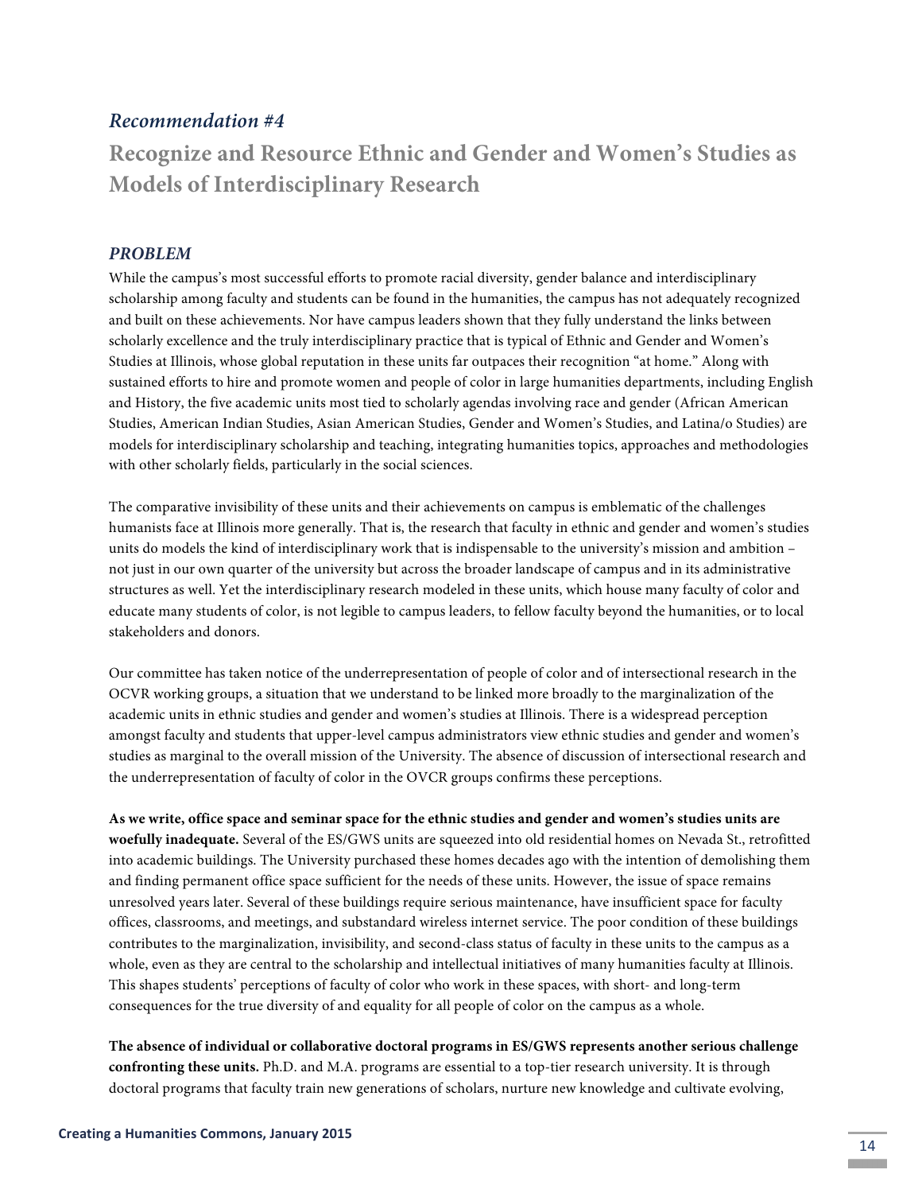### *Recommendation #4*

## Recognize and Resource Ethnic and Gender and Women's Studies as Models of Interdisciplinary Research

### *PROBLEM*

While the campus's most successful efforts to promote racial diversity, gender balance and interdisciplinary scholarship among faculty and students can be found in the humanities, the campus has not adequately recognized and built on these achievements. Nor have campus leaders shown that they fully understand the links between scholarly excellence and the truly interdisciplinary practice that is typical of Ethnic and Gender and Women's Studies at Illinois, whose global reputation in these units far outpaces their recognition "at home." Along with sustained efforts to hire and promote women and people of color in large humanities departments, including English and History, the five academic units most tied to scholarly agendas involving race and gender (African American Studies, American Indian Studies, Asian American Studies, Gender and Women's Studies, and Latina/o Studies) are models for interdisciplinary scholarship and teaching, integrating humanities topics, approaches and methodologies with other scholarly fields, particularly in the social sciences.

The comparative invisibility of these units and their achievements on campus is emblematic of the challenges humanists face at Illinois more generally. That is, the research that faculty in ethnic and gender and women's studies units do models the kind of interdisciplinary work that is indispensable to the university's mission and ambition – not just in our own quarter of the university but across the broader landscape of campus and in its administrative structures as well. Yet the interdisciplinary research modeled in these units, which house many faculty of color and educate many students of color, is not legible to campus leaders, to fellow faculty beyond the humanities, or to local stakeholders and donors.

Our committee has taken notice of the underrepresentation of people of color and of intersectional research in the OCVR working groups, a situation that we understand to be linked more broadly to the marginalization of the academic units in ethnic studies and gender and women's studies at Illinois. There is a widespread perception amongst faculty and students that upper-level campus administrators view ethnic studies and gender and women's studies as marginal to the overall mission of the University. The absence of discussion of intersectional research and the underrepresentation of faculty of color in the OVCR groups confirms these perceptions.

**As we write, office space and seminar space for the ethnic studies and gender and women's studies units are woefully inadequate.** Several of the ES/GWS units are squeezed into old residential homes on Nevada St., retrofitted into academic buildings. The University purchased these homes decades ago with the intention of demolishing them and finding permanent office space sufficient for the needs of these units. However, the issue of space remains unresolved years later. Several of these buildings require serious maintenance, have insufficient space for faculty offices, classrooms, and meetings, and substandard wireless internet service. The poor condition of these buildings contributes to the marginalization, invisibility, and second-class status of faculty in these units to the campus as a whole, even as they are central to the scholarship and intellectual initiatives of many humanities faculty at Illinois. This shapes students' perceptions of faculty of color who work in these spaces, with short- and long-term consequences for the true diversity of and equality for all people of color on the campus as a whole.

**The absence of individual or collaborative doctoral programs in ES/GWS represents another serious challenge confronting these units.** Ph.D. and M.A. programs are essential to a top-tier research university. It is through doctoral programs that faculty train new generations of scholars, nurture new knowledge and cultivate evolving,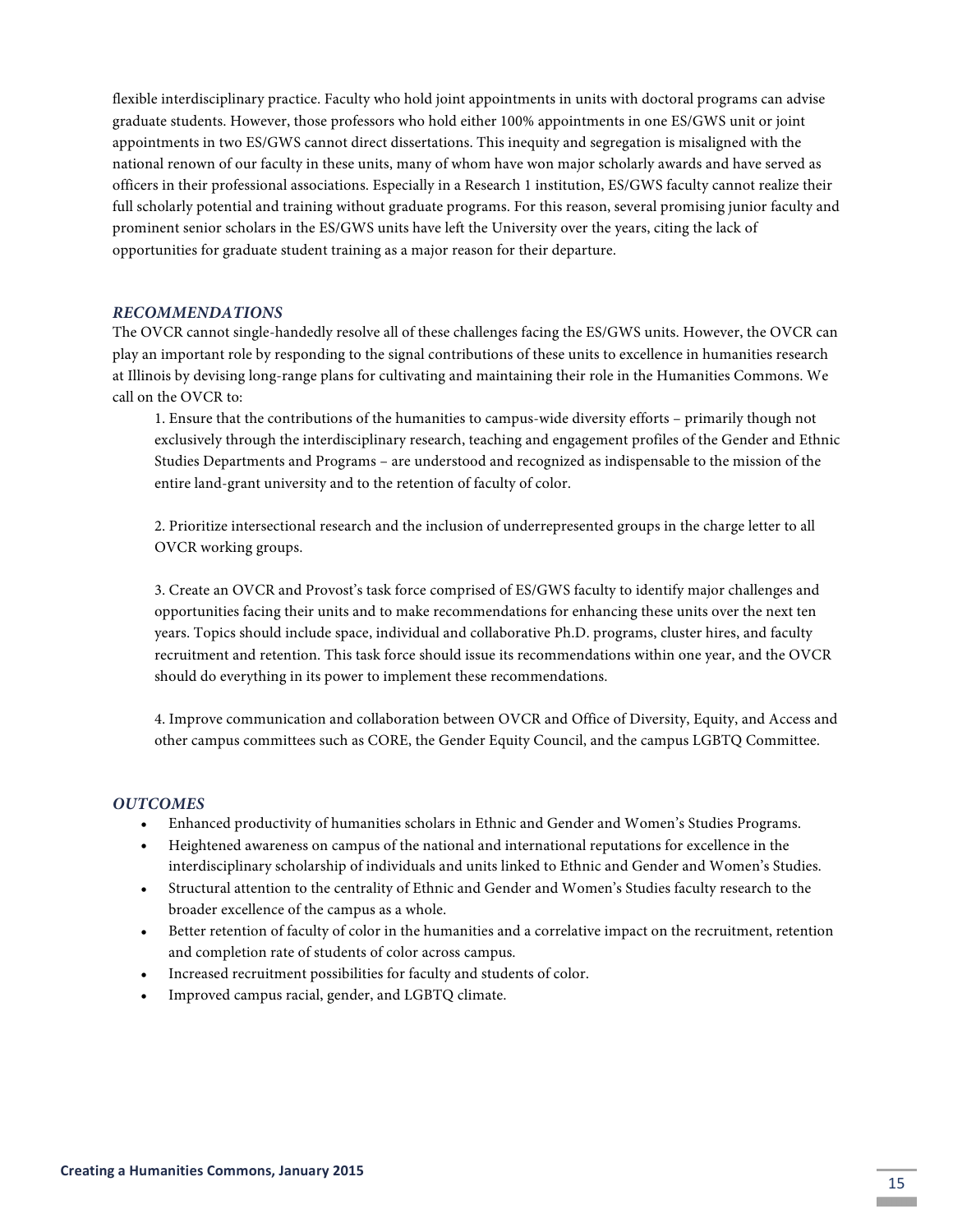flexible interdisciplinary practice. Faculty who hold joint appointments in units with doctoral programs can advise graduate students. However, those professors who hold either 100% appointments in one ES/GWS unit or joint appointments in two ES/GWS cannot direct dissertations. This inequity and segregation is misaligned with the national renown of our faculty in these units, many of whom have won major scholarly awards and have served as officers in their professional associations. Especially in a Research 1 institution, ES/GWS faculty cannot realize their full scholarly potential and training without graduate programs. For this reason, several promising junior faculty and prominent senior scholars in the ES/GWS units have left the University over the years, citing the lack of opportunities for graduate student training as a major reason for their departure.

### *RECOMMENDATIONS*

The OVCR cannot single-handedly resolve all of these challenges facing the ES/GWS units. However, the OVCR can play an important role by responding to the signal contributions of these units to excellence in humanities research at Illinois by devising long-range plans for cultivating and maintaining their role in the Humanities Commons. We call on the OVCR to:

1. Ensure that the contributions of the humanities to campus-wide diversity efforts – primarily though not exclusively through the interdisciplinary research, teaching and engagement profiles of the Gender and Ethnic Studies Departments and Programs – are understood and recognized as indispensable to the mission of the entire land-grant university and to the retention of faculty of color.

2. Prioritize intersectional research and the inclusion of underrepresented groups in the charge letter to all OVCR working groups.

3. Create an OVCR and Provost's task force comprised of ES/GWS faculty to identify major challenges and opportunities facing their units and to make recommendations for enhancing these units over the next ten years. Topics should include space, individual and collaborative Ph.D. programs, cluster hires, and faculty recruitment and retention. This task force should issue its recommendations within one year, and the OVCR should do everything in its power to implement these recommendations.

4. Improve communication and collaboration between OVCR and Office of Diversity, Equity, and Access and other campus committees such as CORE, the Gender Equity Council, and the campus LGBTQ Committee.

### *OUTCOMES*

- Enhanced productivity of humanities scholars in Ethnic and Gender and Women's Studies Programs.
- Heightened awareness on campus of the national and international reputations for excellence in the interdisciplinary scholarship of individuals and units linked to Ethnic and Gender and Women's Studies.
- Structural attention to the centrality of Ethnic and Gender and Women's Studies faculty research to the broader excellence of the campus as a whole.
- Better retention of faculty of color in the humanities and a correlative impact on the recruitment, retention and completion rate of students of color across campus.
- Increased recruitment possibilities for faculty and students of color.
- Improved campus racial, gender, and LGBTQ climate.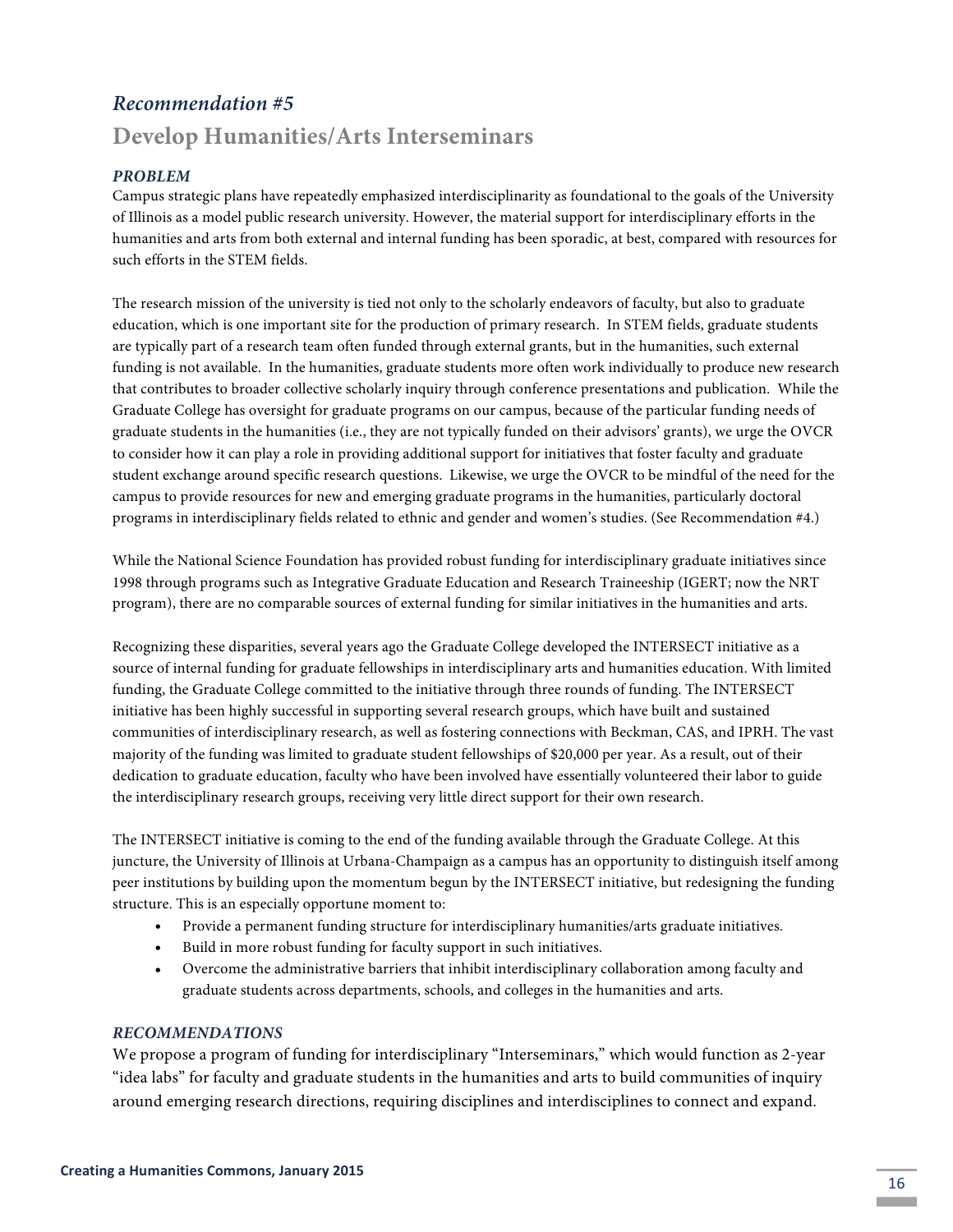## *Recommendation #5*

## Develop Humanities/Arts Interseminars

### *PROBLEM*

Campus strategic plans have repeatedly emphasized interdisciplinarity as foundational to the goals of the University of Illinois as a model public research university. However, the material support for interdisciplinary efforts in the humanities and arts from both external and internal funding has been sporadic, at best, compared with resources for such efforts in the STEM fields.

The research mission of the university is tied not only to the scholarly endeavors of faculty, but also to graduate education, which is one important site for the production of primary research. In STEM fields, graduate students are typically part of a research team often funded through external grants, but in the humanities, such external funding is not available. In the humanities, graduate students more often work individually to produce new research that contributes to broader collective scholarly inquiry through conference presentations and publication. While the Graduate College has oversight for graduate programs on our campus, because of the particular funding needs of graduate students in the humanities (i.e., they are not typically funded on their advisors' grants), we urge the OVCR to consider how it can play a role in providing additional support for initiatives that foster faculty and graduate student exchange around specific research questions. Likewise, we urge the OVCR to be mindful of the need for the campus to provide resources for new and emerging graduate programs in the humanities, particularly doctoral programs in interdisciplinary fields related to ethnic and gender and women's studies. (See Recommendation #4.)

While the National Science Foundation has provided robust funding for interdisciplinary graduate initiatives since 1998 through programs such as Integrative Graduate Education and Research Traineeship (IGERT; now the NRT program), there are no comparable sources of external funding for similar initiatives in the humanities and arts.

Recognizing these disparities, several years ago the Graduate College developed the INTERSECT initiative as a source of internal funding for graduate fellowships in interdisciplinary arts and humanities education. With limited funding, the Graduate College committed to the initiative through three rounds of funding. The INTERSECT initiative has been highly successful in supporting several research groups, which have built and sustained communities of interdisciplinary research, as well as fostering connections with Beckman, CAS, and IPRH. The vast majority of the funding was limited to graduate student fellowships of $20,000 per year. As a result, out of their dedication to graduate education, faculty who have been involved have essentially volunteered their labor to guide the interdisciplinary research groups, receiving very little direct support for their own research.

The INTERSECT initiative is coming to the end of the funding available through the Graduate College. At this juncture, the University of Illinois at Urbana-Champaign as a campus has an opportunity to distinguish itself among peer institutions by building upon the momentum begun by the INTERSECT initiative, but redesigning the funding structure. This is an especially opportune moment to:

- Provide a permanent funding structure for interdisciplinary humanities/arts graduate initiatives.
- Build in more robust funding for faculty support in such initiatives.
- Overcome the administrative barriers that inhibit interdisciplinary collaboration among faculty and graduate students across departments, schools, and colleges in the humanities and arts.

### *RECOMMENDATIONS*

We propose a program of funding for interdisciplinary "Interseminars," which would function as 2-year "idea labs" for faculty and graduate students in the humanities and arts to build communities of inquiry around emerging research directions, requiring disciplines and interdisciplines to connect and expand.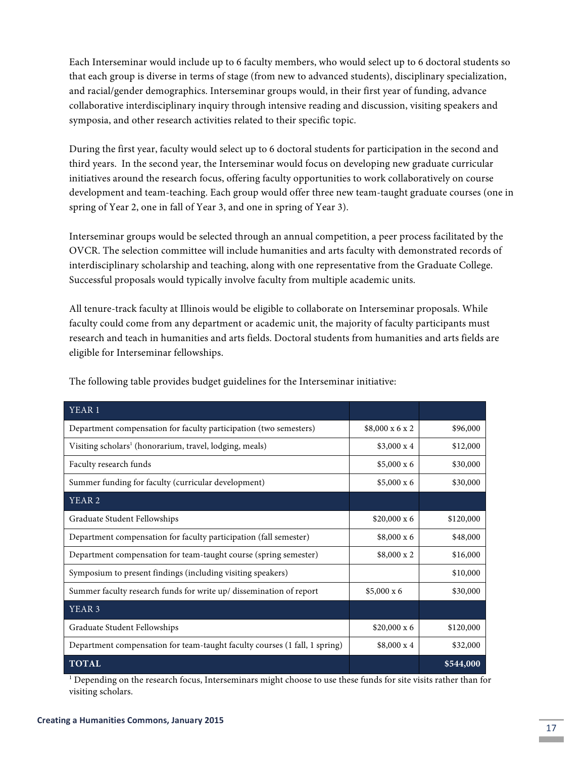Each Interseminar would include up to 6 faculty members, who would select up to 6 doctoral students so that each group is diverse in terms of stage (from new to advanced students), disciplinary specialization, and racial/gender demographics. Interseminar groups would, in their first year of funding, advance collaborative interdisciplinary inquiry through intensive reading and discussion, visiting speakers and symposia, and other research activities related to their specific topic.

During the first year, faculty would select up to 6 doctoral students for participation in the second and third years. In the second year, the Interseminar would focus on developing new graduate curricular initiatives around the research focus, offering faculty opportunities to work collaboratively on course development and team-teaching. Each group would offer three new team-taught graduate courses (one in spring of Year 2, one in fall of Year 3, and one in spring of Year 3).

Interseminar groups would be selected through an annual competition, a peer process facilitated by the OVCR. The selection committee will include humanities and arts faculty with demonstrated records of interdisciplinary scholarship and teaching, along with one representative from the Graduate College. Successful proposals would typically involve faculty from multiple academic units.

All tenure-track faculty at Illinois would be eligible to collaborate on Interseminar proposals. While faculty could come from any department or academic unit, the majority of faculty participants must research and teach in humanities and arts fields. Doctoral students from humanities and arts fields are eligible for Interseminar fellowships.

The following table provides budget guidelines for the Interseminar initiative:

| YEAR 1 | | |
|---|---|---|
| Department compensation for faculty participation (two semesters) | \$8,000 x 6 x 2 | \$96,000 |
| Visiting scholars[1] (honorarium, travel, lodging, meals) | \$3,000 x 4 | \$12,000 |
| Faculty research funds | \$5,000 x 6 | \$30,000 |
| Summer funding for faculty (curricular development) | \$5,000 x 6 | \$30,000 |
| **YEAR 2** | | |
| Graduate Student Fellowships | \$20,000 x 6 | \$120,000 |
| Department compensation for faculty participation (fall semester) | \$8,000 x 6 | \$48,000 |
| Department compensation for team-taught course (spring semester) | \$8,000 x 2 | \$16,000 |
| Symposium to present findings (including visiting speakers) | | \$10,000 |
| Summer faculty research funds for write up/ dissemination of report | \$5,000 x 6 | \$30,000 |
| **YEAR 3** | | |
| Graduate Student Fellowships | \$20,000 x 6 | \$120,000 |
| Department compensation for team-taught faculty courses (1 fall, 1 spring) | \$8,000 x 4 | \$32,000 |
| **TOTAL** | | **\$544,000** |

[1] Depending on the research focus, Interseminars might choose to use these funds for site visits rather than for visiting scholars.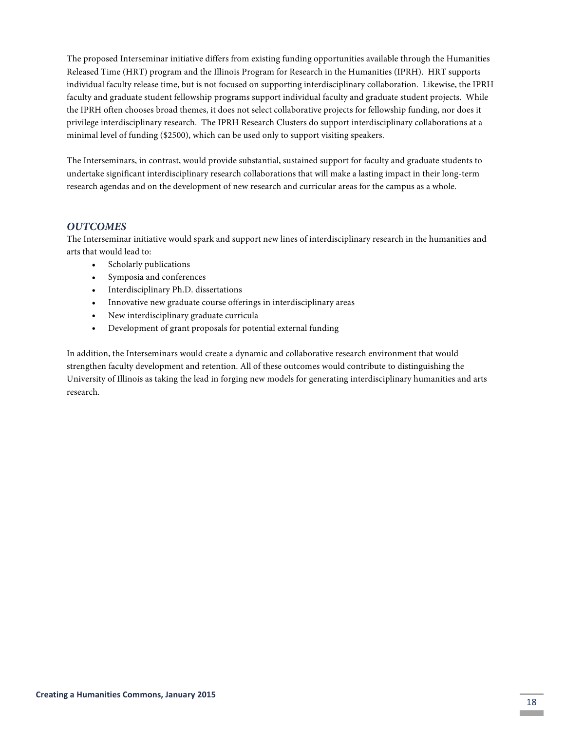The proposed Interseminar initiative differs from existing funding opportunities available through the Humanities Released Time (HRT) program and the Illinois Program for Research in the Humanities (IPRH). HRT supports individual faculty release time, but is not focused on supporting interdisciplinary collaboration. Likewise, the IPRH faculty and graduate student fellowship programs support individual faculty and graduate student projects. While the IPRH often chooses broad themes, it does not select collaborative projects for fellowship funding, nor does it privilege interdisciplinary research. The IPRH Research Clusters do support interdisciplinary collaborations at a minimal level of funding ($2500), which can be used only to support visiting speakers.

The Interseminars, in contrast, would provide substantial, sustained support for faculty and graduate students to undertake significant interdisciplinary research collaborations that will make a lasting impact in their long-term research agendas and on the development of new research and curricular areas for the campus as a whole.

### *OUTCOMES*

The Interseminar initiative would spark and support new lines of interdisciplinary research in the humanities and arts that would lead to:

- Scholarly publications
- Symposia and conferences
- Interdisciplinary Ph.D. dissertations
- Innovative new graduate course offerings in interdisciplinary areas
- New interdisciplinary graduate curricula
- Development of grant proposals for potential external funding

In addition, the Interseminars would create a dynamic and collaborative research environment that would strengthen faculty development and retention. All of these outcomes would contribute to distinguishing the University of Illinois as taking the lead in forging new models for generating interdisciplinary humanities and arts research.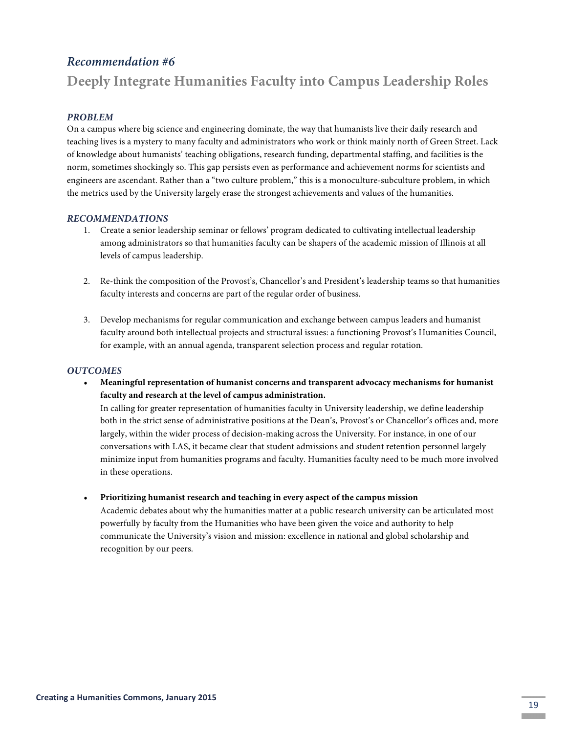## *Recommendation #6*

## Deeply Integrate Humanities Faculty into Campus Leadership Roles

### *PROBLEM*

On a campus where big science and engineering dominate, the way that humanists live their daily research and teaching lives is a mystery to many faculty and administrators who work or think mainly north of Green Street. Lack of knowledge about humanists' teaching obligations, research funding, departmental staffing, and facilities is the norm, sometimes shockingly so. This gap persists even as performance and achievement norms for scientists and engineers are ascendant. Rather than a "two culture problem," this is a monoculture-subculture problem, in which the metrics used by the University largely erase the strongest achievements and values of the humanities.

### *RECOMMENDATIONS*

1. Create a senior leadership seminar or fellows' program dedicated to cultivating intellectual leadership among administrators so that humanities faculty can be shapers of the academic mission of Illinois at all levels of campus leadership.

2. Re-think the composition of the Provost's, Chancellor's and President's leadership teams so that humanities faculty interests and concerns are part of the regular order of business.

3. Develop mechanisms for regular communication and exchange between campus leaders and humanist faculty around both intellectual projects and structural issues: a functioning Provost's Humanities Council, for example, with an annual agenda, transparent selection process and regular rotation.

### *OUTCOMES*

- **Meaningful representation of humanist concerns and transparent advocacy mechanisms for humanist faculty and research at the level of campus administration.**
  In calling for greater representation of humanities faculty in University leadership, we define leadership both in the strict sense of administrative positions at the Dean's, Provost's or Chancellor's offices and, more largely, within the wider process of decision-making across the University. For instance, in one of our conversations with LAS, it became clear that student admissions and student retention personnel largely minimize input from humanities programs and faculty. Humanities faculty need to be much more involved in these operations.

- **Prioritizing humanist research and teaching in every aspect of the campus mission**
  Academic debates about why the humanities matter at a public research university can be articulated most powerfully by faculty from the Humanities who have been given the voice and authority to help communicate the University's vision and mission: excellence in national and global scholarship and recognition by our peers.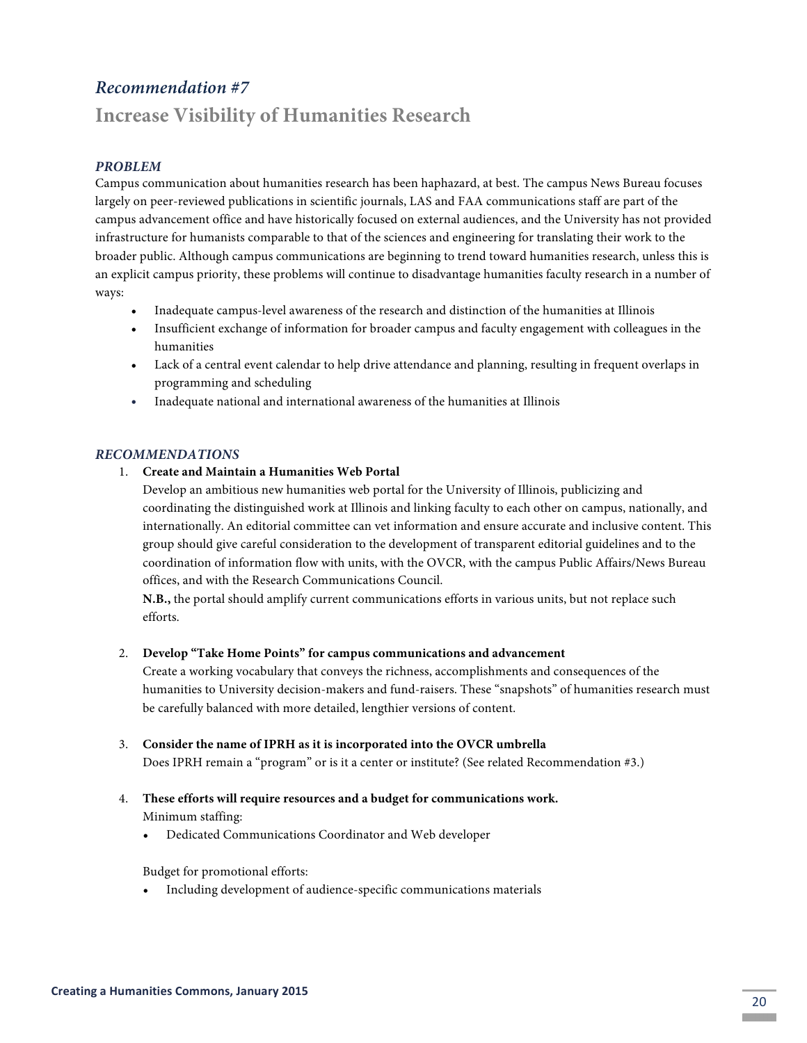## *Recommendation #7*

## Increase Visibility of Humanities Research

### *PROBLEM*

Campus communication about humanities research has been haphazard, at best. The campus News Bureau focuses largely on peer-reviewed publications in scientific journals, LAS and FAA communications staff are part of the campus advancement office and have historically focused on external audiences, and the University has not provided infrastructure for humanists comparable to that of the sciences and engineering for translating their work to the broader public. Although campus communications are beginning to trend toward humanities research, unless this is an explicit campus priority, these problems will continue to disadvantage humanities faculty research in a number of ways:

- Inadequate campus-level awareness of the research and distinction of the humanities at Illinois
- Insufficient exchange of information for broader campus and faculty engagement with colleagues in the humanities
- Lack of a central event calendar to help drive attendance and planning, resulting in frequent overlaps in programming and scheduling
- Inadequate national and international awareness of the humanities at Illinois

### *RECOMMENDATIONS*

1. **Create and Maintain a Humanities Web Portal**
   Develop an ambitious new humanities web portal for the University of Illinois, publicizing and coordinating the distinguished work at Illinois and linking faculty to each other on campus, nationally, and internationally. An editorial committee can vet information and ensure accurate and inclusive content. This group should give careful consideration to the development of transparent editorial guidelines and to the coordination of information flow with units, with the OVCR, with the campus Public Affairs/News Bureau offices, and with the Research Communications Council.
   **N.B.,** the portal should amplify current communications efforts in various units, but not replace such efforts.

2. **Develop "Take Home Points" for campus communications and advancement**
   Create a working vocabulary that conveys the richness, accomplishments and consequences of the humanities to University decision-makers and fund-raisers. These "snapshots" of humanities research must be carefully balanced with more detailed, lengthier versions of content.

3. **Consider the name of IPRH as it is incorporated into the OVCR umbrella**
   Does IPRH remain a "program" or is it a center or institute? (See related Recommendation #3.)

4. **These efforts will require resources and a budget for communications work.**
   Minimum staffing:
   - Dedicated Communications Coordinator and Web developer

   Budget for promotional efforts:
   - Including development of audience-specific communications materials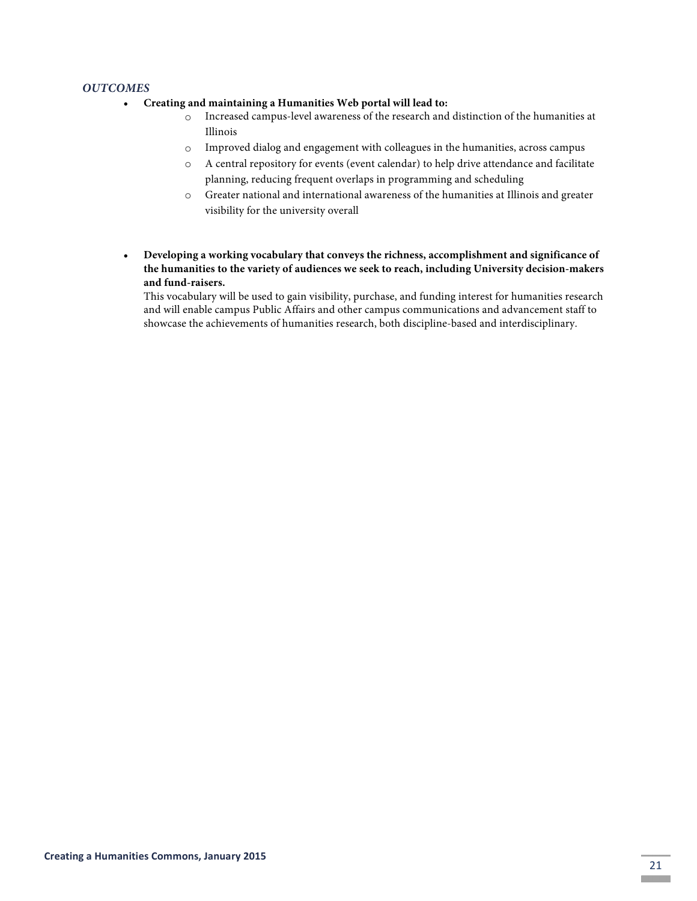### *OUTCOMES*

- **Creating and maintaining a Humanities Web portal will lead to:**
    - Increased campus-level awareness of the research and distinction of the humanities at Illinois
    - Improved dialog and engagement with colleagues in the humanities, across campus
    - A central repository for events (event calendar) to help drive attendance and facilitate planning, reducing frequent overlaps in programming and scheduling
    - Greater national and international awareness of the humanities at Illinois and greater visibility for the university overall

- **Developing a working vocabulary that conveys the richness, accomplishment and significance of the humanities to the variety of audiences we seek to reach, including University decision-makers and fund-raisers.**
  This vocabulary will be used to gain visibility, purchase, and funding interest for humanities research and will enable campus Public Affairs and other campus communications and advancement staff to showcase the achievements of humanities research, both discipline-based and interdisciplinary.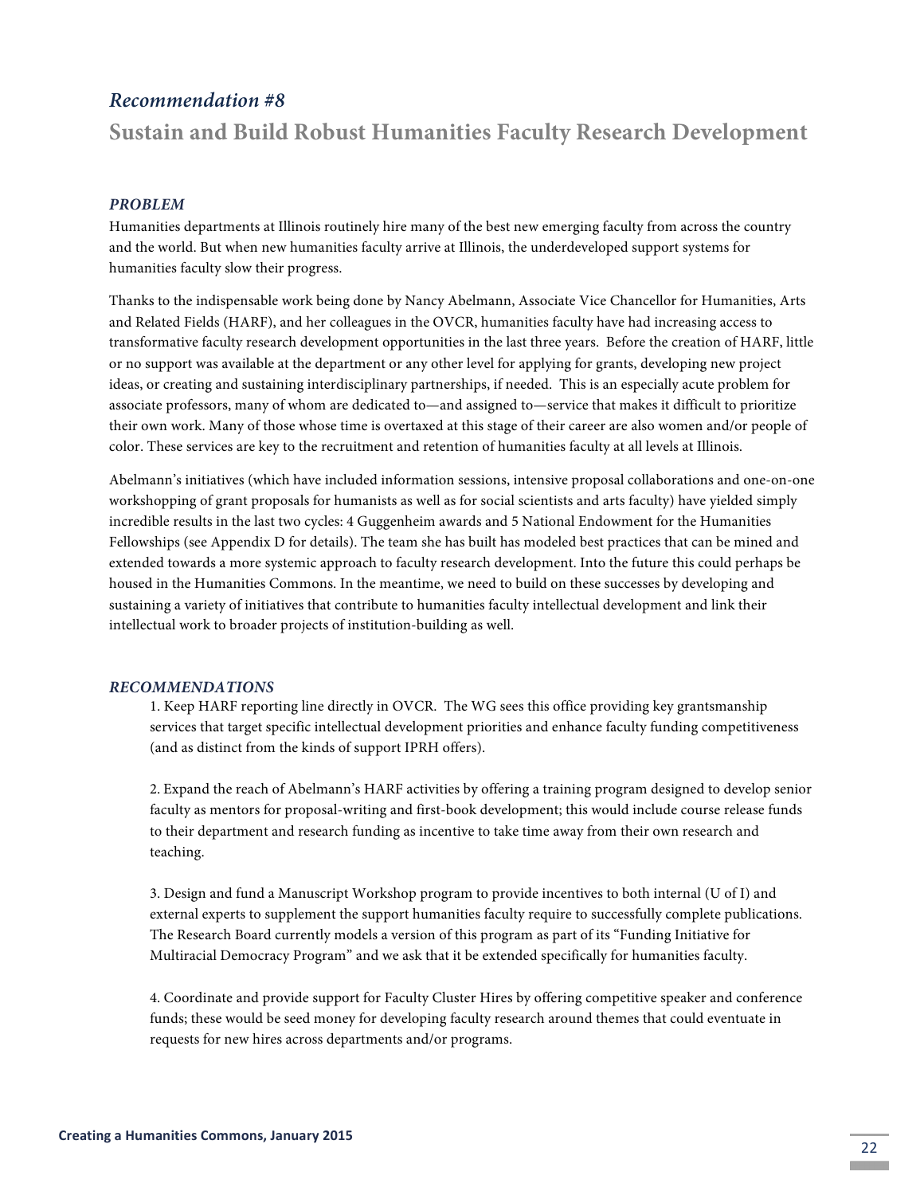## *Recommendation #8*

## Sustain and Build Robust Humanities Faculty Research Development

### *PROBLEM*

Humanities departments at Illinois routinely hire many of the best new emerging faculty from across the country and the world. But when new humanities faculty arrive at Illinois, the underdeveloped support systems for humanities faculty slow their progress.

Thanks to the indispensable work being done by Nancy Abelmann, Associate Vice Chancellor for Humanities, Arts and Related Fields (HARF), and her colleagues in the OVCR, humanities faculty have had increasing access to transformative faculty research development opportunities in the last three years. Before the creation of HARF, little or no support was available at the department or any other level for applying for grants, developing new project ideas, or creating and sustaining interdisciplinary partnerships, if needed. This is an especially acute problem for associate professors, many of whom are dedicated to—and assigned to—service that makes it difficult to prioritize their own work. Many of those whose time is overtaxed at this stage of their career are also women and/or people of color. These services are key to the recruitment and retention of humanities faculty at all levels at Illinois.

Abelmann's initiatives (which have included information sessions, intensive proposal collaborations and one-on-one workshopping of grant proposals for humanists as well as for social scientists and arts faculty) have yielded simply incredible results in the last two cycles: 4 Guggenheim awards and 5 National Endowment for the Humanities Fellowships (see Appendix D for details). The team she has built has modeled best practices that can be mined and extended towards a more systemic approach to faculty research development. Into the future this could perhaps be housed in the Humanities Commons. In the meantime, we need to build on these successes by developing and sustaining a variety of initiatives that contribute to humanities faculty intellectual development and link their intellectual work to broader projects of institution-building as well.

### *RECOMMENDATIONS*

1. Keep HARF reporting line directly in OVCR. The WG sees this office providing key grantsmanship services that target specific intellectual development priorities and enhance faculty funding competitiveness (and as distinct from the kinds of support IPRH offers).

2. Expand the reach of Abelmann's HARF activities by offering a training program designed to develop senior faculty as mentors for proposal-writing and first-book development; this would include course release funds to their department and research funding as incentive to take time away from their own research and teaching.

3. Design and fund a Manuscript Workshop program to provide incentives to both internal (U of I) and external experts to supplement the support humanities faculty require to successfully complete publications. The Research Board currently models a version of this program as part of its "Funding Initiative for Multiracial Democracy Program" and we ask that it be extended specifically for humanities faculty.

4. Coordinate and provide support for Faculty Cluster Hires by offering competitive speaker and conference funds; these would be seed money for developing faculty research around themes that could eventuate in requests for new hires across departments and/or programs.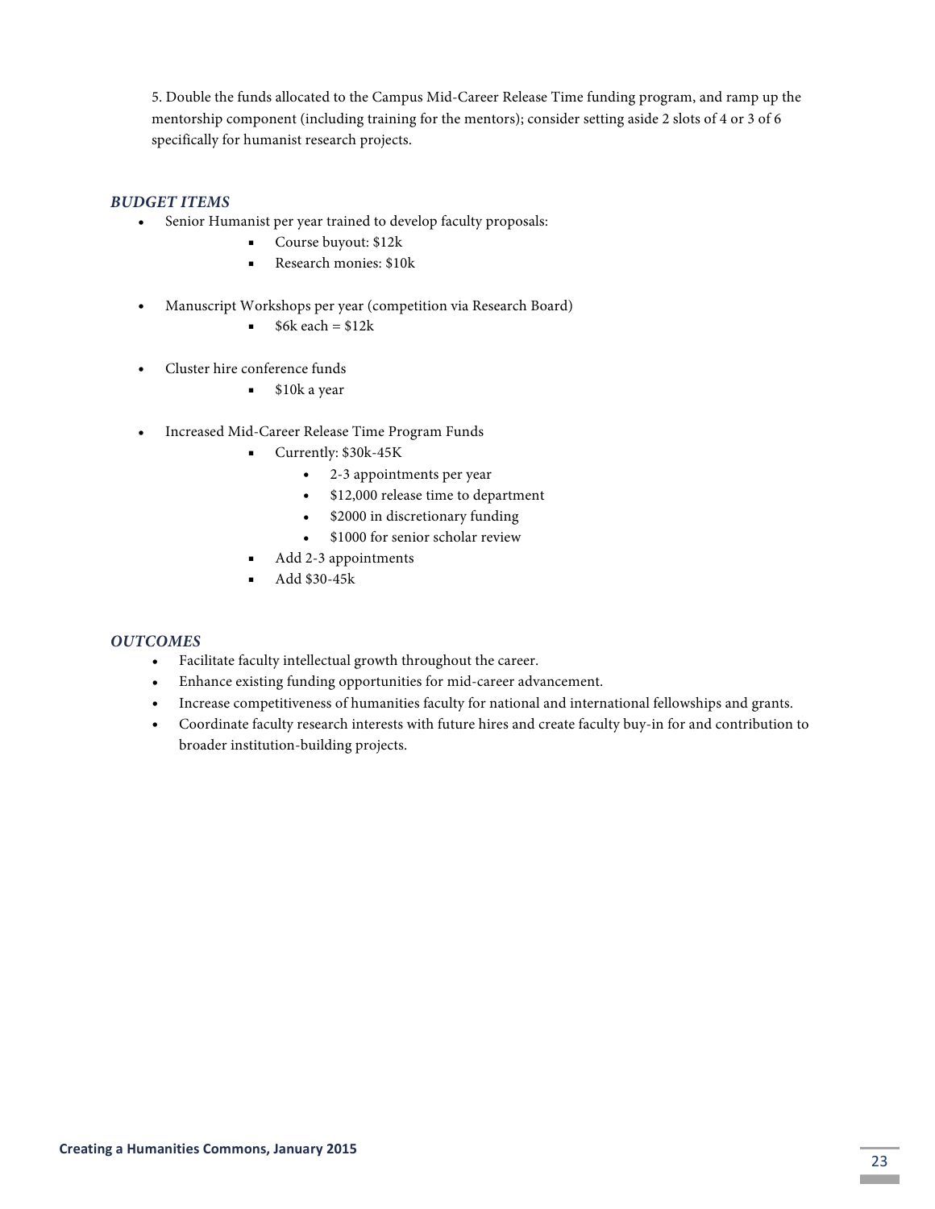5. Double the funds allocated to the Campus Mid-Career Release Time funding program, and ramp up the mentorship component (including training for the mentors); consider setting aside 2 slots of 4 or 3 of 6 specifically for humanist research projects.

### *BUDGET ITEMS*

- Senior Humanist per year trained to develop faculty proposals:
  - Course buyout: $12k
  - Research monies: $10k
- Manuscript Workshops per year (competition via Research Board)
  - $6k each = $12k
- Cluster hire conference funds
  - $10k a year
- Increased Mid-Career Release Time Program Funds
  - Currently: $30k-45K
    - 2-3 appointments per year
    - $12,000 release time to department
    - $2000 in discretionary funding
    - $1000 for senior scholar review
  - Add 2-3 appointments
  - Add $30-45k

### *OUTCOMES*

- Facilitate faculty intellectual growth throughout the career.
- Enhance existing funding opportunities for mid-career advancement.
- Increase competitiveness of humanities faculty for national and international fellowships and grants.
- Coordinate faculty research interests with future hires and create faculty buy-in for and contribution to broader institution-building projects.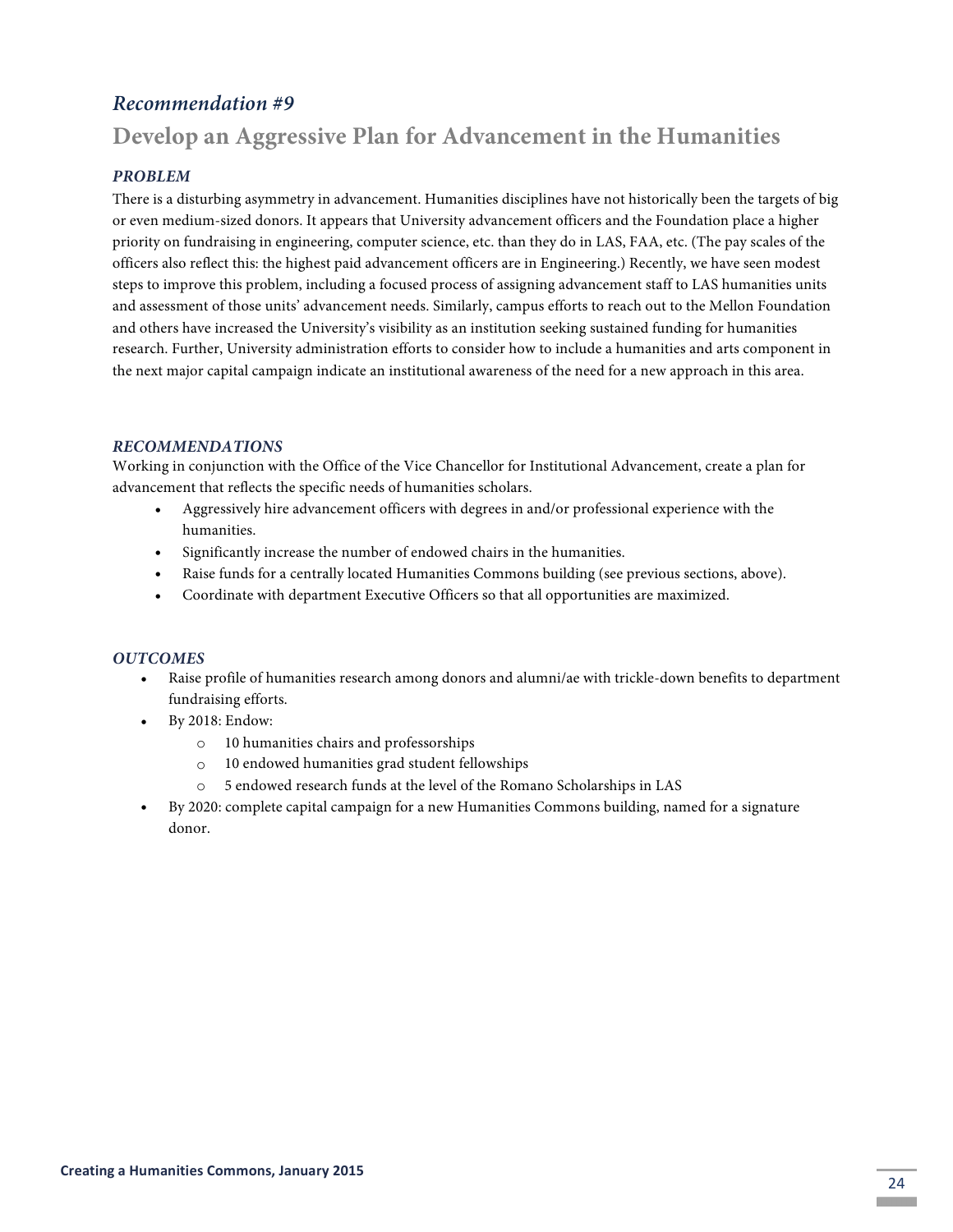## *Recommendation #9*

# Develop an Aggressive Plan for Advancement in the Humanities

### *PROBLEM*

There is a disturbing asymmetry in advancement. Humanities disciplines have not historically been the targets of big or even medium-sized donors. It appears that University advancement officers and the Foundation place a higher priority on fundraising in engineering, computer science, etc. than they do in LAS, FAA, etc. (The pay scales of the officers also reflect this: the highest paid advancement officers are in Engineering.) Recently, we have seen modest steps to improve this problem, including a focused process of assigning advancement staff to LAS humanities units and assessment of those units' advancement needs. Similarly, campus efforts to reach out to the Mellon Foundation and others have increased the University's visibility as an institution seeking sustained funding for humanities research. Further, University administration efforts to consider how to include a humanities and arts component in the next major capital campaign indicate an institutional awareness of the need for a new approach in this area.

### *RECOMMENDATIONS*

Working in conjunction with the Office of the Vice Chancellor for Institutional Advancement, create a plan for advancement that reflects the specific needs of humanities scholars.

- Aggressively hire advancement officers with degrees in and/or professional experience with the humanities.
- Significantly increase the number of endowed chairs in the humanities.
- Raise funds for a centrally located Humanities Commons building (see previous sections, above).
- Coordinate with department Executive Officers so that all opportunities are maximized.

### *OUTCOMES*

- Raise profile of humanities research among donors and alumni/ae with trickle-down benefits to department fundraising efforts.
- By 2018: Endow:
  - 10 humanities chairs and professorships
  - 10 endowed humanities grad student fellowships
  - 5 endowed research funds at the level of the Romano Scholarships in LAS
- By 2020: complete capital campaign for a new Humanities Commons building, named for a signature donor.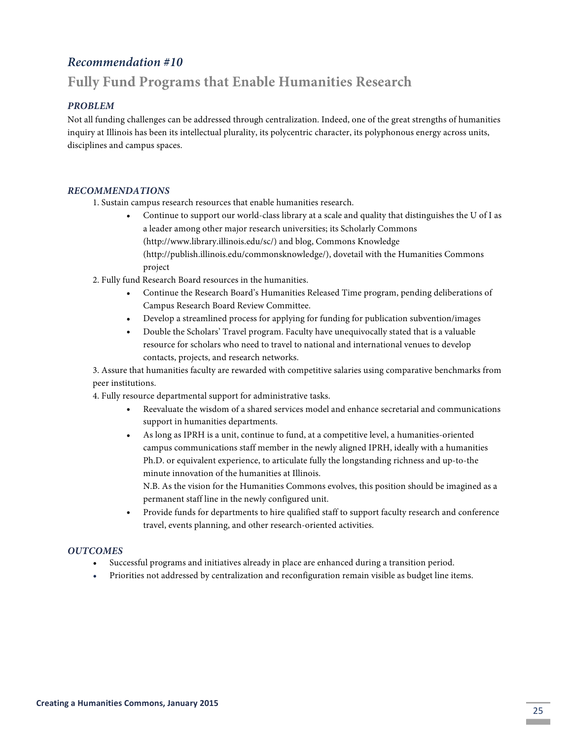## *Recommendation #10*

## Fully Fund Programs that Enable Humanities Research

### *PROBLEM*

Not all funding challenges can be addressed through centralization. Indeed, one of the great strengths of humanities inquiry at Illinois has been its intellectual plurality, its polycentric character, its polyphonous energy across units, disciplines and campus spaces.

### *RECOMMENDATIONS*

1. Sustain campus research resources that enable humanities research.
   - Continue to support our world-class library at a scale and quality that distinguishes the U of I as a leader among other major research universities; its Scholarly Commons (http://www.library.illinois.edu/sc/) and blog, Commons Knowledge (http://publish.illinois.edu/commonsknowledge/), dovetail with the Humanities Commons project
2. Fully fund Research Board resources in the humanities.
   - Continue the Research Board's Humanities Released Time program, pending deliberations of Campus Research Board Review Committee.
   - Develop a streamlined process for applying for funding for publication subvention/images
   - Double the Scholars' Travel program. Faculty have unequivocally stated that is a valuable resource for scholars who need to travel to national and international venues to develop contacts, projects, and research networks.
3. Assure that humanities faculty are rewarded with competitive salaries using comparative benchmarks from peer institutions.
4. Fully resource departmental support for administrative tasks.
   - Reevaluate the wisdom of a shared services model and enhance secretarial and communications support in humanities departments.
   - As long as IPRH is a unit, continue to fund, at a competitive level, a humanities-oriented campus communications staff member in the newly aligned IPRH, ideally with a humanities Ph.D. or equivalent experience, to articulate fully the longstanding richness and up-to-the minute innovation of the humanities at Illinois.

     N.B. As the vision for the Humanities Commons evolves, this position should be imagined as a permanent staff line in the newly configured unit.
   - Provide funds for departments to hire qualified staff to support faculty research and conference travel, events planning, and other research-oriented activities.

### *OUTCOMES*

- Successful programs and initiatives already in place are enhanced during a transition period.
- Priorities not addressed by centralization and reconfiguration remain visible as budget line items.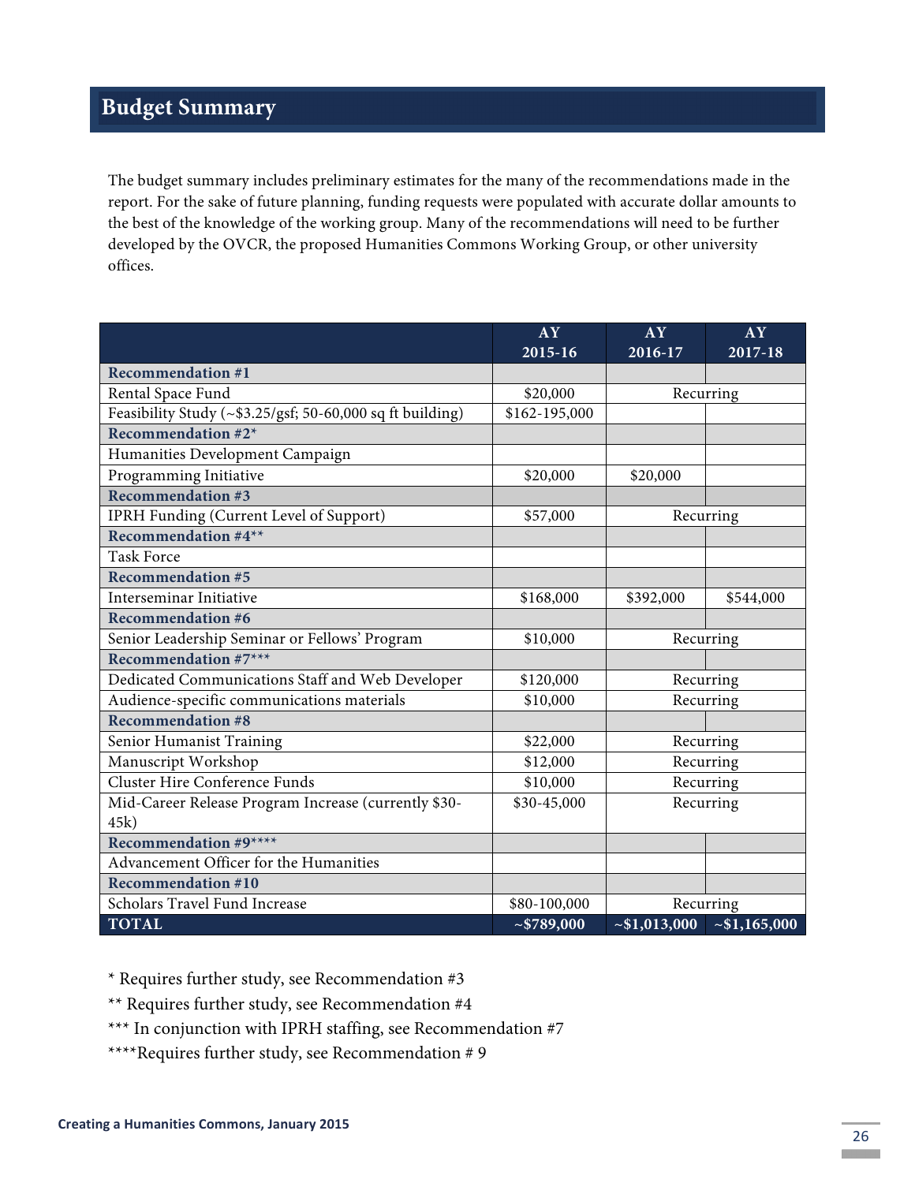## Budget Summary

The budget summary includes preliminary estimates for the many of the recommendations made in the report. For the sake of future planning, funding requests were populated with accurate dollar amounts to the best of the knowledge of the working group. Many of the recommendations will need to be further developed by the OVCR, the proposed Humanities Commons Working Group, or other university offices.

| | AY 2015-16 | AY 2016-17 | AY 2017-18 |
|---|---|---|---|
| **Recommendation #1** | | | |
| Rental Space Fund | $20,000 | Recurring | |
| Feasibility Study (~$3.25/gsf; 50-60,000 sq ft building) | $162-195,000 | | |
| **Recommendation #2*** | | | |
| Humanities Development Campaign | | | |
| Programming Initiative | $20,000 | $20,000 | |
| **Recommendation #3** | | | |
| IPRH Funding (Current Level of Support) | $57,000 | Recurring | |
| **Recommendation #4**** | | | |
| Task Force | | | |
| **Recommendation #5** | | | |
| Interseminar Initiative | $168,000 | $392,000 | $544,000 |
| **Recommendation #6** | | | |
| Senior Leadership Seminar or Fellows' Program | $10,000 | Recurring | |
| **Recommendation #7***** | | | |
| Dedicated Communications Staff and Web Developer | $120,000 | Recurring | |
| Audience-specific communications materials | $10,000 | Recurring | |
| **Recommendation #8** | | | |
| Senior Humanist Training | $22,000 | Recurring | |
| Manuscript Workshop | $12,000 | Recurring | |
| Cluster Hire Conference Funds | $10,000 | Recurring | |
| Mid-Career Release Program Increase (currently $30-45k) | $30-45,000 | Recurring | |
| **Recommendation #9****** | | | |
| Advancement Officer for the Humanities | | | |
| **Recommendation #10** | | | |
| Scholars Travel Fund Increase | $80-100,000 | Recurring | |
| **TOTAL** | **~$789,000** | **~$1,013,000** | **~$1,165,000** |

\* Requires further study, see Recommendation #3

** Requires further study, see Recommendation #4

*** In conjunction with IPRH staffing, see Recommendation #7

****Requires further study, see Recommendation # 9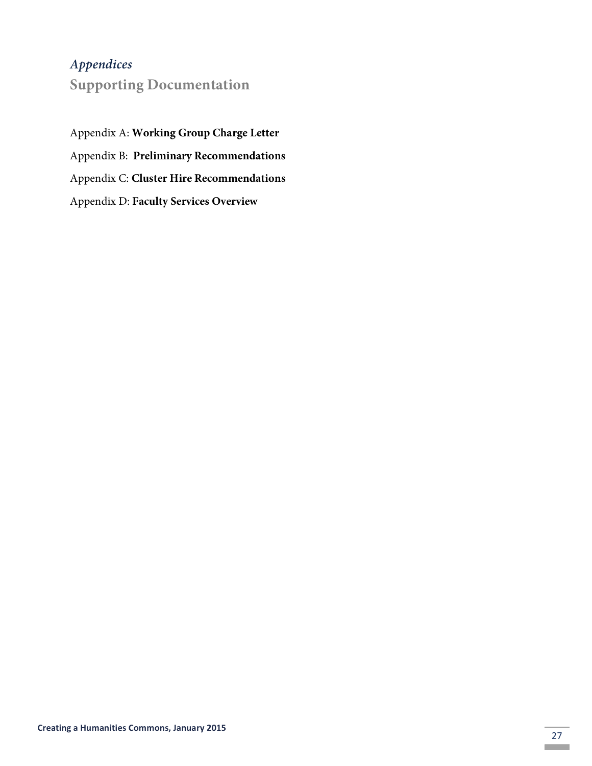# *Appendices*

## Supporting Documentation

Appendix A: **Working Group Charge Letter**

Appendix B: **Preliminary Recommendations**

Appendix C: **Cluster Hire Recommendations**

Appendix D: **Faculty Services Overview**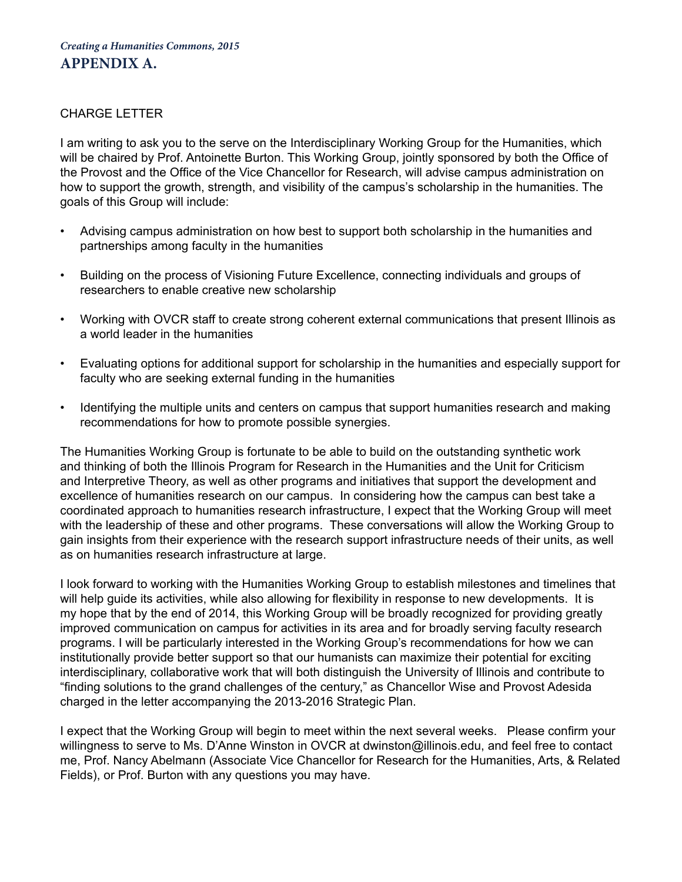*Creating a Humanities Commons, 2015*

# APPENDIX A.

CHARGE LETTER

I am writing to ask you to the serve on the Interdisciplinary Working Group for the Humanities, which will be chaired by Prof. Antoinette Burton. This Working Group, jointly sponsored by both the Office of the Provost and the Office of the Vice Chancellor for Research, will advise campus administration on how to support the growth, strength, and visibility of the campus's scholarship in the humanities. The goals of this Group will include:

- Advising campus administration on how best to support both scholarship in the humanities and partnerships among faculty in the humanities
- Building on the process of Visioning Future Excellence, connecting individuals and groups of researchers to enable creative new scholarship
- Working with OVCR staff to create strong coherent external communications that present Illinois as a world leader in the humanities
- Evaluating options for additional support for scholarship in the humanities and especially support for faculty who are seeking external funding in the humanities
- Identifying the multiple units and centers on campus that support humanities research and making recommendations for how to promote possible synergies.

The Humanities Working Group is fortunate to be able to build on the outstanding synthetic work and thinking of both the Illinois Program for Research in the Humanities and the Unit for Criticism and Interpretive Theory, as well as other programs and initiatives that support the development and excellence of humanities research on our campus. In considering how the campus can best take a coordinated approach to humanities research infrastructure, I expect that the Working Group will meet with the leadership of these and other programs. These conversations will allow the Working Group to gain insights from their experience with the research support infrastructure needs of their units, as well as on humanities research infrastructure at large.

I look forward to working with the Humanities Working Group to establish milestones and timelines that will help guide its activities, while also allowing for flexibility in response to new developments. It is my hope that by the end of 2014, this Working Group will be broadly recognized for providing greatly improved communication on campus for activities in its area and for broadly serving faculty research programs. I will be particularly interested in the Working Group's recommendations for how we can institutionally provide better support so that our humanists can maximize their potential for exciting interdisciplinary, collaborative work that will both distinguish the University of Illinois and contribute to "finding solutions to the grand challenges of the century," as Chancellor Wise and Provost Adesida charged in the letter accompanying the 2013-2016 Strategic Plan.

I expect that the Working Group will begin to meet within the next several weeks. Please confirm your willingness to serve to Ms. D'Anne Winston in OVCR at dwinston@illinois.edu, and feel free to contact me, Prof. Nancy Abelmann (Associate Vice Chancellor for Research for the Humanities, Arts, & Related Fields), or Prof. Burton with any questions you may have.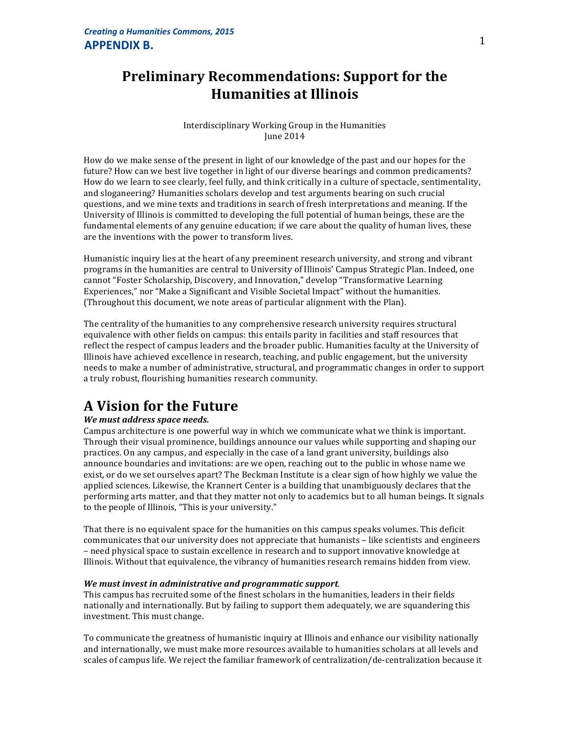# Preliminary Recommendations: Support for the Humanities at Illinois

Interdisciplinary Working Group in the Humanities
June 2014

How do we make sense of the present in light of our knowledge of the past and our hopes for the future? How can we best live together in light of our diverse bearings and common predicaments? How do we learn to see clearly, feel fully, and think critically in a culture of spectacle, sentimentality, and sloganeering? Humanities scholars develop and test arguments bearing on such crucial questions, and we mine texts and traditions in search of fresh interpretations and meaning. If the University of Illinois is committed to developing the full potential of human beings, these are the fundamental elements of any genuine education; if we care about the quality of human lives, these are the inventions with the power to transform lives.

Humanistic inquiry lies at the heart of any preeminent research university, and strong and vibrant programs in the humanities are central to University of Illinois' Campus Strategic Plan. Indeed, one cannot "Foster Scholarship, Discovery, and Innovation," develop "Transformative Learning Experiences," nor "Make a Significant and Visible Societal Impact" without the humanities. (Throughout this document, we note areas of particular alignment with the Plan).

The centrality of the humanities to any comprehensive research university requires structural equivalence with other fields on campus: this entails parity in facilities and staff resources that reflect the respect of campus leaders and the broader public. Humanities faculty at the University of Illinois have achieved excellence in research, teaching, and public engagement, but the university needs to make a number of administrative, structural, and programmatic changes in order to support a truly robust, flourishing humanities research community.

## A Vision for the Future

***We must address space needs.***

Campus architecture is one powerful way in which we communicate what we think is important. Through their visual prominence, buildings announce our values while supporting and shaping our practices. On any campus, and especially in the case of a land grant university, buildings also announce boundaries and invitations: are we open, reaching out to the public in whose name we exist, or do we set ourselves apart? The Beckman Institute is a clear sign of how highly we value the applied sciences. Likewise, the Krannert Center is a building that unambiguously declares that the performing arts matter, and that they matter not only to academics but to all human beings. It signals to the people of Illinois, "This is your university."

That there is no equivalent space for the humanities on this campus speaks volumes. This deficit communicates that our university does not appreciate that humanists – like scientists and engineers – need physical space to sustain excellence in research and to support innovative knowledge at Illinois. Without that equivalence, the vibrancy of humanities research remains hidden from view.

***We must invest in administrative and programmatic support.***

This campus has recruited some of the finest scholars in the humanities, leaders in their fields nationally and internationally. But by failing to support them adequately, we are squandering this investment. This must change.

To communicate the greatness of humanistic inquiry at Illinois and enhance our visibility nationally and internationally, we must make more resources available to humanities scholars at all levels and scales of campus life. We reject the familiar framework of centralization/de-centralization because it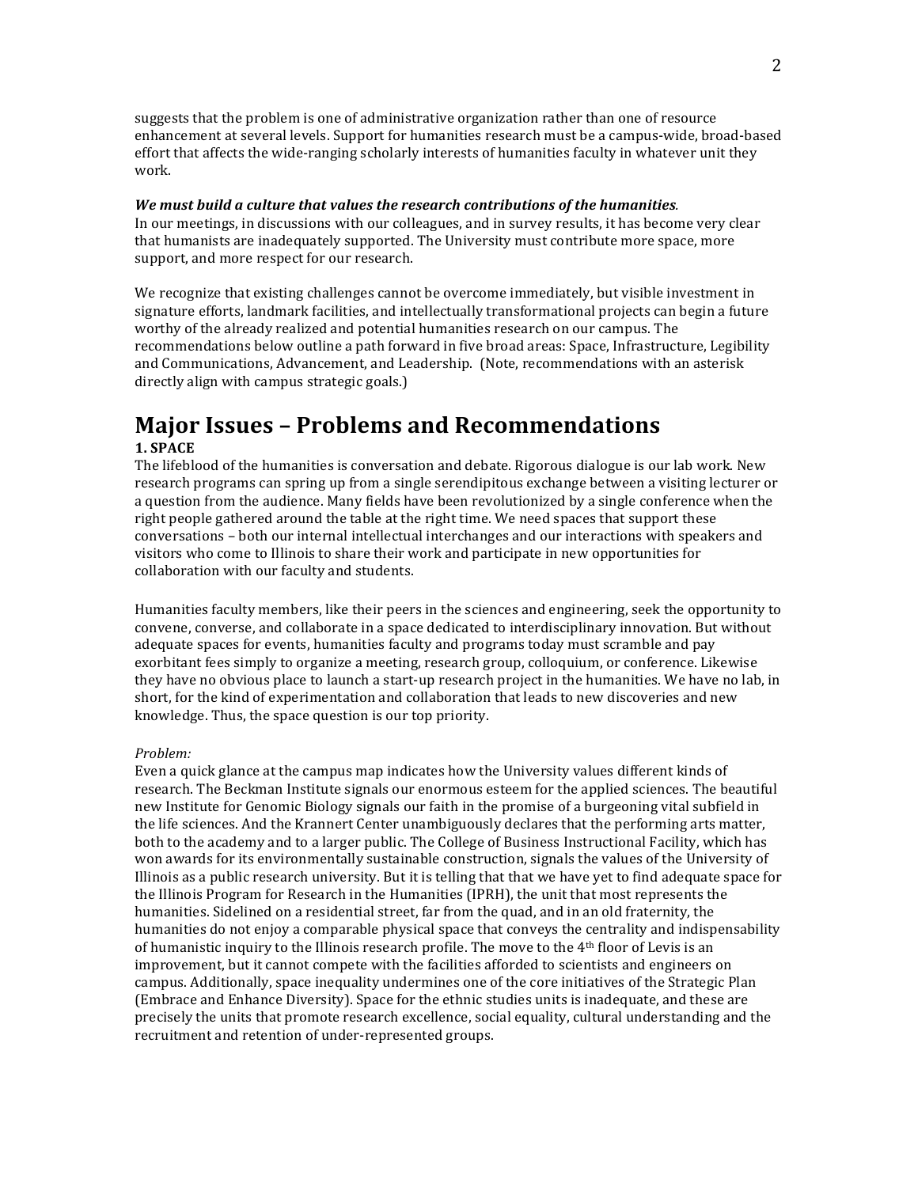suggests that the problem is one of administrative organization rather than one of resource enhancement at several levels. Support for humanities research must be a campus-wide, broad-based effort that affects the wide-ranging scholarly interests of humanities faculty in whatever unit they work.

***We must build a culture that values the research contributions of the humanities.***
In our meetings, in discussions with our colleagues, and in survey results, it has become very clear that humanists are inadequately supported. The University must contribute more space, more support, and more respect for our research.

We recognize that existing challenges cannot be overcome immediately, but visible investment in signature efforts, landmark facilities, and intellectually transformational projects can begin a future worthy of the already realized and potential humanities research on our campus. The recommendations below outline a path forward in five broad areas: Space, Infrastructure, Legibility and Communications, Advancement, and Leadership. (Note, recommendations with an asterisk directly align with campus strategic goals.)

# Major Issues – Problems and Recommendations

**1. SPACE**

The lifeblood of the humanities is conversation and debate. Rigorous dialogue is our lab work. New research programs can spring up from a single serendipitous exchange between a visiting lecturer or a question from the audience. Many fields have been revolutionized by a single conference when the right people gathered around the table at the right time. We need spaces that support these conversations – both our internal intellectual interchanges and our interactions with speakers and visitors who come to Illinois to share their work and participate in new opportunities for collaboration with our faculty and students.

Humanities faculty members, like their peers in the sciences and engineering, seek the opportunity to convene, converse, and collaborate in a space dedicated to interdisciplinary innovation. But without adequate spaces for events, humanities faculty and programs today must scramble and pay exorbitant fees simply to organize a meeting, research group, colloquium, or conference. Likewise they have no obvious place to launch a start-up research project in the humanities. We have no lab, in short, for the kind of experimentation and collaboration that leads to new discoveries and new knowledge. Thus, the space question is our top priority.

*Problem:*

Even a quick glance at the campus map indicates how the University values different kinds of research. The Beckman Institute signals our enormous esteem for the applied sciences. The beautiful new Institute for Genomic Biology signals our faith in the promise of a burgeoning vital subfield in the life sciences. And the Krannert Center unambiguously declares that the performing arts matter, both to the academy and to a larger public. The College of Business Instructional Facility, which has won awards for its environmentally sustainable construction, signals the values of the University of Illinois as a public research university. But it is telling that that we have yet to find adequate space for the Illinois Program for Research in the Humanities (IPRH), the unit that most represents the humanities. Sidelined on a residential street, far from the quad, and in an old fraternity, the humanities do not enjoy a comparable physical space that conveys the centrality and indispensability of humanistic inquiry to the Illinois research profile. The move to the 4th floor of Levis is an improvement, but it cannot compete with the facilities afforded to scientists and engineers on campus. Additionally, space inequality undermines one of the core initiatives of the Strategic Plan (Embrace and Enhance Diversity). Space for the ethnic studies units is inadequate, and these are precisely the units that promote research excellence, social equality, cultural understanding and the recruitment and retention of under-represented groups.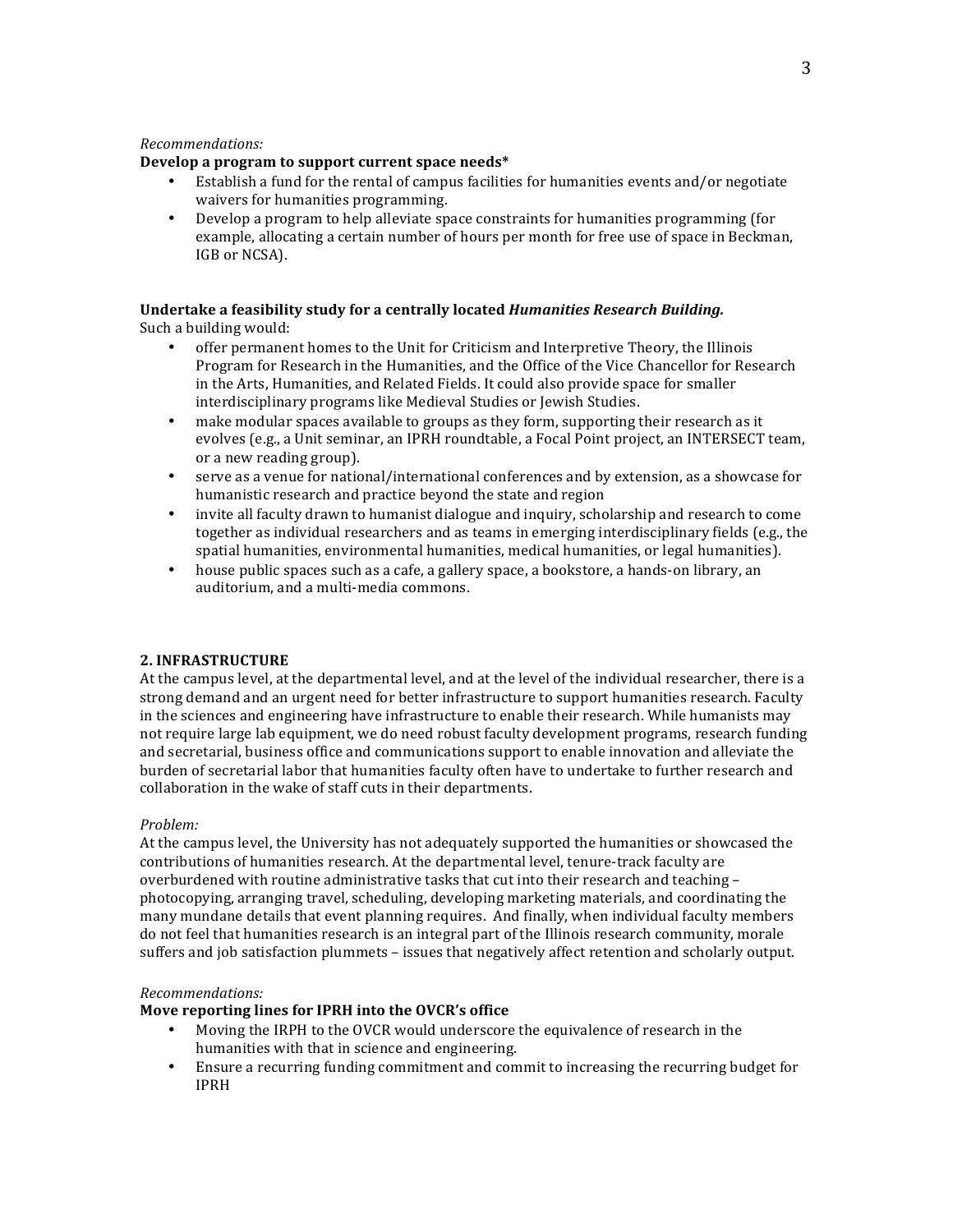*Recommendations:*

**Develop a program to support current space needs***

- Establish a fund for the rental of campus facilities for humanities events and/or negotiate waivers for humanities programming.
- Develop a program to help alleviate space constraints for humanities programming (for example, allocating a certain number of hours per month for free use of space in Beckman, IGB or NCSA).

**Undertake a feasibility study for a centrally located *Humanities Research Building.***

Such a building would:

- offer permanent homes to the Unit for Criticism and Interpretive Theory, the Illinois Program for Research in the Humanities, and the Office of the Vice Chancellor for Research in the Arts, Humanities, and Related Fields. It could also provide space for smaller interdisciplinary programs like Medieval Studies or Jewish Studies.
- make modular spaces available to groups as they form, supporting their research as it evolves (e.g., a Unit seminar, an IPRH roundtable, a Focal Point project, an INTERSECT team, or a new reading group).
- serve as a venue for national/international conferences and by extension, as a showcase for humanistic research and practice beyond the state and region
- invite all faculty drawn to humanist dialogue and inquiry, scholarship and research to come together as individual researchers and as teams in emerging interdisciplinary fields (e.g., the spatial humanities, environmental humanities, medical humanities, or legal humanities).
- house public spaces such as a cafe, a gallery space, a bookstore, a hands-on library, an auditorium, and a multi-media commons.

## 2. INFRASTRUCTURE

At the campus level, at the departmental level, and at the level of the individual researcher, there is a strong demand and an urgent need for better infrastructure to support humanities research. Faculty in the sciences and engineering have infrastructure to enable their research. While humanists may not require large lab equipment, we do need robust faculty development programs, research funding and secretarial, business office and communications support to enable innovation and alleviate the burden of secretarial labor that humanities faculty often have to undertake to further research and collaboration in the wake of staff cuts in their departments.

*Problem:*

At the campus level, the University has not adequately supported the humanities or showcased the contributions of humanities research. At the departmental level, tenure-track faculty are overburdened with routine administrative tasks that cut into their research and teaching – photocopying, arranging travel, scheduling, developing marketing materials, and coordinating the many mundane details that event planning requires. And finally, when individual faculty members do not feel that humanities research is an integral part of the Illinois research community, morale suffers and job satisfaction plummets – issues that negatively affect retention and scholarly output.

*Recommendations:*

**Move reporting lines for IPRH into the OVCR's office**

- Moving the IRPH to the OVCR would underscore the equivalence of research in the humanities with that in science and engineering.
- Ensure a recurring funding commitment and commit to increasing the recurring budget for IPRH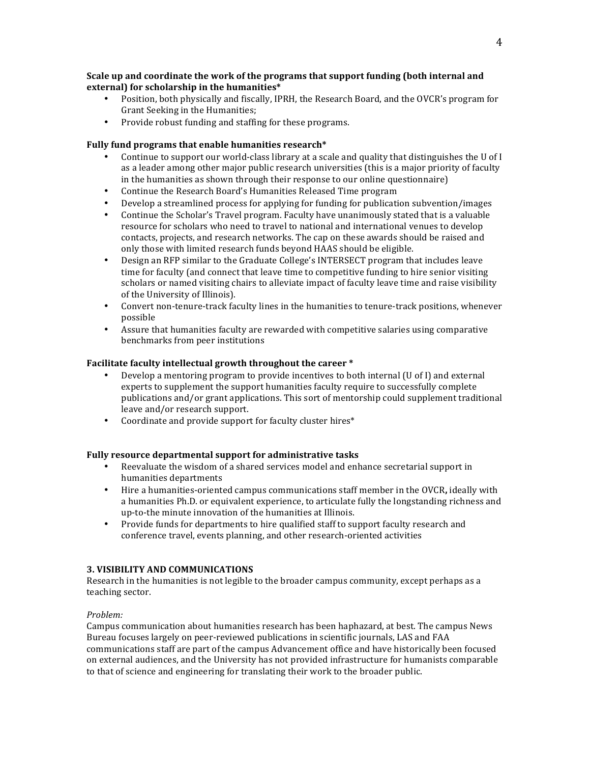**Scale up and coordinate the work of the programs that support funding (both internal and external) for scholarship in the humanities***

- Position, both physically and fiscally, IPRH, the Research Board, and the OVCR's program for Grant Seeking in the Humanities;
- Provide robust funding and staffing for these programs.

**Fully fund programs that enable humanities research***

- Continue to support our world-class library at a scale and quality that distinguishes the U of I as a leader among other major public research universities (this is a major priority of faculty in the humanities as shown through their response to our online questionnaire)
- Continue the Research Board's Humanities Released Time program
- Develop a streamlined process for applying for funding for publication subvention/images
- Continue the Scholar's Travel program. Faculty have unanimously stated that is a valuable resource for scholars who need to travel to national and international venues to develop contacts, projects, and research networks. The cap on these awards should be raised and only those with limited research funds beyond HAAS should be eligible.
- Design an RFP similar to the Graduate College's INTERSECT program that includes leave time for faculty (and connect that leave time to competitive funding to hire senior visiting scholars or named visiting chairs to alleviate impact of faculty leave time and raise visibility of the University of Illinois).
- Convert non-tenure-track faculty lines in the humanities to tenure-track positions, whenever possible
- Assure that humanities faculty are rewarded with competitive salaries using comparative benchmarks from peer institutions

**Facilitate faculty intellectual growth throughout the career ***

- Develop a mentoring program to provide incentives to both internal (U of I) and external experts to supplement the support humanities faculty require to successfully complete publications and/or grant applications. This sort of mentorship could supplement traditional leave and/or research support.
- Coordinate and provide support for faculty cluster hires*

**Fully resource departmental support for administrative tasks**

- Reevaluate the wisdom of a shared services model and enhance secretarial support in humanities departments
- Hire a humanities-oriented campus communications staff member in the OVCR**,** ideally with a humanities Ph.D. or equivalent experience, to articulate fully the longstanding richness and up-to-the minute innovation of the humanities at Illinois.
- Provide funds for departments to hire qualified staff to support faculty research and conference travel, events planning, and other research-oriented activities

### 3. VISIBILITY AND COMMUNICATIONS

Research in the humanities is not legible to the broader campus community, except perhaps as a teaching sector.

*Problem:*

Campus communication about humanities research has been haphazard, at best. The campus News Bureau focuses largely on peer-reviewed publications in scientific journals, LAS and FAA communications staff are part of the campus Advancement office and have historically been focused on external audiences, and the University has not provided infrastructure for humanists comparable to that of science and engineering for translating their work to the broader public.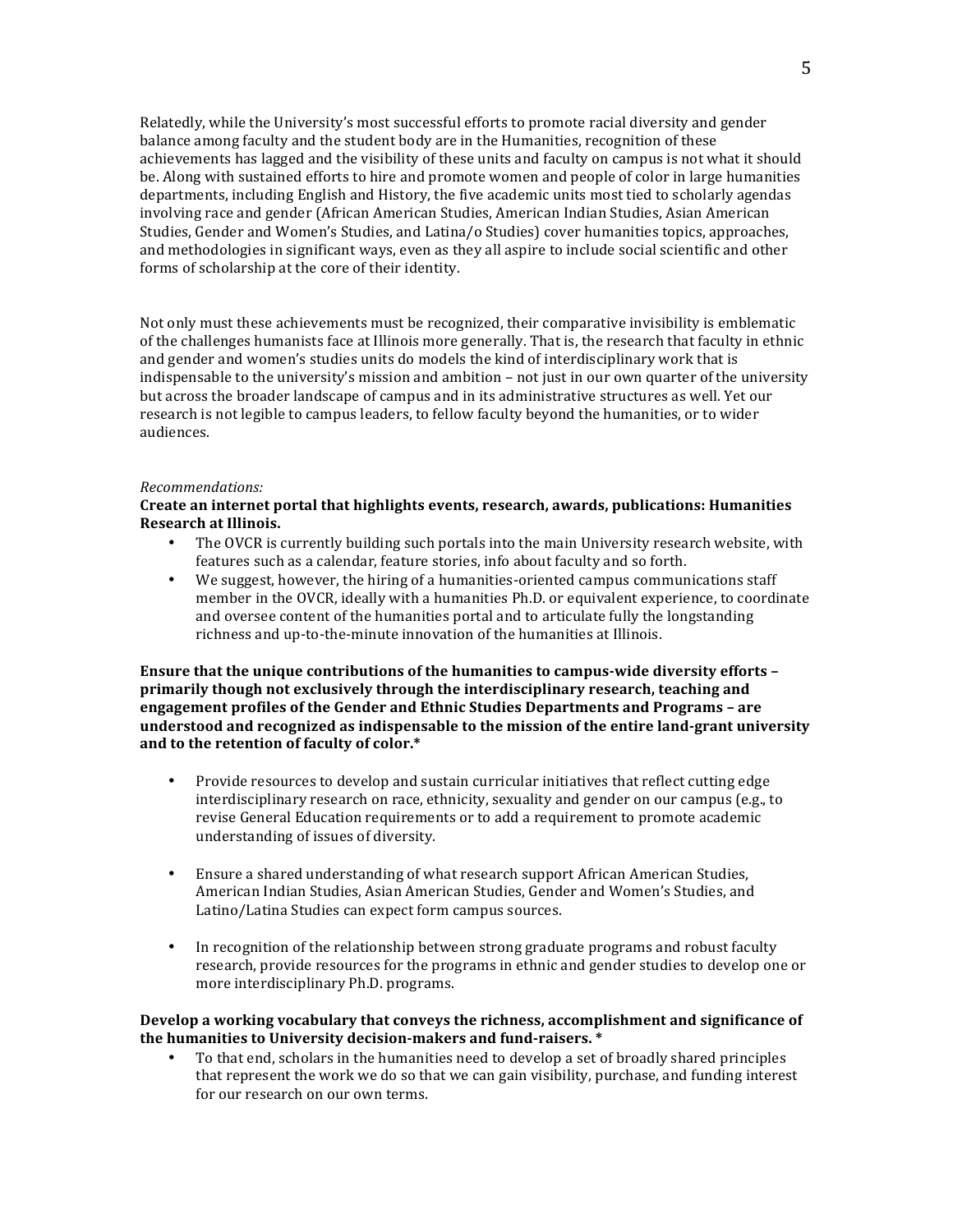Relatedly, while the University's most successful efforts to promote racial diversity and gender balance among faculty and the student body are in the Humanities, recognition of these achievements has lagged and the visibility of these units and faculty on campus is not what it should be. Along with sustained efforts to hire and promote women and people of color in large humanities departments, including English and History, the five academic units most tied to scholarly agendas involving race and gender (African American Studies, American Indian Studies, Asian American Studies, Gender and Women's Studies, and Latina/o Studies) cover humanities topics, approaches, and methodologies in significant ways, even as they all aspire to include social scientific and other forms of scholarship at the core of their identity.

Not only must these achievements must be recognized, their comparative invisibility is emblematic of the challenges humanists face at Illinois more generally. That is, the research that faculty in ethnic and gender and women's studies units do models the kind of interdisciplinary work that is indispensable to the university's mission and ambition – not just in our own quarter of the university but across the broader landscape of campus and in its administrative structures as well. Yet our research is not legible to campus leaders, to fellow faculty beyond the humanities, or to wider audiences.

*Recommendations:*

**Create an internet portal that highlights events, research, awards, publications: Humanities Research at Illinois.**

- The OVCR is currently building such portals into the main University research website, with features such as a calendar, feature stories, info about faculty and so forth.
- We suggest, however, the hiring of a humanities-oriented campus communications staff member in the OVCR, ideally with a humanities Ph.D. or equivalent experience, to coordinate and oversee content of the humanities portal and to articulate fully the longstanding richness and up-to-the-minute innovation of the humanities at Illinois.

**Ensure that the unique contributions of the humanities to campus-wide diversity efforts – primarily though not exclusively through the interdisciplinary research, teaching and engagement profiles of the Gender and Ethnic Studies Departments and Programs – are understood and recognized as indispensable to the mission of the entire land-grant university and to the retention of faculty of color.***

- Provide resources to develop and sustain curricular initiatives that reflect cutting edge interdisciplinary research on race, ethnicity, sexuality and gender on our campus (e.g., to revise General Education requirements or to add a requirement to promote academic understanding of issues of diversity.

- Ensure a shared understanding of what research support African American Studies, American Indian Studies, Asian American Studies, Gender and Women's Studies, and Latino/Latina Studies can expect form campus sources.

- In recognition of the relationship between strong graduate programs and robust faculty research, provide resources for the programs in ethnic and gender studies to develop one or more interdisciplinary Ph.D. programs.

**Develop a working vocabulary that conveys the richness, accomplishment and significance of the humanities to University decision-makers and fund-raisers. ***

- To that end, scholars in the humanities need to develop a set of broadly shared principles that represent the work we do so that we can gain visibility, purchase, and funding interest for our research on our own terms.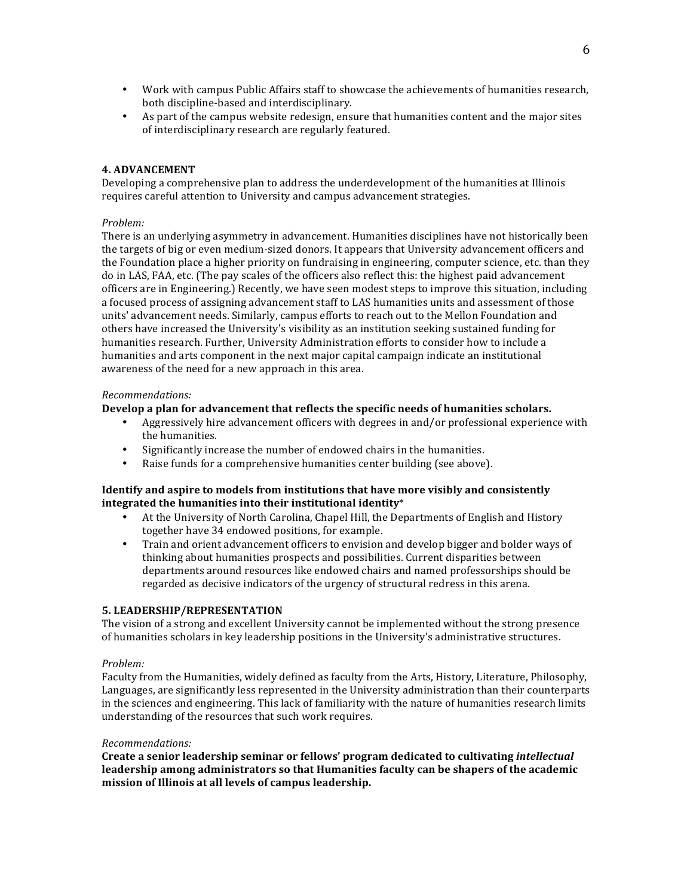- Work with campus Public Affairs staff to showcase the achievements of humanities research, both discipline-based and interdisciplinary.
- As part of the campus website redesign, ensure that humanities content and the major sites of interdisciplinary research are regularly featured.

**4. ADVANCEMENT**

Developing a comprehensive plan to address the underdevelopment of the humanities at Illinois requires careful attention to University and campus advancement strategies.

*Problem:*

There is an underlying asymmetry in advancement. Humanities disciplines have not historically been the targets of big or even medium-sized donors. It appears that University advancement officers and the Foundation place a higher priority on fundraising in engineering, computer science, etc. than they do in LAS, FAA, etc. (The pay scales of the officers also reflect this: the highest paid advancement officers are in Engineering.) Recently, we have seen modest steps to improve this situation, including a focused process of assigning advancement staff to LAS humanities units and assessment of those units' advancement needs. Similarly, campus efforts to reach out to the Mellon Foundation and others have increased the University's visibility as an institution seeking sustained funding for humanities research. Further, University Administration efforts to consider how to include a humanities and arts component in the next major capital campaign indicate an institutional awareness of the need for a new approach in this area.

*Recommendations:*

**Develop a plan for advancement that reflects the specific needs of humanities scholars.**

- Aggressively hire advancement officers with degrees in and/or professional experience with the humanities.
- Significantly increase the number of endowed chairs in the humanities.
- Raise funds for a comprehensive humanities center building (see above).

**Identify and aspire to models from institutions that have more visibly and consistently integrated the humanities into their institutional identity***

- At the University of North Carolina, Chapel Hill, the Departments of English and History together have 34 endowed positions, for example.
- Train and orient advancement officers to envision and develop bigger and bolder ways of thinking about humanities prospects and possibilities. Current disparities between departments around resources like endowed chairs and named professorships should be regarded as decisive indicators of the urgency of structural redress in this arena.

**5. LEADERSHIP/REPRESENTATION**

The vision of a strong and excellent University cannot be implemented without the strong presence of humanities scholars in key leadership positions in the University's administrative structures.

*Problem:*

Faculty from the Humanities, widely defined as faculty from the Arts, History, Literature, Philosophy, Languages, are significantly less represented in the University administration than their counterparts in the sciences and engineering. This lack of familiarity with the nature of humanities research limits understanding of the resources that such work requires.

*Recommendations:*

**Create a senior leadership seminar or fellows' program dedicated to cultivating *intellectual* leadership among administrators so that Humanities faculty can be shapers of the academic mission of Illinois at all levels of campus leadership.**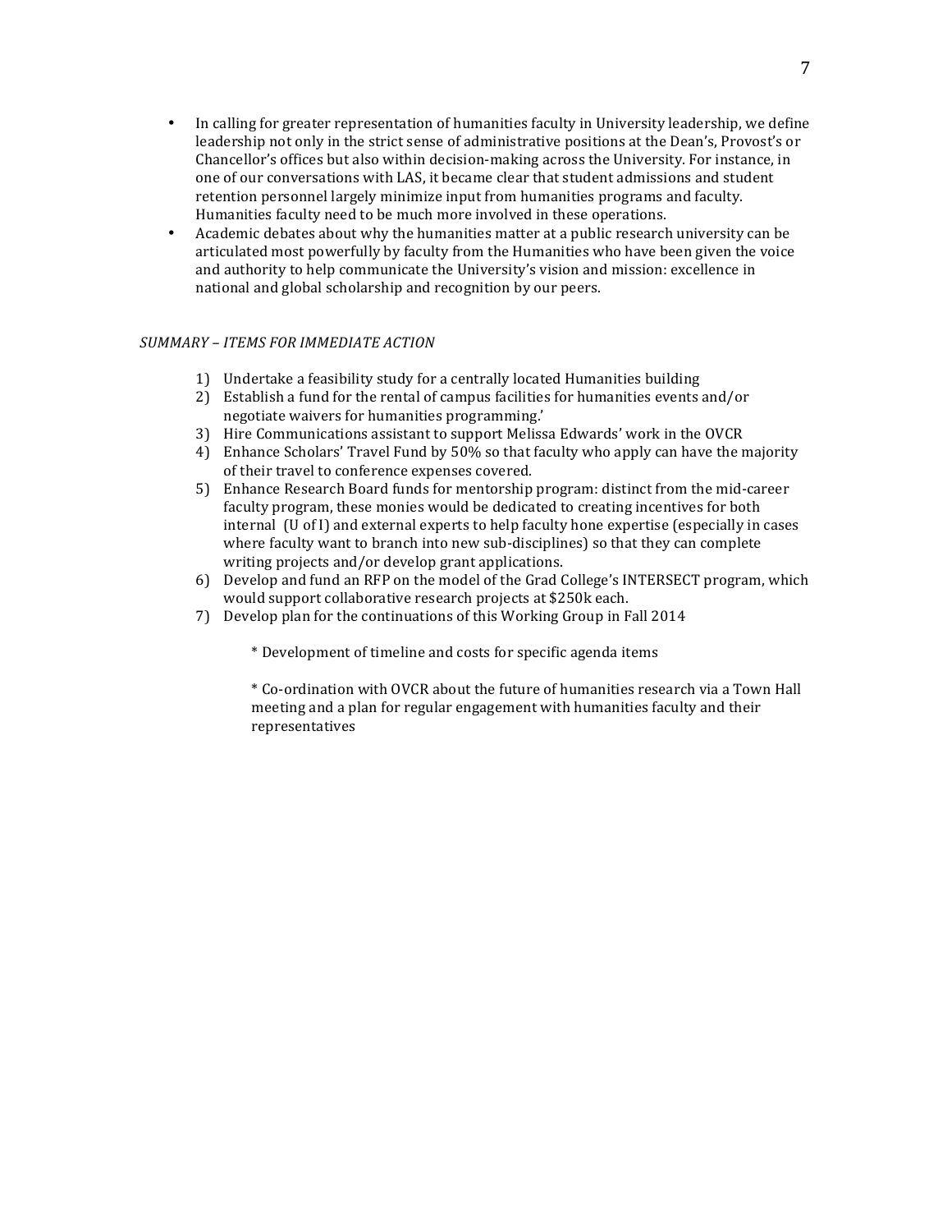- In calling for greater representation of humanities faculty in University leadership, we define leadership not only in the strict sense of administrative positions at the Dean's, Provost's or Chancellor's offices but also within decision-making across the University. For instance, in one of our conversations with LAS, it became clear that student admissions and student retention personnel largely minimize input from humanities programs and faculty. Humanities faculty need to be much more involved in these operations.
- Academic debates about why the humanities matter at a public research university can be articulated most powerfully by faculty from the Humanities who have been given the voice and authority to help communicate the University's vision and mission: excellence in national and global scholarship and recognition by our peers.

*SUMMARY – ITEMS FOR IMMEDIATE ACTION*

1) Undertake a feasibility study for a centrally located Humanities building
2) Establish a fund for the rental of campus facilities for humanities events and/or negotiate waivers for humanities programming.'
3) Hire Communications assistant to support Melissa Edwards' work in the OVCR
4) Enhance Scholars' Travel Fund by 50% so that faculty who apply can have the majority of their travel to conference expenses covered.
5) Enhance Research Board funds for mentorship program: distinct from the mid-career faculty program, these monies would be dedicated to creating incentives for both internal (U of I) and external experts to help faculty hone expertise (especially in cases where faculty want to branch into new sub-disciplines) so that they can complete writing projects and/or develop grant applications.
6) Develop and fund an RFP on the model of the Grad College's INTERSECT program, which would support collaborative research projects at $250k each.
7) Develop plan for the continuations of this Working Group in Fall 2014

   * Development of timeline and costs for specific agenda items

   * Co-ordination with OVCR about the future of humanities research via a Town Hall meeting and a plan for regular engagement with humanities faculty and their representatives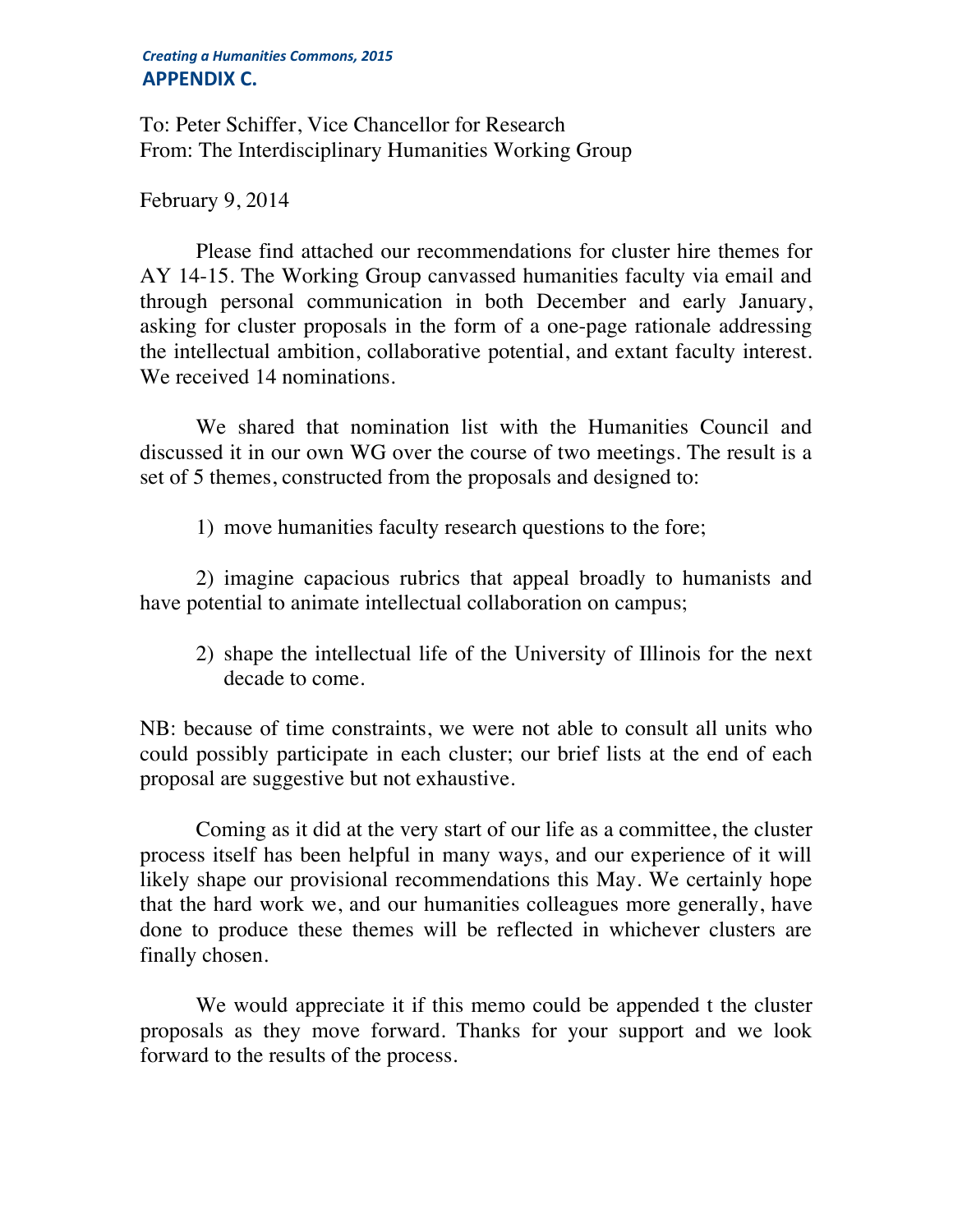*Creating a Humanities Commons, 2015*

**APPENDIX C.**

To: Peter Schiffer, Vice Chancellor for Research
From: The Interdisciplinary Humanities Working Group

February 9, 2014

Please find attached our recommendations for cluster hire themes for AY 14-15. The Working Group canvassed humanities faculty via email and through personal communication in both December and early January, asking for cluster proposals in the form of a one-page rationale addressing the intellectual ambition, collaborative potential, and extant faculty interest. We received 14 nominations.

We shared that nomination list with the Humanities Council and discussed it in our own WG over the course of two meetings. The result is a set of 5 themes, constructed from the proposals and designed to:

1) move humanities faculty research questions to the fore;

2) imagine capacious rubrics that appeal broadly to humanists and have potential to animate intellectual collaboration on campus;

2) shape the intellectual life of the University of Illinois for the next decade to come.

NB: because of time constraints, we were not able to consult all units who could possibly participate in each cluster; our brief lists at the end of each proposal are suggestive but not exhaustive.

Coming as it did at the very start of our life as a committee, the cluster process itself has been helpful in many ways, and our experience of it will likely shape our provisional recommendations this May. We certainly hope that the hard work we, and our humanities colleagues more generally, have done to produce these themes will be reflected in whichever clusters are finally chosen.

We would appreciate it if this memo could be appended t the cluster proposals as they move forward. Thanks for your support and we look forward to the results of the process.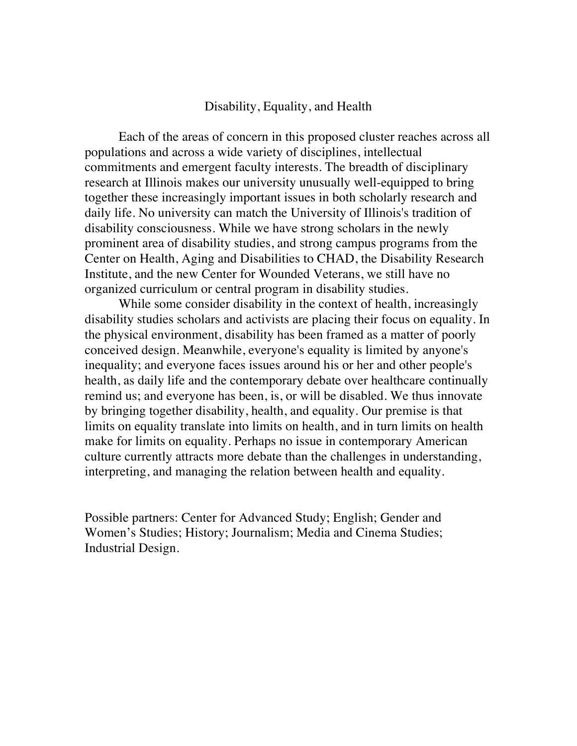# Disability, Equality, and Health

Each of the areas of concern in this proposed cluster reaches across all populations and across a wide variety of disciplines, intellectual commitments and emergent faculty interests. The breadth of disciplinary research at Illinois makes our university unusually well-equipped to bring together these increasingly important issues in both scholarly research and daily life. No university can match the University of Illinois's tradition of disability consciousness. While we have strong scholars in the newly prominent area of disability studies, and strong campus programs from the Center on Health, Aging and Disabilities to CHAD, the Disability Research Institute, and the new Center for Wounded Veterans, we still have no organized curriculum or central program in disability studies.

While some consider disability in the context of health, increasingly disability studies scholars and activists are placing their focus on equality. In the physical environment, disability has been framed as a matter of poorly conceived design. Meanwhile, everyone's equality is limited by anyone's inequality; and everyone faces issues around his or her and other people's health, as daily life and the contemporary debate over healthcare continually remind us; and everyone has been, is, or will be disabled. We thus innovate by bringing together disability, health, and equality. Our premise is that limits on equality translate into limits on health, and in turn limits on health make for limits on equality. Perhaps no issue in contemporary American culture currently attracts more debate than the challenges in understanding, interpreting, and managing the relation between health and equality.

Possible partners: Center for Advanced Study; English; Gender and Women's Studies; History; Journalism; Media and Cinema Studies; Industrial Design.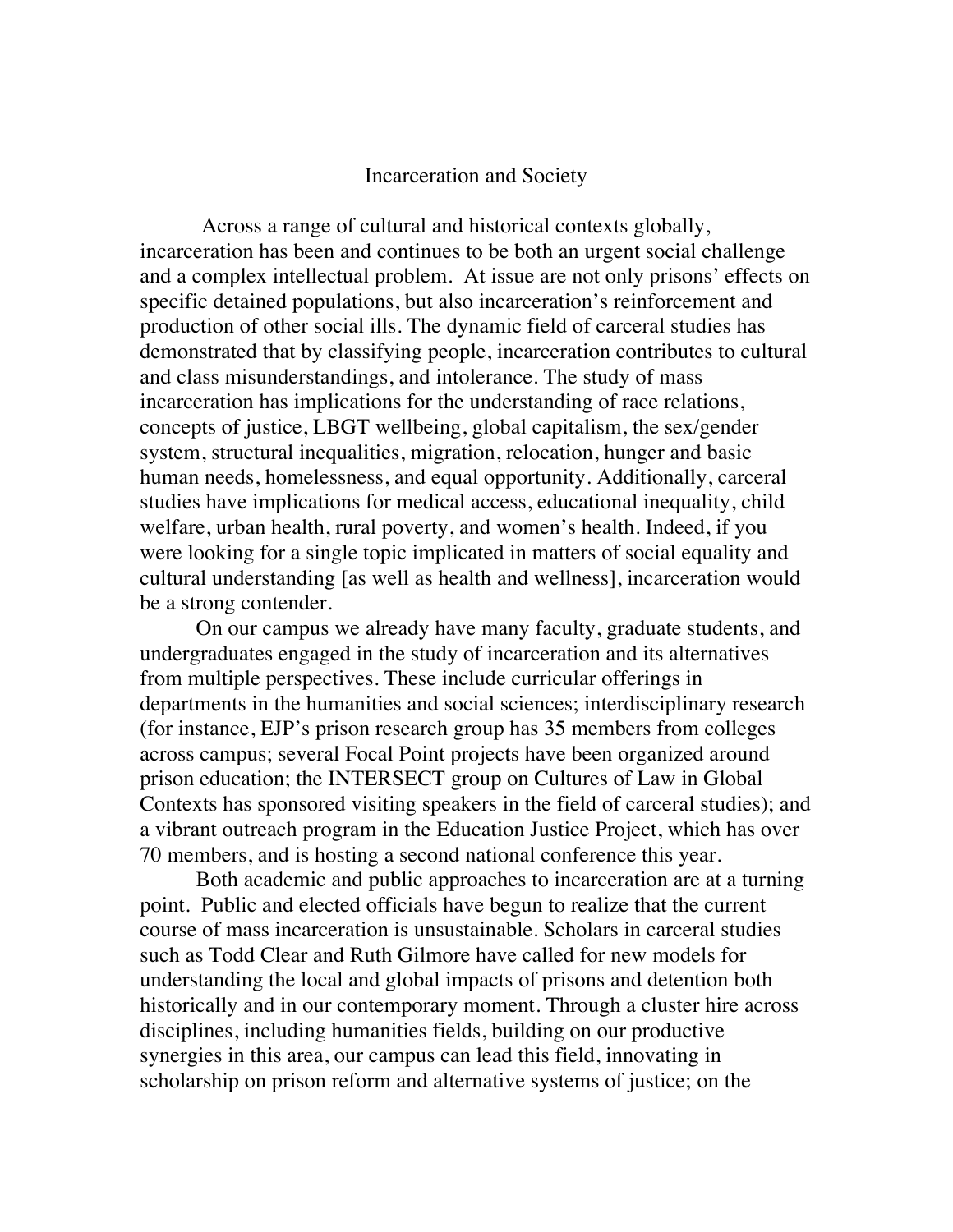# Incarceration and Society

Across a range of cultural and historical contexts globally, incarceration has been and continues to be both an urgent social challenge and a complex intellectual problem. At issue are not only prisons' effects on specific detained populations, but also incarceration's reinforcement and production of other social ills. The dynamic field of carceral studies has demonstrated that by classifying people, incarceration contributes to cultural and class misunderstandings, and intolerance. The study of mass incarceration has implications for the understanding of race relations, concepts of justice, LBGT wellbeing, global capitalism, the sex/gender system, structural inequalities, migration, relocation, hunger and basic human needs, homelessness, and equal opportunity. Additionally, carceral studies have implications for medical access, educational inequality, child welfare, urban health, rural poverty, and women's health. Indeed, if you were looking for a single topic implicated in matters of social equality and cultural understanding [as well as health and wellness], incarceration would be a strong contender.

On our campus we already have many faculty, graduate students, and undergraduates engaged in the study of incarceration and its alternatives from multiple perspectives. These include curricular offerings in departments in the humanities and social sciences; interdisciplinary research (for instance, EJP's prison research group has 35 members from colleges across campus; several Focal Point projects have been organized around prison education; the INTERSECT group on Cultures of Law in Global Contexts has sponsored visiting speakers in the field of carceral studies); and a vibrant outreach program in the Education Justice Project, which has over 70 members, and is hosting a second national conference this year.

Both academic and public approaches to incarceration are at a turning point. Public and elected officials have begun to realize that the current course of mass incarceration is unsustainable. Scholars in carceral studies such as Todd Clear and Ruth Gilmore have called for new models for understanding the local and global impacts of prisons and detention both historically and in our contemporary moment. Through a cluster hire across disciplines, including humanities fields, building on our productive synergies in this area, our campus can lead this field, innovating in scholarship on prison reform and alternative systems of justice; on the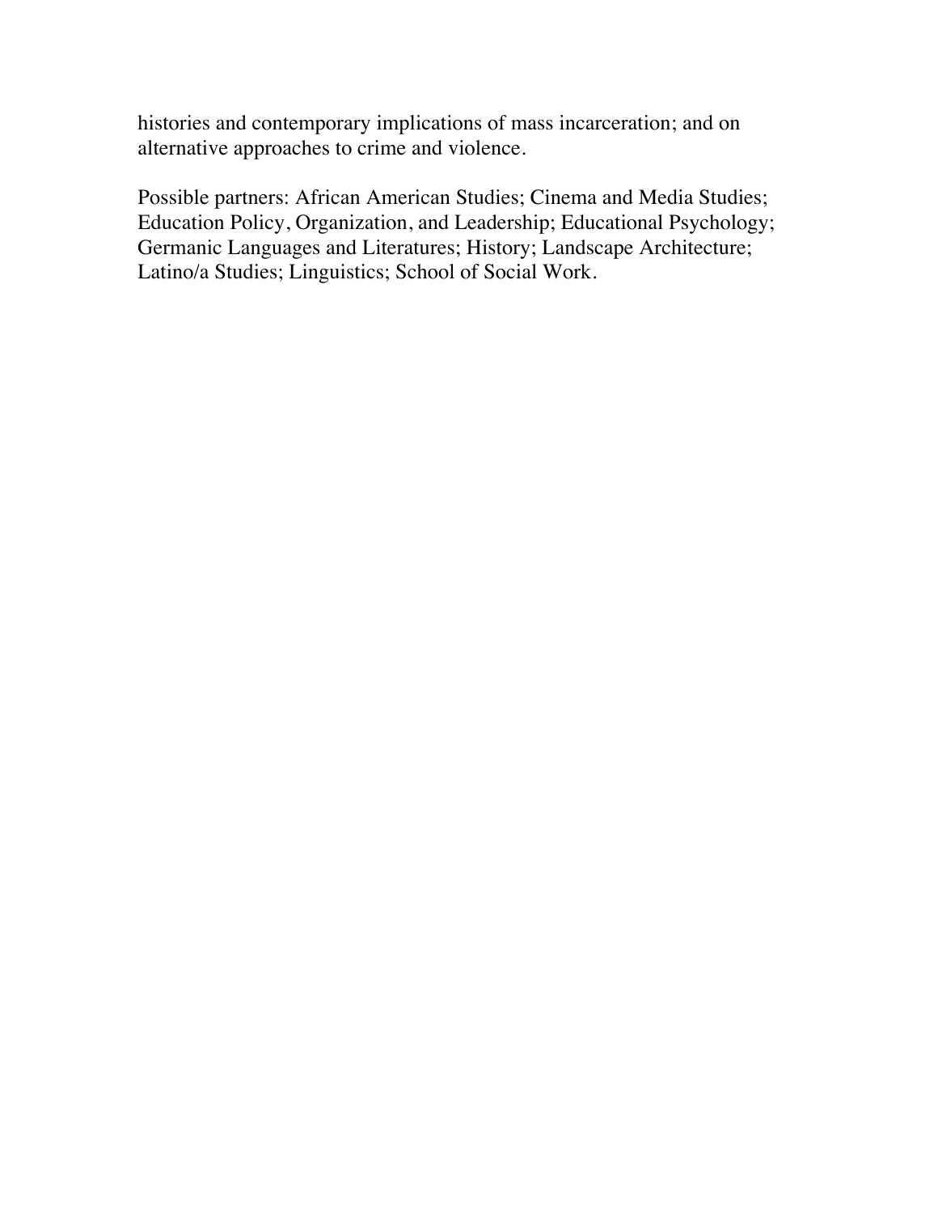histories and contemporary implications of mass incarceration; and on alternative approaches to crime and violence.

Possible partners: African American Studies; Cinema and Media Studies; Education Policy, Organization, and Leadership; Educational Psychology; Germanic Languages and Literatures; History; Landscape Architecture; Latino/a Studies; Linguistics; School of Social Work.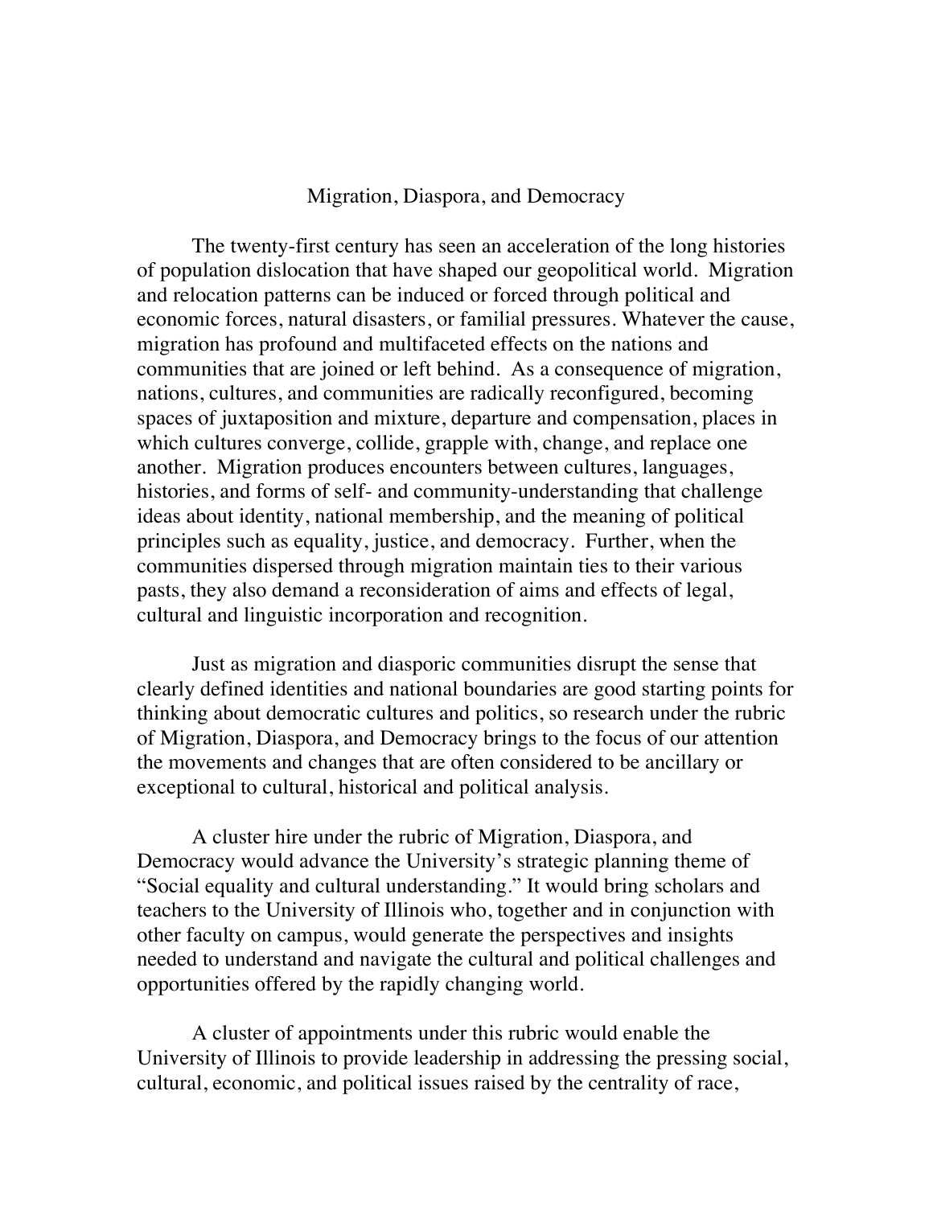# Migration, Diaspora, and Democracy

The twenty-first century has seen an acceleration of the long histories of population dislocation that have shaped our geopolitical world. Migration and relocation patterns can be induced or forced through political and economic forces, natural disasters, or familial pressures. Whatever the cause, migration has profound and multifaceted effects on the nations and communities that are joined or left behind. As a consequence of migration, nations, cultures, and communities are radically reconfigured, becoming spaces of juxtaposition and mixture, departure and compensation, places in which cultures converge, collide, grapple with, change, and replace one another. Migration produces encounters between cultures, languages, histories, and forms of self- and community-understanding that challenge ideas about identity, national membership, and the meaning of political principles such as equality, justice, and democracy. Further, when the communities dispersed through migration maintain ties to their various pasts, they also demand a reconsideration of aims and effects of legal, cultural and linguistic incorporation and recognition.

Just as migration and diasporic communities disrupt the sense that clearly defined identities and national boundaries are good starting points for thinking about democratic cultures and politics, so research under the rubric of Migration, Diaspora, and Democracy brings to the focus of our attention the movements and changes that are often considered to be ancillary or exceptional to cultural, historical and political analysis.

A cluster hire under the rubric of Migration, Diaspora, and Democracy would advance the University's strategic planning theme of "Social equality and cultural understanding." It would bring scholars and teachers to the University of Illinois who, together and in conjunction with other faculty on campus, would generate the perspectives and insights needed to understand and navigate the cultural and political challenges and opportunities offered by the rapidly changing world.

A cluster of appointments under this rubric would enable the University of Illinois to provide leadership in addressing the pressing social, cultural, economic, and political issues raised by the centrality of race,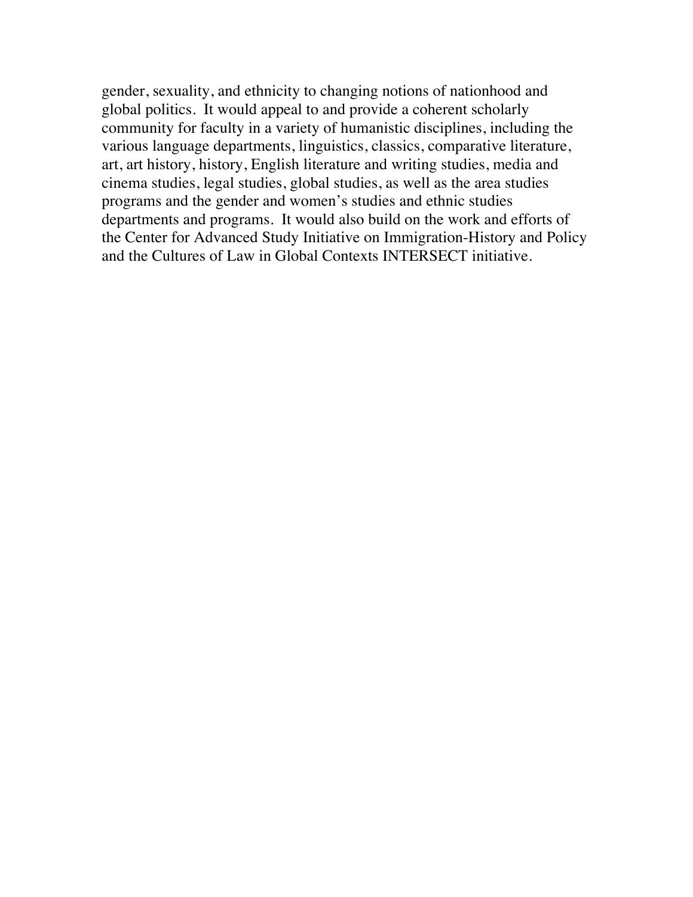gender, sexuality, and ethnicity to changing notions of nationhood and global politics. It would appeal to and provide a coherent scholarly community for faculty in a variety of humanistic disciplines, including the various language departments, linguistics, classics, comparative literature, art, art history, history, English literature and writing studies, media and cinema studies, legal studies, global studies, as well as the area studies programs and the gender and women's studies and ethnic studies departments and programs. It would also build on the work and efforts of the Center for Advanced Study Initiative on Immigration-History and Policy and the Cultures of Law in Global Contexts INTERSECT initiative.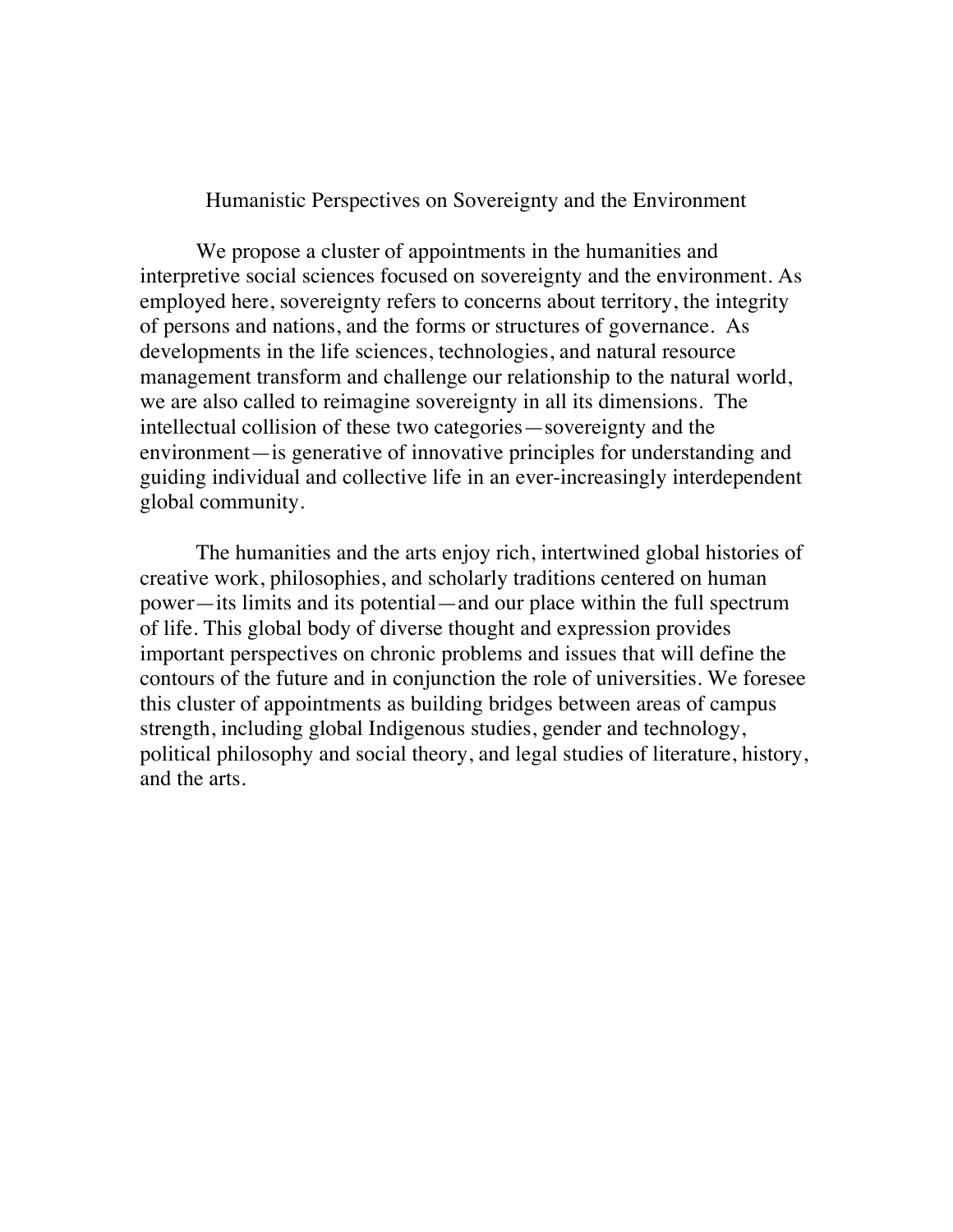# Humanistic Perspectives on Sovereignty and the Environment

We propose a cluster of appointments in the humanities and interpretive social sciences focused on sovereignty and the environment. As employed here, sovereignty refers to concerns about territory, the integrity of persons and nations, and the forms or structures of governance. As developments in the life sciences, technologies, and natural resource management transform and challenge our relationship to the natural world, we are also called to reimagine sovereignty in all its dimensions. The intellectual collision of these two categories—sovereignty and the environment—is generative of innovative principles for understanding and guiding individual and collective life in an ever-increasingly interdependent global community.

The humanities and the arts enjoy rich, intertwined global histories of creative work, philosophies, and scholarly traditions centered on human power—its limits and its potential—and our place within the full spectrum of life. This global body of diverse thought and expression provides important perspectives on chronic problems and issues that will define the contours of the future and in conjunction the role of universities. We foresee this cluster of appointments as building bridges between areas of campus strength, including global Indigenous studies, gender and technology, political philosophy and social theory, and legal studies of literature, history, and the arts.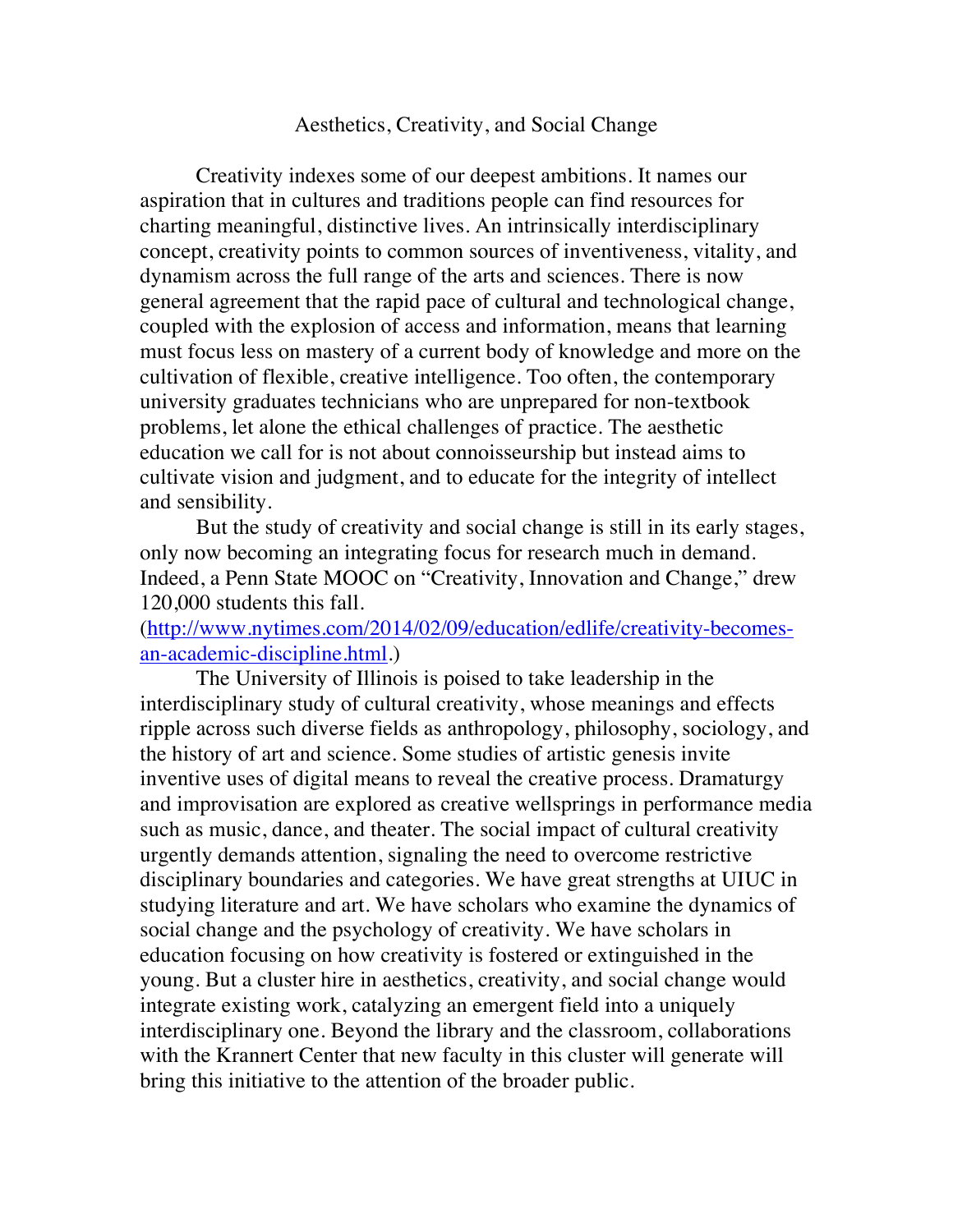# Aesthetics, Creativity, and Social Change

Creativity indexes some of our deepest ambitions. It names our aspiration that in cultures and traditions people can find resources for charting meaningful, distinctive lives. An intrinsically interdisciplinary concept, creativity points to common sources of inventiveness, vitality, and dynamism across the full range of the arts and sciences. There is now general agreement that the rapid pace of cultural and technological change, coupled with the explosion of access and information, means that learning must focus less on mastery of a current body of knowledge and more on the cultivation of flexible, creative intelligence. Too often, the contemporary university graduates technicians who are unprepared for non-textbook problems, let alone the ethical challenges of practice. The aesthetic education we call for is not about connoisseurship but instead aims to cultivate vision and judgment, and to educate for the integrity of intellect and sensibility.

But the study of creativity and social change is still in its early stages, only now becoming an integrating focus for research much in demand. Indeed, a Penn State MOOC on "Creativity, Innovation and Change," drew 120,000 students this fall. ([http://www.nytimes.com/2014/02/09/education/edlife/creativity-becomes-an-academic-discipline.html](http://www.nytimes.com/2014/02/09/education/edlife/creativity-becomes-an-academic-discipline.html).)

The University of Illinois is poised to take leadership in the interdisciplinary study of cultural creativity, whose meanings and effects ripple across such diverse fields as anthropology, philosophy, sociology, and the history of art and science. Some studies of artistic genesis invite inventive uses of digital means to reveal the creative process. Dramaturgy and improvisation are explored as creative wellsprings in performance media such as music, dance, and theater. The social impact of cultural creativity urgently demands attention, signaling the need to overcome restrictive disciplinary boundaries and categories. We have great strengths at UIUC in studying literature and art. We have scholars who examine the dynamics of social change and the psychology of creativity. We have scholars in education focusing on how creativity is fostered or extinguished in the young. But a cluster hire in aesthetics, creativity, and social change would integrate existing work, catalyzing an emergent field into a uniquely interdisciplinary one. Beyond the library and the classroom, collaborations with the Krannert Center that new faculty in this cluster will generate will bring this initiative to the attention of the broader public.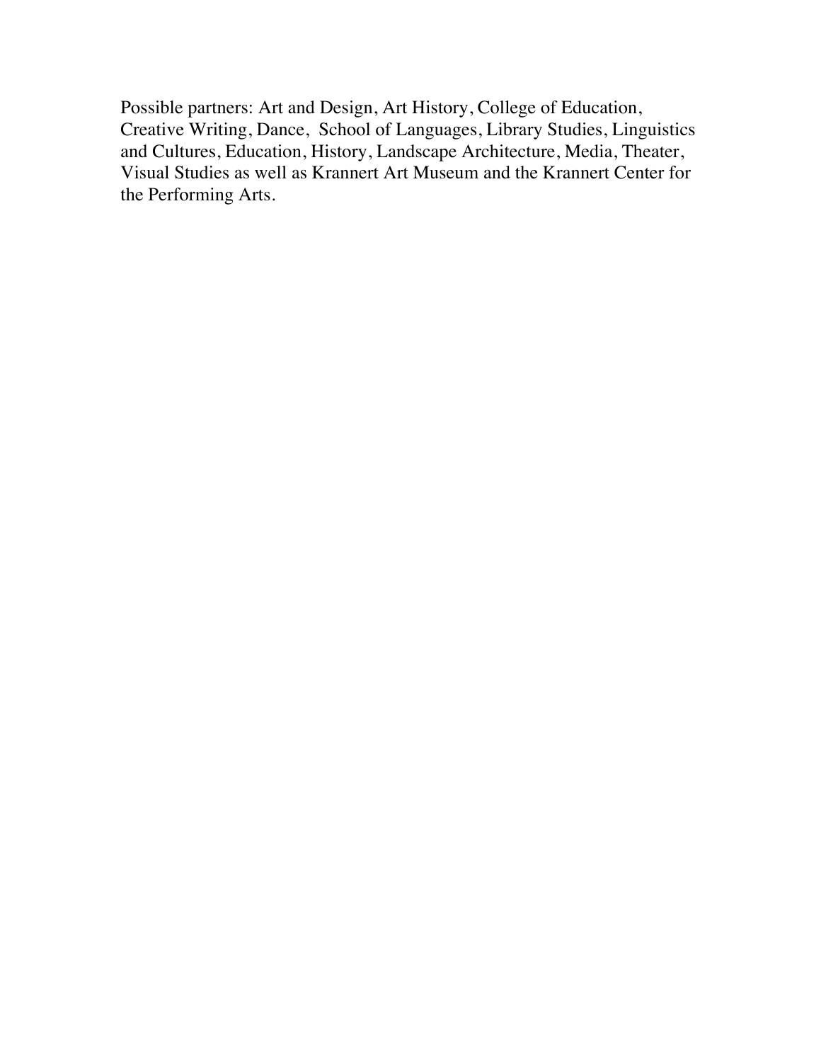Possible partners: Art and Design, Art History, College of Education, Creative Writing, Dance, School of Languages, Library Studies, Linguistics and Cultures, Education, History, Landscape Architecture, Media, Theater, Visual Studies as well as Krannert Art Museum and the Krannert Center for the Performing Arts.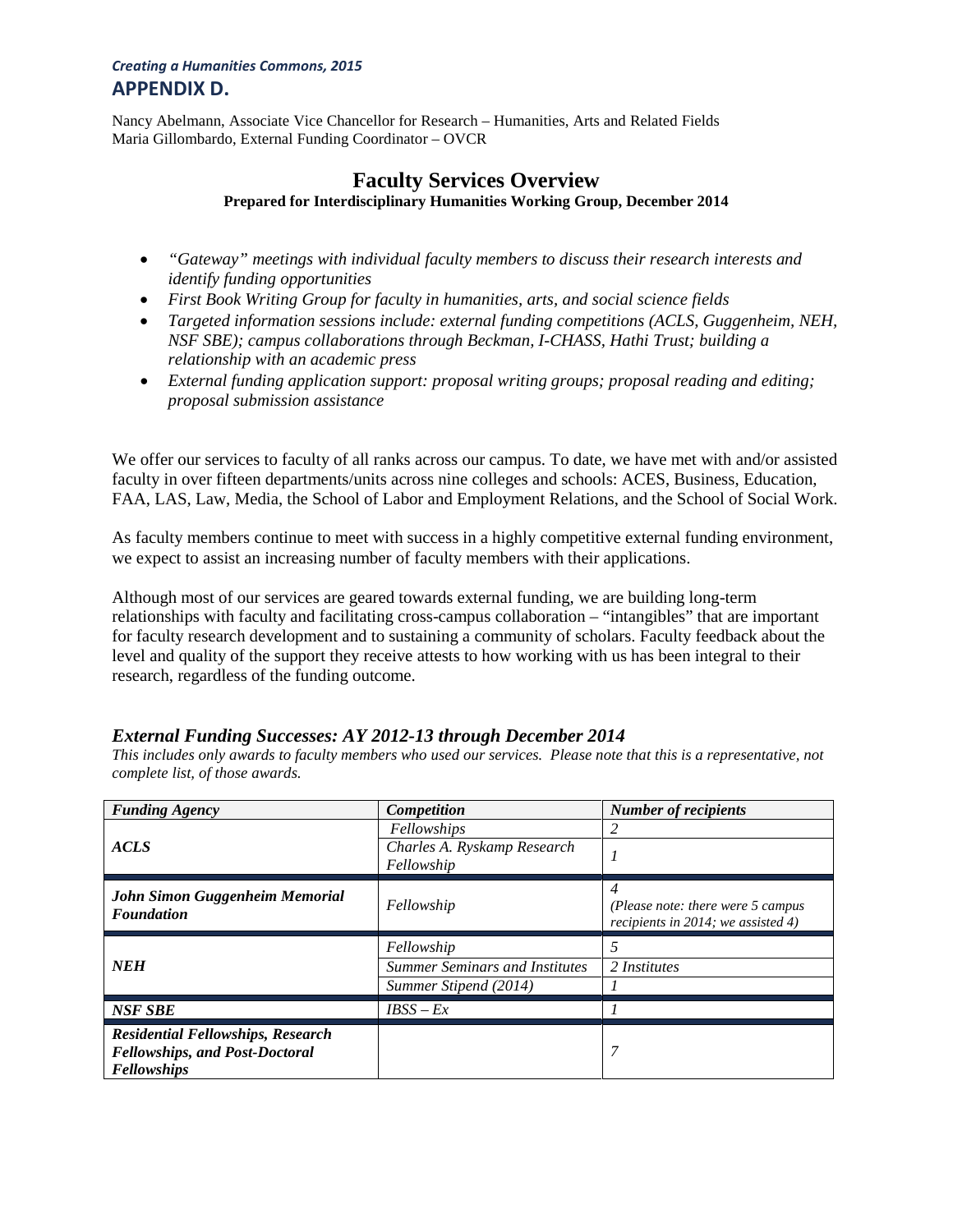*Creating a Humanities Commons, 2015*

## APPENDIX D.

Nancy Abelmann, Associate Vice Chancellor for Research – Humanities, Arts and Related Fields
Maria Gillombardo, External Funding Coordinator – OVCR

# Faculty Services Overview

**Prepared for Interdisciplinary Humanities Working Group, December 2014**

- *"Gateway" meetings with individual faculty members to discuss their research interests and identify funding opportunities*
- *First Book Writing Group for faculty in humanities, arts, and social science fields*
- *Targeted information sessions include: external funding competitions (ACLS, Guggenheim, NEH, NSF SBE); campus collaborations through Beckman, I-CHASS, Hathi Trust; building a relationship with an academic press*
- *External funding application support: proposal writing groups; proposal reading and editing; proposal submission assistance*

We offer our services to faculty of all ranks across our campus. To date, we have met with and/or assisted faculty in over fifteen departments/units across nine colleges and schools: ACES, Business, Education, FAA, LAS, Law, Media, the School of Labor and Employment Relations, and the School of Social Work.

As faculty members continue to meet with success in a highly competitive external funding environment, we expect to assist an increasing number of faculty members with their applications.

Although most of our services are geared towards external funding, we are building long-term relationships with faculty and facilitating cross-campus collaboration – "intangibles" that are important for faculty research development and to sustaining a community of scholars. Faculty feedback about the level and quality of the support they receive attests to how working with us has been integral to their research, regardless of the funding outcome.

### *External Funding Successes: AY 2012-13 through December 2014*

*This includes only awards to faculty members who used our services. Please note that this is a representative, not complete list, of those awards.*

| *Funding Agency* | *Competition* | *Number of recipients* |
|---|---|---|
| ***ACLS*** | *Fellowships* | *2* |
| | *Charles A. Ryskamp Research Fellowship* | *1* |
| ***John Simon Guggenheim Memorial Foundation*** | *Fellowship* | *4* *(Please note: there were 5 campus recipients in 2014; we assisted 4)* |
| ***NEH*** | *Fellowship* | *5* |
| | *Summer Seminars and Institutes* | *2 Institutes* |
| | *Summer Stipend (2014)* | *1* |
| ***NSF SBE*** | *IBSS – Ex* | *1* |
| ***Residential Fellowships, Research Fellowships, and Post-Doctoral Fellowships*** | | *7* |